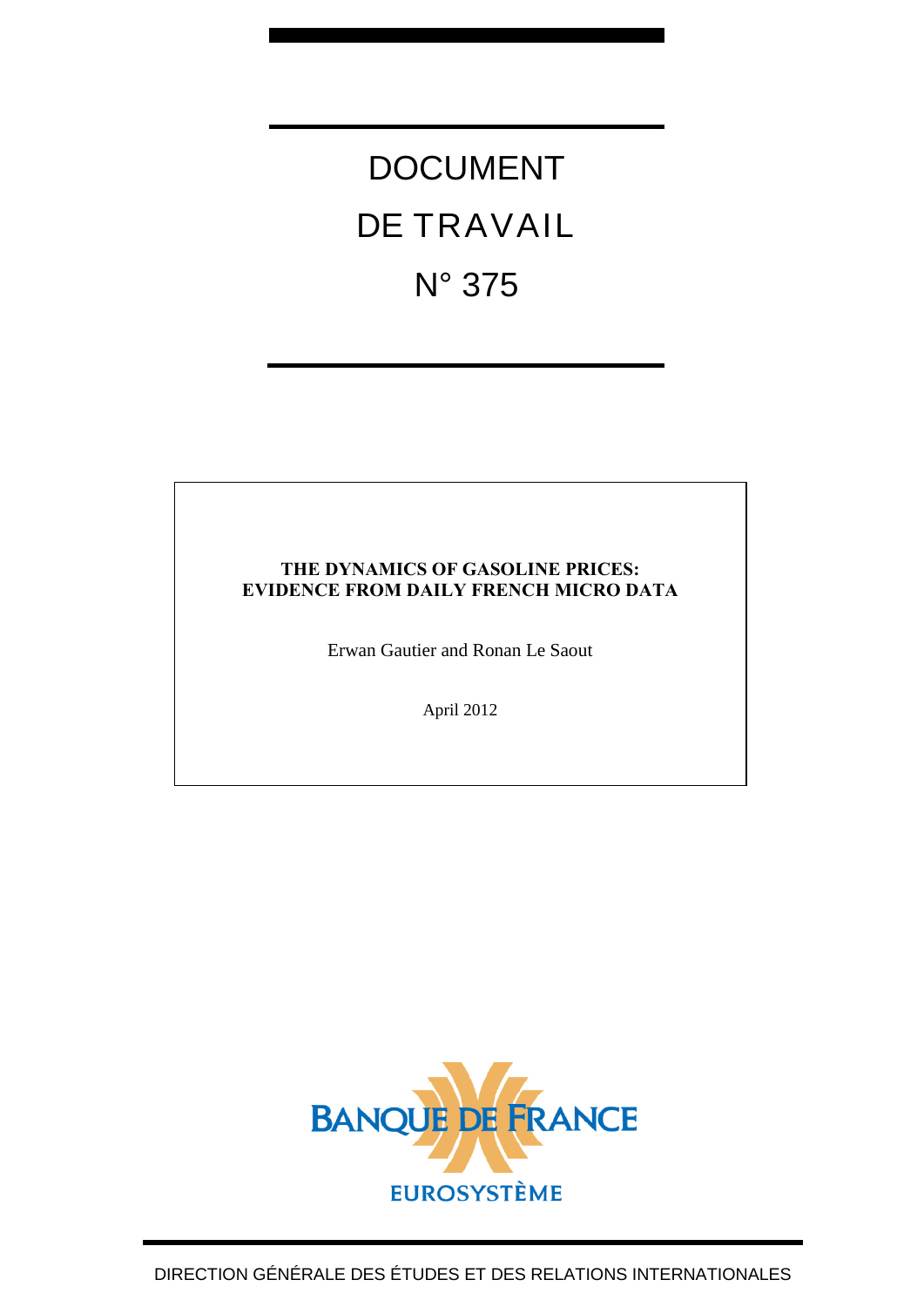# DOCUMENT DE TRAVAIL N° 375

**THE DYNAMICS OF GASOLINE PRICES: EVIDENCE FROM DAILY FRENCH MICRO DATA**

Erwan Gautier and Ronan Le Saout

April 2012

BANQUE DE FRANCE

EUROSYSTÈME

DIRECTION GÉNÉRALE DES ÉTUDES ET DES RELATIONS INTERNATIONALES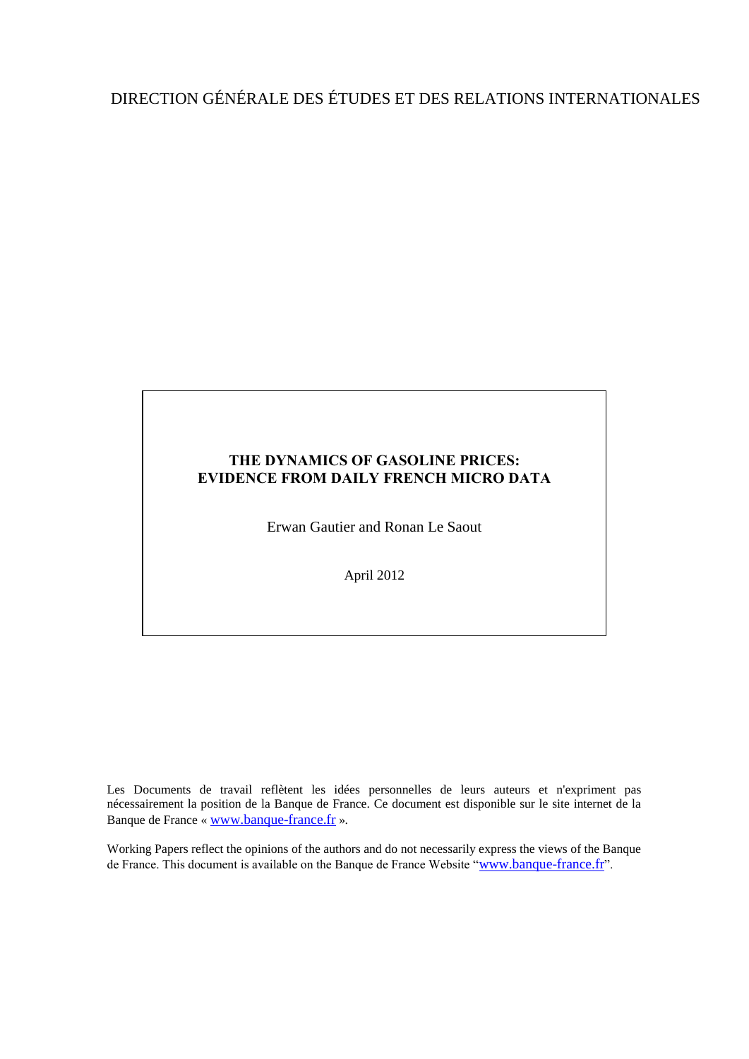DIRECTION GÉNÉRALE DES ÉTUDES ET DES RELATIONS INTERNATIONALES

**THE DYNAMICS OF GASOLINE PRICES: EVIDENCE FROM DAILY FRENCH MICRO DATA**

Erwan Gautier and Ronan Le Saout

April 2012

Les Documents de travail reflètent les idées personnelles de leurs auteurs et n'expriment pas nécessairement la position de la Banque de France. Ce document est disponible sur le site internet de la Banque de France « www.banque-france.fr ».

Working Papers reflect the opinions of the authors and do not necessarily express the views of the Banque de France. This document is available on the Banque de France Website "www.banque-france.fr".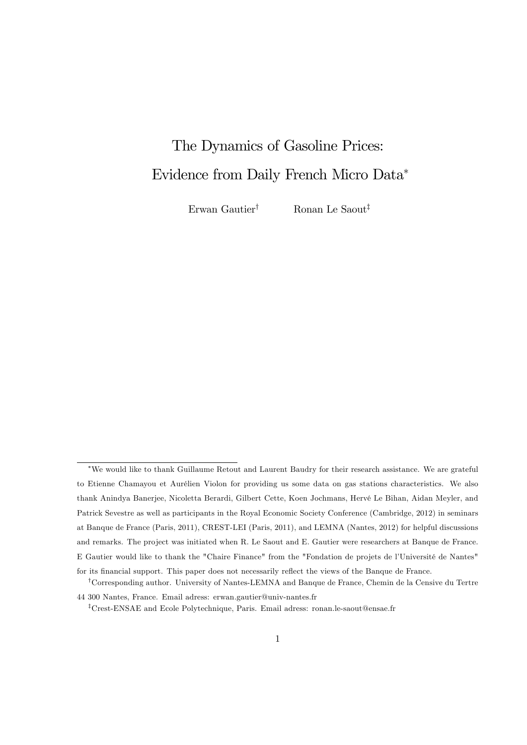# The Dynamics of Gasoline Prices: Evidence from Daily French Micro Data[*]

Erwan Gautier[†] Ronan Le Saout[‡]

---

[*]We would like to thank Guillaume Retout and Laurent Baudry for their research assistance. We are grateful to Etienne Chamayou et Aurélien Violon for providing us some data on gas stations characteristics. We also thank Anindya Banerjee, Nicoletta Berardi, Gilbert Cette, Koen Jochmans, Hervé Le Bihan, Aidan Meyler, and Patrick Sevestre as well as participants in the Royal Economic Society Conference (Cambridge, 2012) in seminars at Banque de France (Paris, 2011), CREST-LEI (Paris, 2011), and LEMNA (Nantes, 2012) for helpful discussions and remarks. The project was initiated when R. Le Saout and E. Gautier were researchers at Banque de France. E Gautier would like to thank the "Chaire Finance" from the "Fondation de projets de l'Université de Nantes" for its financial support. This paper does not necessarily reflect the views of the Banque de France.

[†]Corresponding author. University of Nantes-LEMNA and Banque de France, Chemin de la Censive du Tertre 44 300 Nantes, France. Email adress: erwan.gautier@univ-nantes.fr

[‡]Crest-ENSAE and Ecole Polytechnique, Paris. Email adress: ronan.le-saout@ensae.fr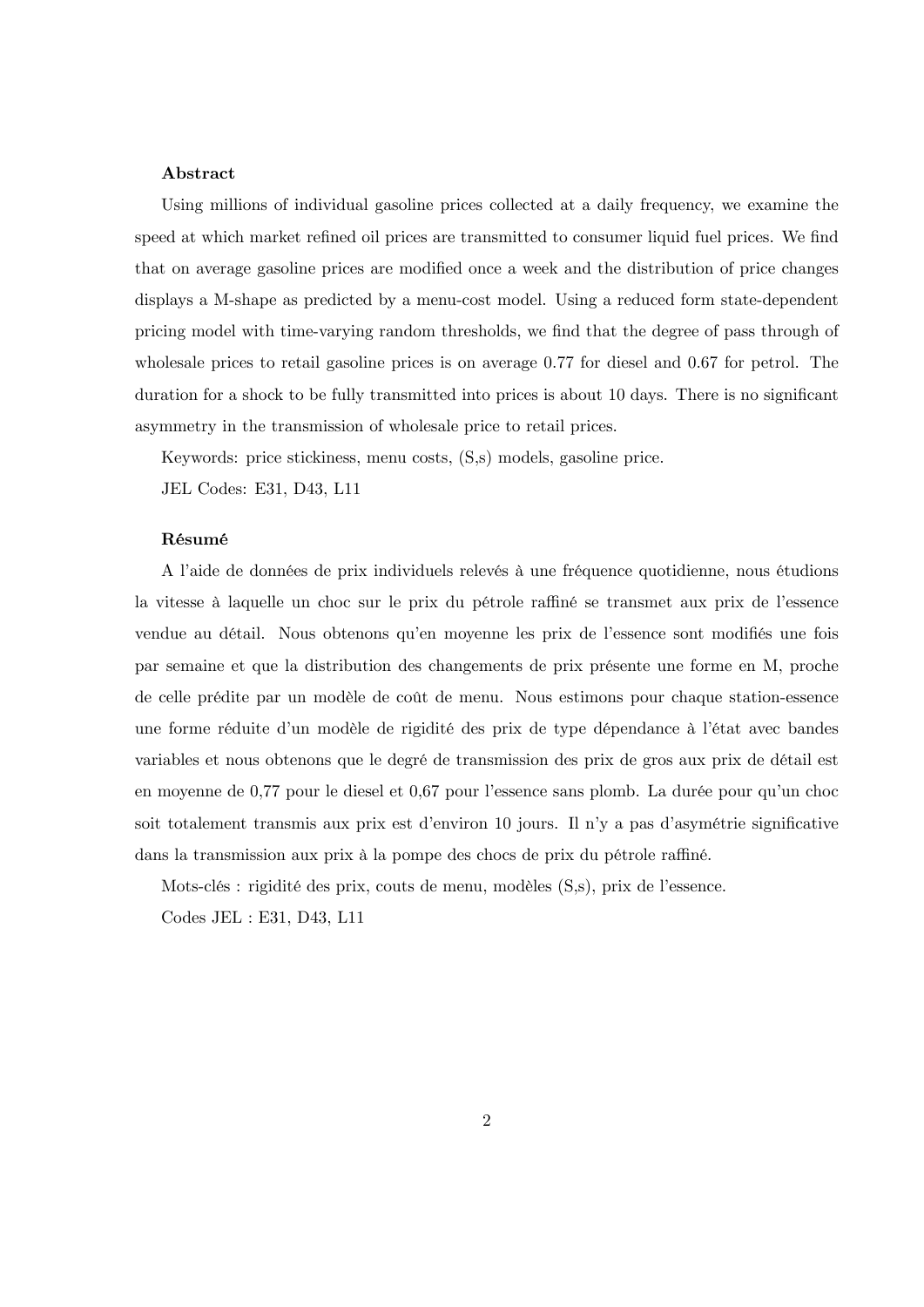**Abstract**

Using millions of individual gasoline prices collected at a daily frequency, we examine the speed at which market refined oil prices are transmitted to consumer liquid fuel prices. We find that on average gasoline prices are modified once a week and the distribution of price changes displays a M-shape as predicted by a menu-cost model. Using a reduced form state-dependent pricing model with time-varying random thresholds, we find that the degree of pass through of wholesale prices to retail gasoline prices is on average 0.77 for diesel and 0.67 for petrol. The duration for a shock to be fully transmitted into prices is about 10 days. There is no significant asymmetry in the transmission of wholesale price to retail prices.

Keywords: price stickiness, menu costs, (S,s) models, gasoline price.

JEL Codes: E31, D43, L11

**Résumé**

A l'aide de données de prix individuels relevés à une fréquence quotidienne, nous étudions la vitesse à laquelle un choc sur le prix du pétrole raffiné se transmet aux prix de l'essence vendue au détail. Nous obtenons qu'en moyenne les prix de l'essence sont modifiés une fois par semaine et que la distribution des changements de prix présente une forme en M, proche de celle prédite par un modèle de coût de menu. Nous estimons pour chaque station-essence une forme réduite d'un modèle de rigidité des prix de type dépendance à l'état avec bandes variables et nous obtenons que le degré de transmission des prix de gros aux prix de détail est en moyenne de 0,77 pour le diesel et 0,67 pour l'essence sans plomb. La durée pour qu'un choc soit totalement transmis aux prix est d'environ 10 jours. Il n'y a pas d'asymétrie significative dans la transmission aux prix à la pompe des chocs de prix du pétrole raffiné.

Mots-clés : rigidité des prix, couts de menu, modèles (S,s), prix de l'essence.

Codes JEL : E31, D43, L11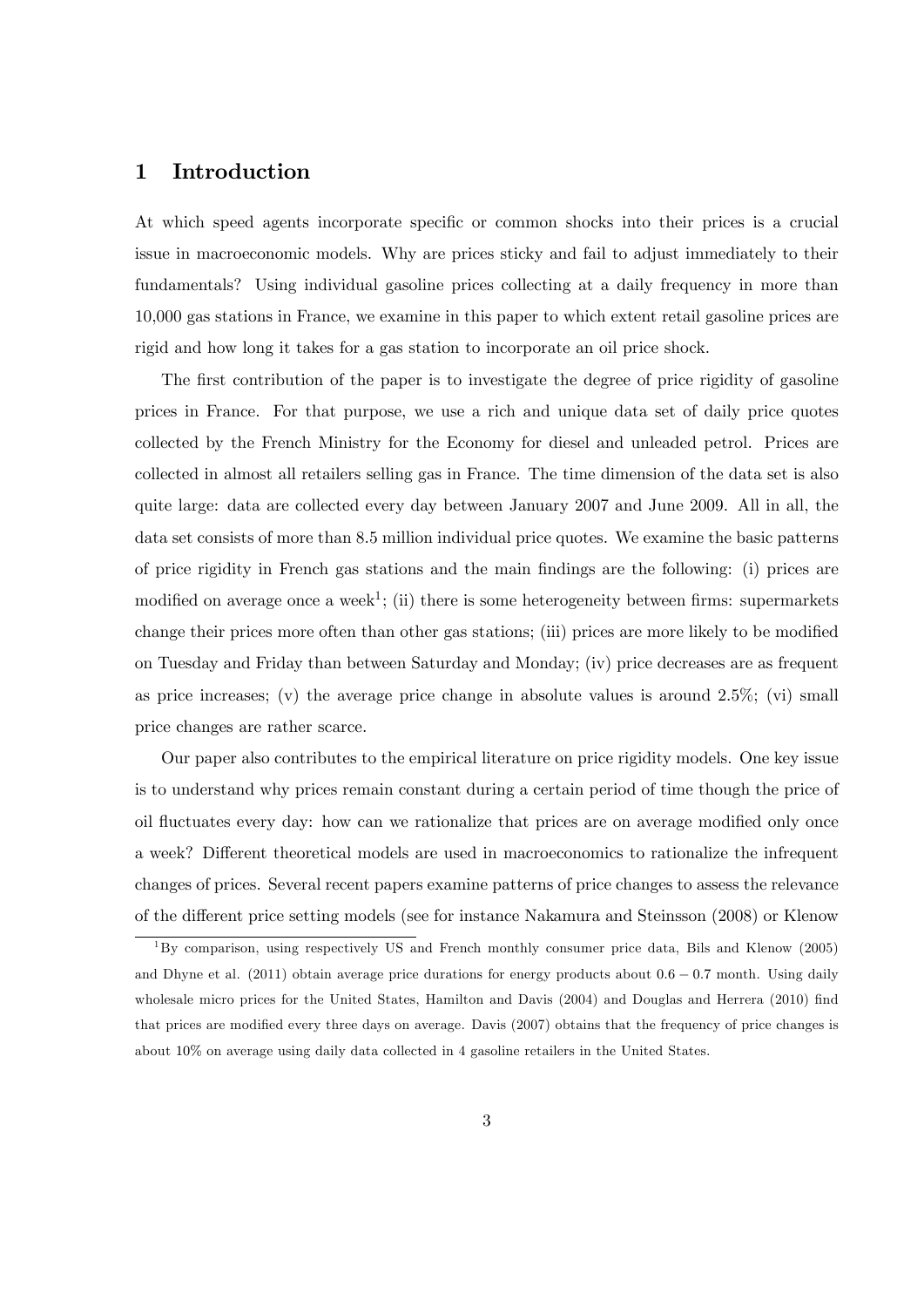# 1 Introduction

At which speed agents incorporate specific or common shocks into their prices is a crucial issue in macroeconomic models. Why are prices sticky and fail to adjust immediately to their fundamentals? Using individual gasoline prices collecting at a daily frequency in more than 10,000 gas stations in France, we examine in this paper to which extent retail gasoline prices are rigid and how long it takes for a gas station to incorporate an oil price shock.

The first contribution of the paper is to investigate the degree of price rigidity of gasoline prices in France. For that purpose, we use a rich and unique data set of daily price quotes collected by the French Ministry for the Economy for diesel and unleaded petrol. Prices are collected in almost all retailers selling gas in France. The time dimension of the data set is also quite large: data are collected every day between January 2007 and June 2009. All in all, the data set consists of more than 8.5 million individual price quotes. We examine the basic patterns of price rigidity in French gas stations and the main findings are the following: (i) prices are modified on average once a week[1]; (ii) there is some heterogeneity between firms: supermarkets change their prices more often than other gas stations; (iii) prices are more likely to be modified on Tuesday and Friday than between Saturday and Monday; (iv) price decreases are as frequent as price increases; (v) the average price change in absolute values is around 2.5%; (vi) small price changes are rather scarce.

Our paper also contributes to the empirical literature on price rigidity models. One key issue is to understand why prices remain constant during a certain period of time though the price of oil fluctuates every day: how can we rationalize that prices are on average modified only once a week? Different theoretical models are used in macroeconomics to rationalize the infrequent changes of prices. Several recent papers examine patterns of price changes to assess the relevance of the different price setting models (see for instance Nakamura and Steinsson (2008) or Klenow

[1] By comparison, using respectively US and French monthly consumer price data, Bils and Klenow (2005) and Dhyne et al. (2011) obtain average price durations for energy products about $0.6 - 0.7$ month. Using daily wholesale micro prices for the United States, Hamilton and Davis (2004) and Douglas and Herrera (2010) find that prices are modified every three days on average. Davis (2007) obtains that the frequency of price changes is about 10% on average using daily data collected in 4 gasoline retailers in the United States.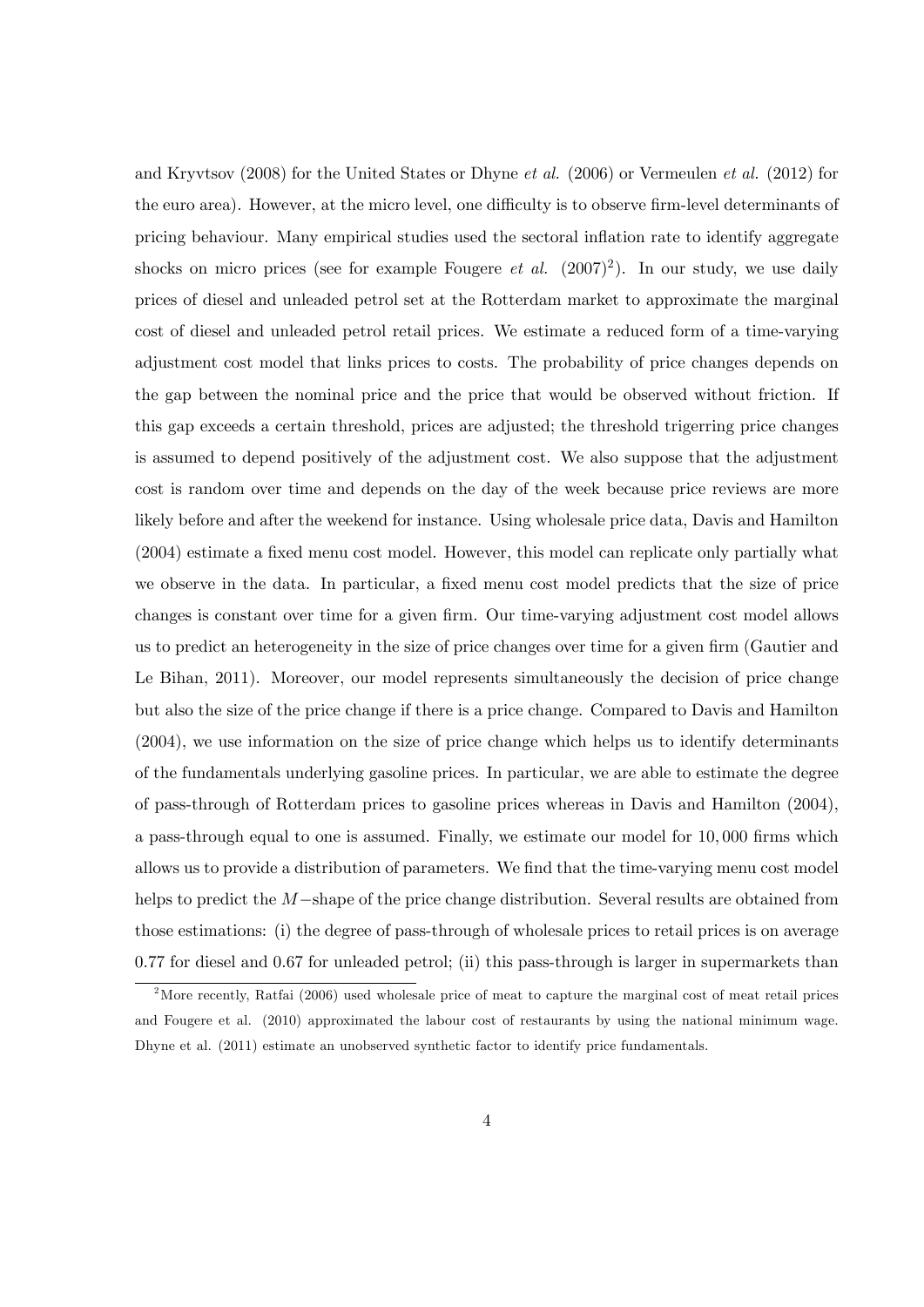and Kryvtsov (2008) for the United States or Dhyne *et al.* (2006) or Vermeulen *et al.* (2012) for the euro area). However, at the micro level, one difficulty is to observe firm-level determinants of pricing behaviour. Many empirical studies used the sectoral inflation rate to identify aggregate shocks on micro prices (see for example Fougere *et al.* (2007)[2]). In our study, we use daily prices of diesel and unleaded petrol set at the Rotterdam market to approximate the marginal cost of diesel and unleaded petrol retail prices. We estimate a reduced form of a time-varying adjustment cost model that links prices to costs. The probability of price changes depends on the gap between the nominal price and the price that would be observed without friction. If this gap exceeds a certain threshold, prices are adjusted; the threshold trigerring price changes is assumed to depend positively of the adjustment cost. We also suppose that the adjustment cost is random over time and depends on the day of the week because price reviews are more likely before and after the weekend for instance. Using wholesale price data, Davis and Hamilton (2004) estimate a fixed menu cost model. However, this model can replicate only partially what we observe in the data. In particular, a fixed menu cost model predicts that the size of price changes is constant over time for a given firm. Our time-varying adjustment cost model allows us to predict an heterogeneity in the size of price changes over time for a given firm (Gautier and Le Bihan, 2011). Moreover, our model represents simultaneously the decision of price change but also the size of the price change if there is a price change. Compared to Davis and Hamilton (2004), we use information on the size of price change which helps us to identify determinants of the fundamentals underlying gasoline prices. In particular, we are able to estimate the degree of pass-through of Rotterdam prices to gasoline prices whereas in Davis and Hamilton (2004), a pass-through equal to one is assumed. Finally, we estimate our model for 10,000 firms which allows us to provide a distribution of parameters. We find that the time-varying menu cost model helps to predict the $M-$shape of the price change distribution. Several results are obtained from those estimations: (i) the degree of pass-through of wholesale prices to retail prices is on average 0.77 for diesel and 0.67 for unleaded petrol; (ii) this pass-through is larger in supermarkets than

[2] More recently, Ratfai (2006) used wholesale price of meat to capture the marginal cost of meat retail prices and Fougere et al. (2010) approximated the labour cost of restaurants by using the national minimum wage. Dhyne et al. (2011) estimate an unobserved synthetic factor to identify price fundamentals.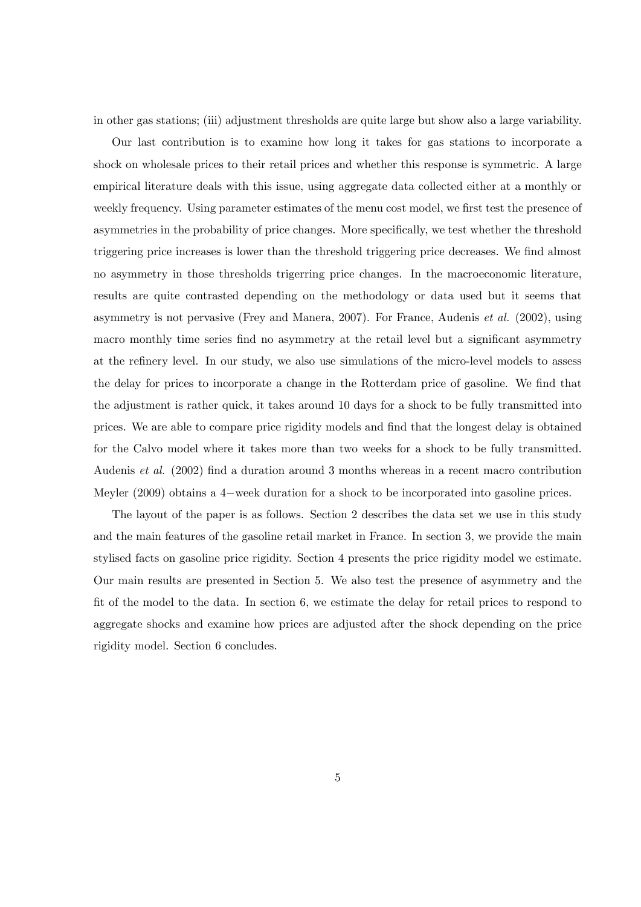in other gas stations; (iii) adjustment thresholds are quite large but show also a large variability.

Our last contribution is to examine how long it takes for gas stations to incorporate a shock on wholesale prices to their retail prices and whether this response is symmetric. A large empirical literature deals with this issue, using aggregate data collected either at a monthly or weekly frequency. Using parameter estimates of the menu cost model, we first test the presence of asymmetries in the probability of price changes. More specifically, we test whether the threshold triggering price increases is lower than the threshold triggering price decreases. We find almost no asymmetry in those thresholds trigerring price changes. In the macroeconomic literature, results are quite contrasted depending on the methodology or data used but it seems that asymmetry is not pervasive (Frey and Manera, 2007). For France, Audenis *et al.* (2002), using macro monthly time series find no asymmetry at the retail level but a significant asymmetry at the refinery level. In our study, we also use simulations of the micro-level models to assess the delay for prices to incorporate a change in the Rotterdam price of gasoline. We find that the adjustment is rather quick, it takes around 10 days for a shock to be fully transmitted into prices. We are able to compare price rigidity models and find that the longest delay is obtained for the Calvo model where it takes more than two weeks for a shock to be fully transmitted. Audenis *et al.* (2002) find a duration around 3 months whereas in a recent macro contribution Meyler (2009) obtains a $4-$week duration for a shock to be incorporated into gasoline prices.

The layout of the paper is as follows. Section 2 describes the data set we use in this study and the main features of the gasoline retail market in France. In section 3, we provide the main stylised facts on gasoline price rigidity. Section 4 presents the price rigidity model we estimate. Our main results are presented in Section 5. We also test the presence of asymmetry and the fit of the model to the data. In section 6, we estimate the delay for retail prices to respond to aggregate shocks and examine how prices are adjusted after the shock depending on the price rigidity model. Section 6 concludes.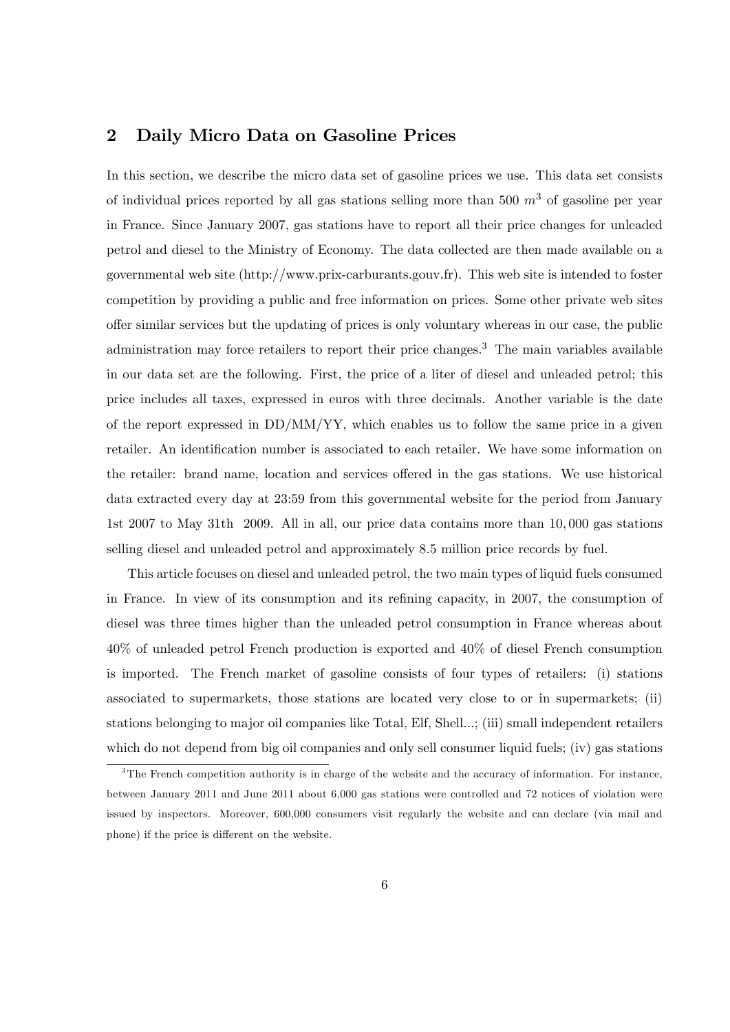## 2 Daily Micro Data on Gasoline Prices

In this section, we describe the micro data set of gasoline prices we use. This data set consists of individual prices reported by all gas stations selling more than 500 $m^3$ of gasoline per year in France. Since January 2007, gas stations have to report all their price changes for unleaded petrol and diesel to the Ministry of Economy. The data collected are then made available on a governmental web site (http://www.prix-carburants.gouv.fr). This web site is intended to foster competition by providing a public and free information on prices. Some other private web sites offer similar services but the updating of prices is only voluntary whereas in our case, the public administration may force retailers to report their price changes.[3] The main variables available in our data set are the following. First, the price of a liter of diesel and unleaded petrol; this price includes all taxes, expressed in euros with three decimals. Another variable is the date of the report expressed in DD/MM/YY, which enables us to follow the same price in a given retailer. An identification number is associated to each retailer. We have some information on the retailer: brand name, location and services offered in the gas stations. We use historical data extracted every day at 23:59 from this governmental website for the period from January 1st 2007 to May 31th 2009. All in all, our price data contains more than 10,000 gas stations selling diesel and unleaded petrol and approximately 8.5 million price records by fuel.

This article focuses on diesel and unleaded petrol, the two main types of liquid fuels consumed in France. In view of its consumption and its refining capacity, in 2007, the consumption of diesel was three times higher than the unleaded petrol consumption in France whereas about 40% of unleaded petrol French production is exported and 40% of diesel French consumption is imported. The French market of gasoline consists of four types of retailers: (i) stations associated to supermarkets, those stations are located very close to or in supermarkets; (ii) stations belonging to major oil companies like Total, Elf, Shell...; (iii) small independent retailers which do not depend from big oil companies and only sell consumer liquid fuels; (iv) gas stations

[3] The French competition authority is in charge of the website and the accuracy of information. For instance, between January 2011 and June 2011 about 6,000 gas stations were controlled and 72 notices of violation were issued by inspectors. Moreover, 600,000 consumers visit regularly the website and can declare (via mail and phone) if the price is different on the website.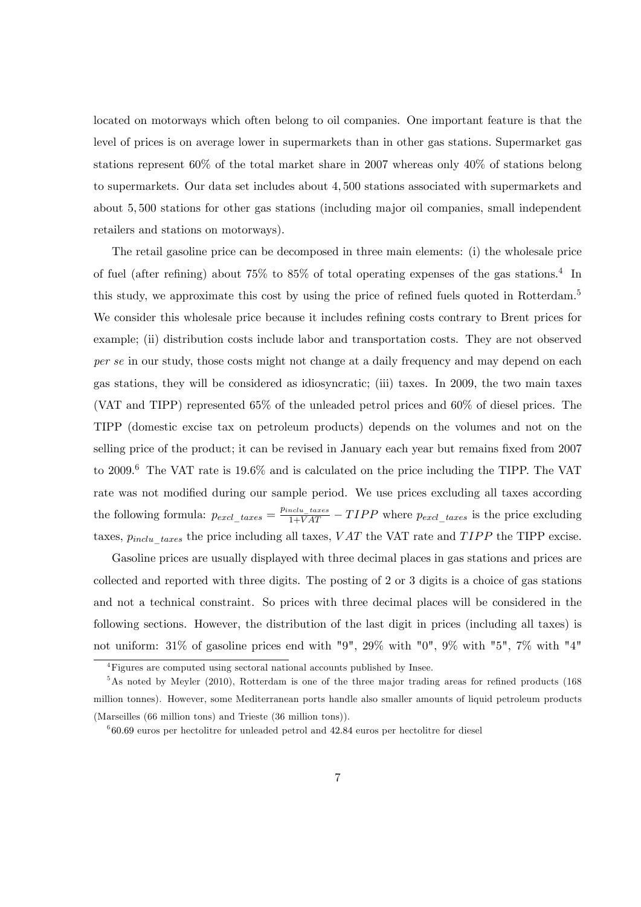located on motorways which often belong to oil companies. One important feature is that the level of prices is on average lower in supermarkets than in other gas stations. Supermarket gas stations represent 60% of the total market share in 2007 whereas only 40% of stations belong to supermarkets. Our data set includes about 4,500 stations associated with supermarkets and about 5,500 stations for other gas stations (including major oil companies, small independent retailers and stations on motorways).

The retail gasoline price can be decomposed in three main elements: (i) the wholesale price of fuel (after refining) about 75% to 85% of total operating expenses of the gas stations.[4] In this study, we approximate this cost by using the price of refined fuels quoted in Rotterdam.[5] We consider this wholesale price because it includes refining costs contrary to Brent prices for example; (ii) distribution costs include labor and transportation costs. They are not observed *per se* in our study, those costs might not change at a daily frequency and may depend on each gas stations, they will be considered as idiosyncratic; (iii) taxes. In 2009, the two main taxes (VAT and TIPP) represented 65% of the unleaded petrol prices and 60% of diesel prices. The TIPP (domestic excise tax on petroleum products) depends on the volumes and not on the selling price of the product; it can be revised in January each year but remains fixed from 2007 to 2009.[6] The VAT rate is 19.6% and is calculated on the price including the TIPP. The VAT rate was not modified during our sample period. We use prices excluding all taxes according the following formula: $p_{excl\_taxes} = \frac{p_{inclu\_taxes}}{1+VAT} - TIPP$ where $p_{excl\_taxes}$ is the price excluding taxes, $p_{inclu\_taxes}$ the price including all taxes, $VAT$ the VAT rate and $TIPP$ the TIPP excise.

Gasoline prices are usually displayed with three decimal places in gas stations and prices are collected and reported with three digits. The posting of 2 or 3 digits is a choice of gas stations and not a technical constraint. So prices with three decimal places will be considered in the following sections. However, the distribution of the last digit in prices (including all taxes) is not uniform: 31% of gasoline prices end with "9", 29% with "0", 9% with "5", 7% with "4"

[4] Figures are computed using sectoral national accounts published by Insee.

[5] As noted by Meyler (2010), Rotterdam is one of the three major trading areas for refined products (168 million tonnes). However, some Mediterranean ports handle also smaller amounts of liquid petroleum products (Marseilles (66 million tons) and Trieste (36 million tons)).

[6] 60.69 euros per hectolitre for unleaded petrol and 42.84 euros per hectolitre for diesel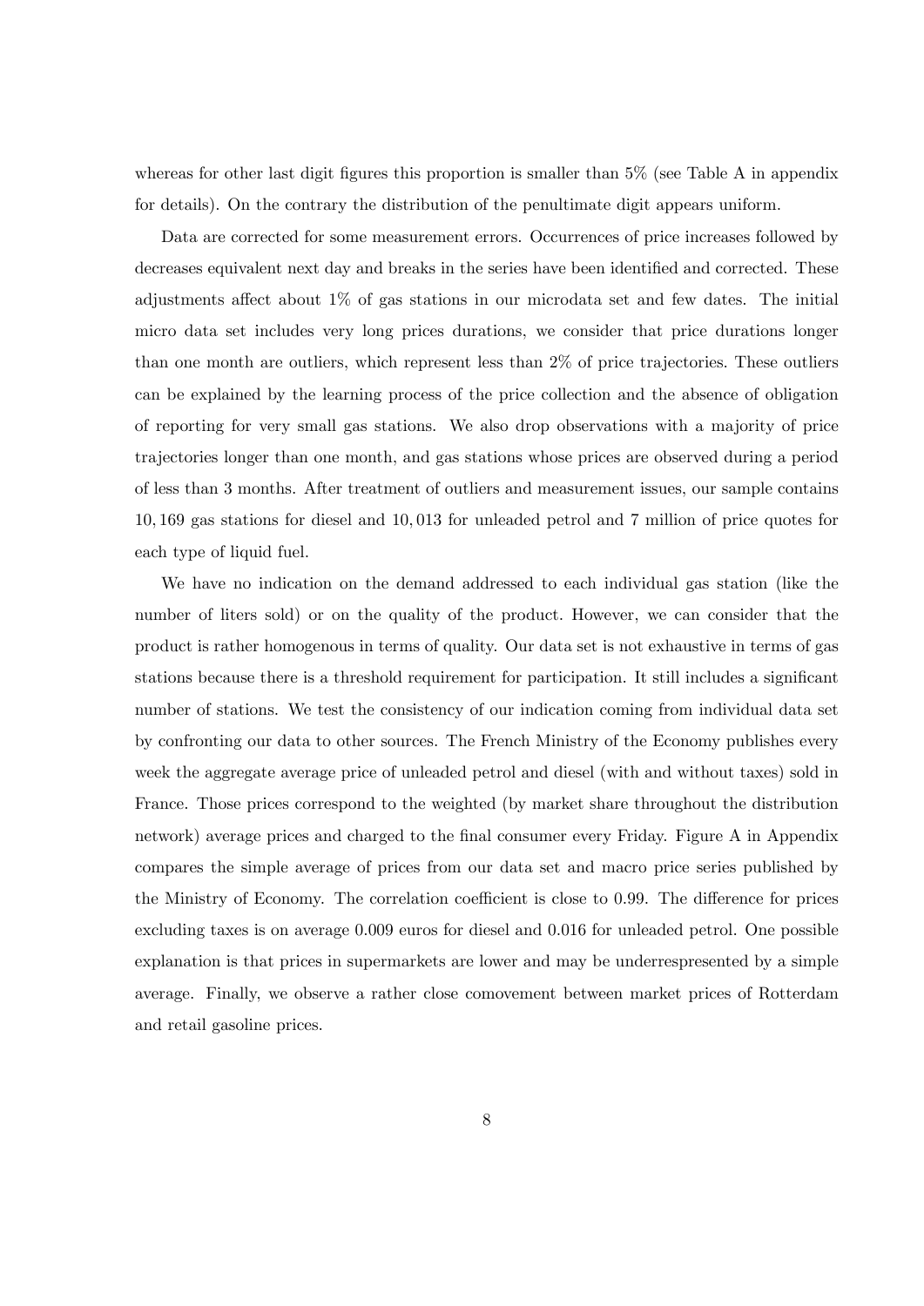whereas for other last digit figures this proportion is smaller than 5% (see Table A in appendix for details). On the contrary the distribution of the penultimate digit appears uniform.

Data are corrected for some measurement errors. Occurrences of price increases followed by decreases equivalent next day and breaks in the series have been identified and corrected. These adjustments affect about 1% of gas stations in our microdata set and few dates. The initial micro data set includes very long prices durations, we consider that price durations longer than one month are outliers, which represent less than 2% of price trajectories. These outliers can be explained by the learning process of the price collection and the absence of obligation of reporting for very small gas stations. We also drop observations with a majority of price trajectories longer than one month, and gas stations whose prices are observed during a period of less than 3 months. After treatment of outliers and measurement issues, our sample contains 10,169 gas stations for diesel and 10,013 for unleaded petrol and 7 million of price quotes for each type of liquid fuel.

We have no indication on the demand addressed to each individual gas station (like the number of liters sold) or on the quality of the product. However, we can consider that the product is rather homogenous in terms of quality. Our data set is not exhaustive in terms of gas stations because there is a threshold requirement for participation. It still includes a significant number of stations. We test the consistency of our indication coming from individual data set by confronting our data to other sources. The French Ministry of the Economy publishes every week the aggregate average price of unleaded petrol and diesel (with and without taxes) sold in France. Those prices correspond to the weighted (by market share throughout the distribution network) average prices and charged to the final consumer every Friday. Figure A in Appendix compares the simple average of prices from our data set and macro price series published by the Ministry of Economy. The correlation coefficient is close to 0.99. The difference for prices excluding taxes is on average 0.009 euros for diesel and 0.016 for unleaded petrol. One possible explanation is that prices in supermarkets are lower and may be underrespresented by a simple average. Finally, we observe a rather close comovement between market prices of Rotterdam and retail gasoline prices.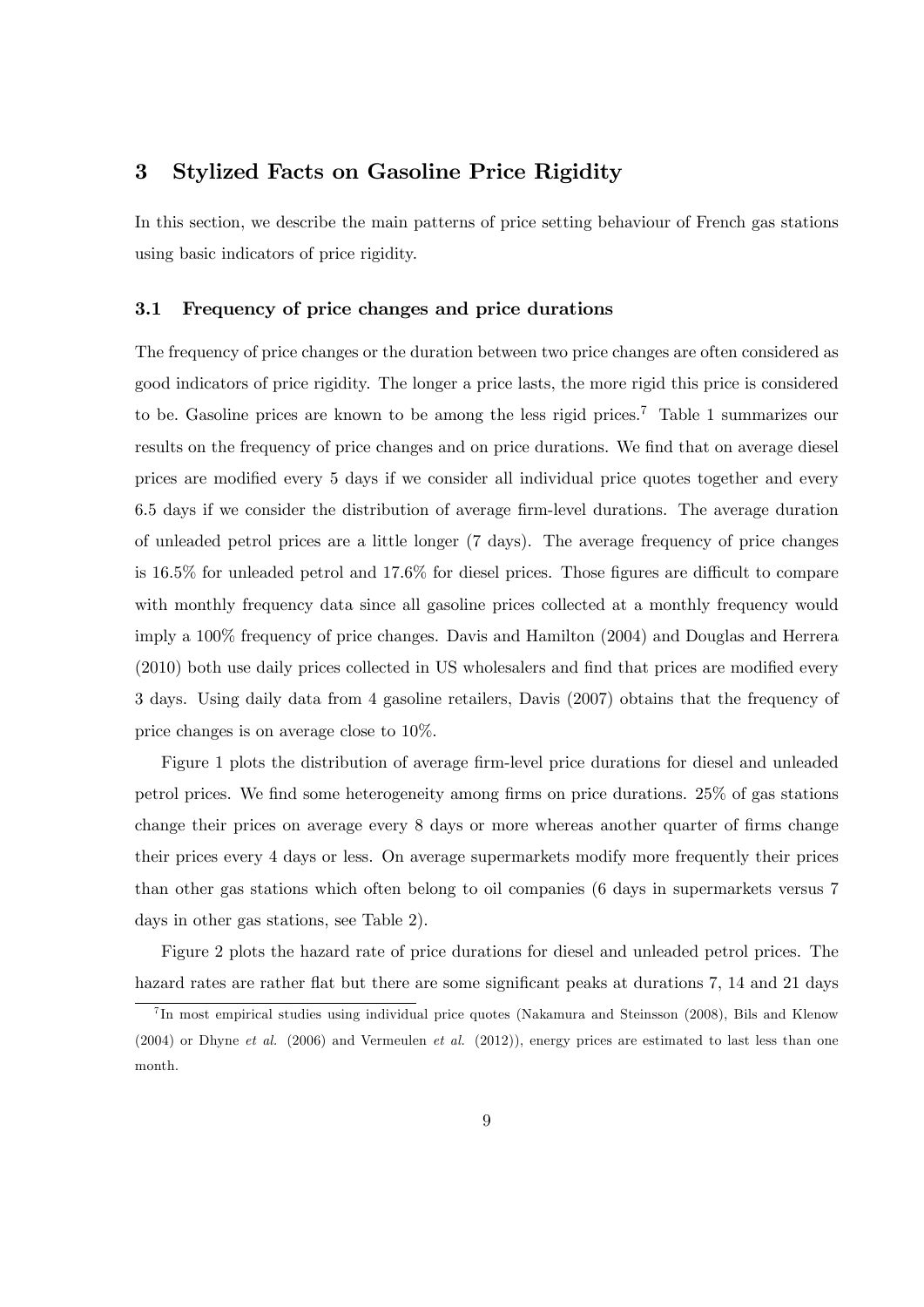## 3 Stylized Facts on Gasoline Price Rigidity

In this section, we describe the main patterns of price setting behaviour of French gas stations using basic indicators of price rigidity.

### 3.1 Frequency of price changes and price durations

The frequency of price changes or the duration between two price changes are often considered as good indicators of price rigidity. The longer a price lasts, the more rigid this price is considered to be. Gasoline prices are known to be among the less rigid prices.[7] Table 1 summarizes our results on the frequency of price changes and on price durations. We find that on average diesel prices are modified every 5 days if we consider all individual price quotes together and every 6.5 days if we consider the distribution of average firm-level durations. The average duration of unleaded petrol prices are a little longer (7 days). The average frequency of price changes is 16.5% for unleaded petrol and 17.6% for diesel prices. Those figures are difficult to compare with monthly frequency data since all gasoline prices collected at a monthly frequency would imply a 100% frequency of price changes. Davis and Hamilton (2004) and Douglas and Herrera (2010) both use daily prices collected in US wholesalers and find that prices are modified every 3 days. Using daily data from 4 gasoline retailers, Davis (2007) obtains that the frequency of price changes is on average close to 10%.

Figure 1 plots the distribution of average firm-level price durations for diesel and unleaded petrol prices. We find some heterogeneity among firms on price durations. 25% of gas stations change their prices on average every 8 days or more whereas another quarter of firms change their prices every 4 days or less. On average supermarkets modify more frequently their prices than other gas stations which often belong to oil companies (6 days in supermarkets versus 7 days in other gas stations, see Table 2).

Figure 2 plots the hazard rate of price durations for diesel and unleaded petrol prices. The hazard rates are rather flat but there are some significant peaks at durations 7, 14 and 21 days

[7] In most empirical studies using individual price quotes (Nakamura and Steinsson (2008), Bils and Klenow (2004) or Dhyne *et al.* (2006) and Vermeulen *et al.* (2012)), energy prices are estimated to last less than one month.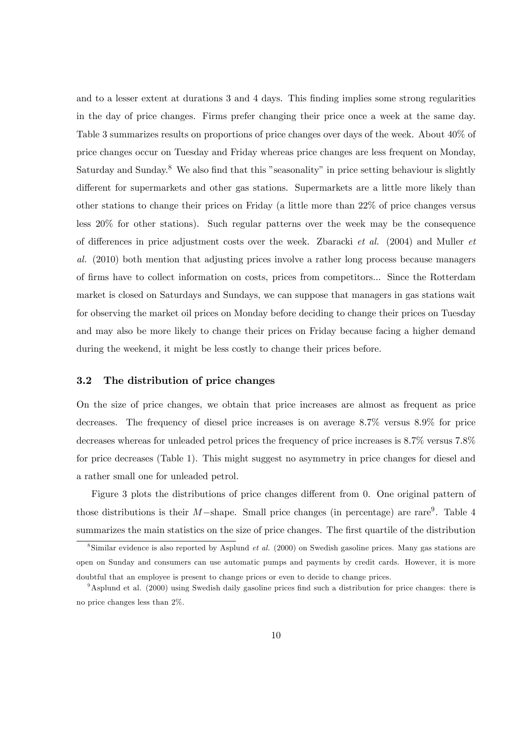and to a lesser extent at durations 3 and 4 days. This finding implies some strong regularities in the day of price changes. Firms prefer changing their price once a week at the same day. Table 3 summarizes results on proportions of price changes over days of the week. About 40% of price changes occur on Tuesday and Friday whereas price changes are less frequent on Monday, Saturday and Sunday.[8] We also find that this "seasonality" in price setting behaviour is slightly different for supermarkets and other gas stations. Supermarkets are a little more likely than other stations to change their prices on Friday (a little more than 22% of price changes versus less 20% for other stations). Such regular patterns over the week may be the consequence of differences in price adjustment costs over the week. Zbaracki *et al.* (2004) and Muller *et al.* (2010) both mention that adjusting prices involve a rather long process because managers of firms have to collect information on costs, prices from competitors... Since the Rotterdam market is closed on Saturdays and Sundays, we can suppose that managers in gas stations wait for observing the market oil prices on Monday before deciding to change their prices on Tuesday and may also be more likely to change their prices on Friday because facing a higher demand during the weekend, it might be less costly to change their prices before.

### 3.2 The distribution of price changes

On the size of price changes, we obtain that price increases are almost as frequent as price decreases. The frequency of diesel price increases is on average 8.7% versus 8.9% for price decreases whereas for unleaded petrol prices the frequency of price increases is 8.7% versus 7.8% for price decreases (Table 1). This might suggest no asymmetry in price changes for diesel and a rather small one for unleaded petrol.

Figure 3 plots the distributions of price changes different from 0. One original pattern of those distributions is their $M-$shape. Small price changes (in percentage) are rare[9]. Table 4 summarizes the main statistics on the size of price changes. The first quartile of the distribution

[8] Similar evidence is also reported by Asplund *et al.* (2000) on Swedish gasoline prices. Many gas stations are open on Sunday and consumers can use automatic pumps and payments by credit cards. However, it is more doubtful that an employee is present to change prices or even to decide to change prices.

[9] Asplund et al. (2000) using Swedish daily gasoline prices find such a distribution for price changes: there is no price changes less than 2%.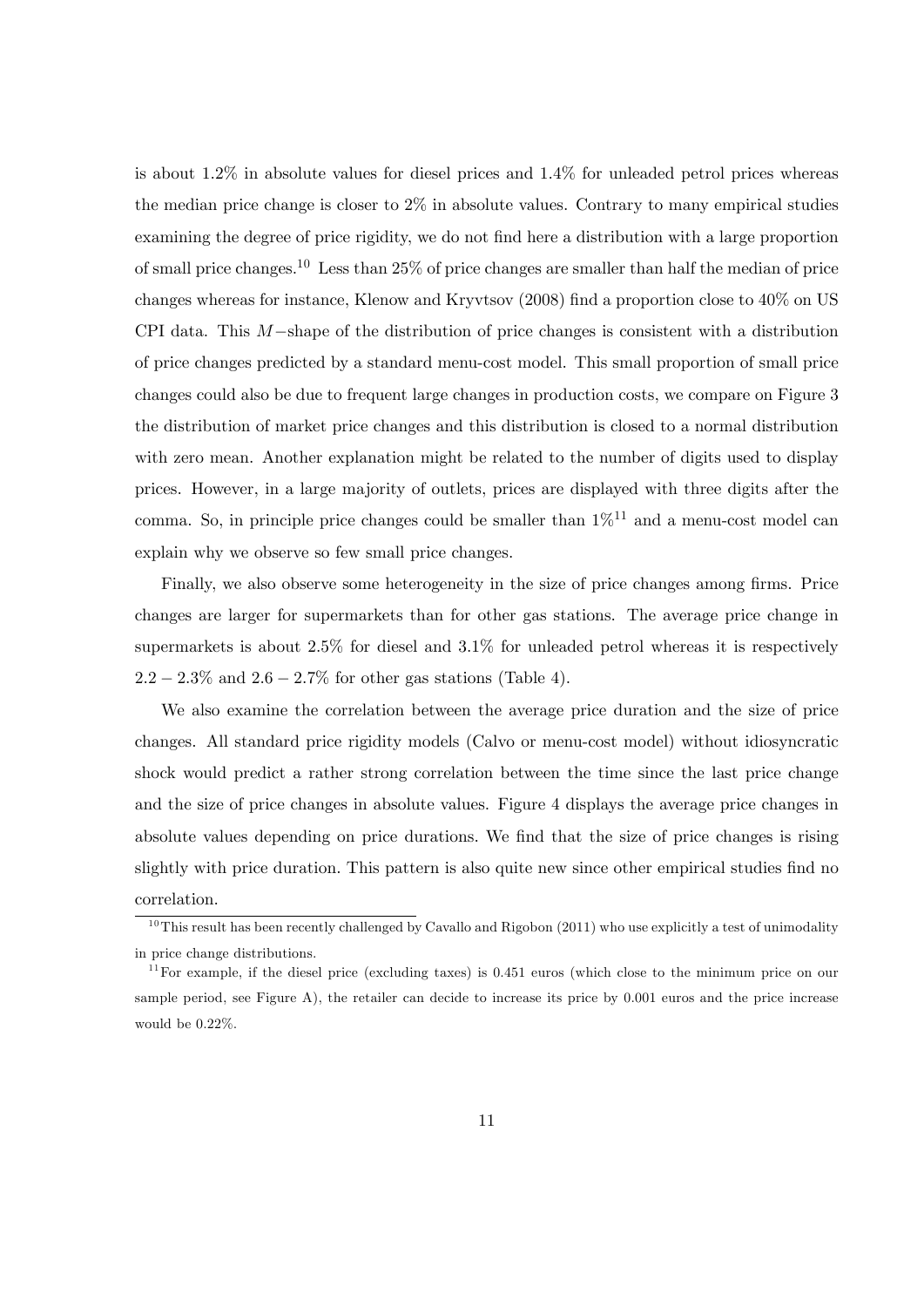is about 1.2% in absolute values for diesel prices and 1.4% for unleaded petrol prices whereas the median price change is closer to 2% in absolute values. Contrary to many empirical studies examining the degree of price rigidity, we do not find here a distribution with a large proportion of small price changes.[10] Less than 25% of price changes are smaller than half the median of price changes whereas for instance, Klenow and Kryvtsov (2008) find a proportion close to 40% on US CPI data. This $M-$shape of the distribution of price changes is consistent with a distribution of price changes predicted by a standard menu-cost model. This small proportion of small price changes could also be due to frequent large changes in production costs, we compare on Figure 3 the distribution of market price changes and this distribution is closed to a normal distribution with zero mean. Another explanation might be related to the number of digits used to display prices. However, in a large majority of outlets, prices are displayed with three digits after the comma. So, in principle price changes could be smaller than 1%[11] and a menu-cost model can explain why we observe so few small price changes.

Finally, we also observe some heterogeneity in the size of price changes among firms. Price changes are larger for supermarkets than for other gas stations. The average price change in supermarkets is about 2.5% for diesel and 3.1% for unleaded petrol whereas it is respectively $2.2 - 2.3\%$ and $2.6 - 2.7\%$ for other gas stations (Table 4).

We also examine the correlation between the average price duration and the size of price changes. All standard price rigidity models (Calvo or menu-cost model) without idiosyncratic shock would predict a rather strong correlation between the time since the last price change and the size of price changes in absolute values. Figure 4 displays the average price changes in absolute values depending on price durations. We find that the size of price changes is rising slightly with price duration. This pattern is also quite new since other empirical studies find no correlation.

[10] This result has been recently challenged by Cavallo and Rigobon (2011) who use explicitly a test of unimodality in price change distributions.

[11] For example, if the diesel price (excluding taxes) is 0.451 euros (which close to the minimum price on our sample period, see Figure A), the retailer can decide to increase its price by 0.001 euros and the price increase would be 0.22%.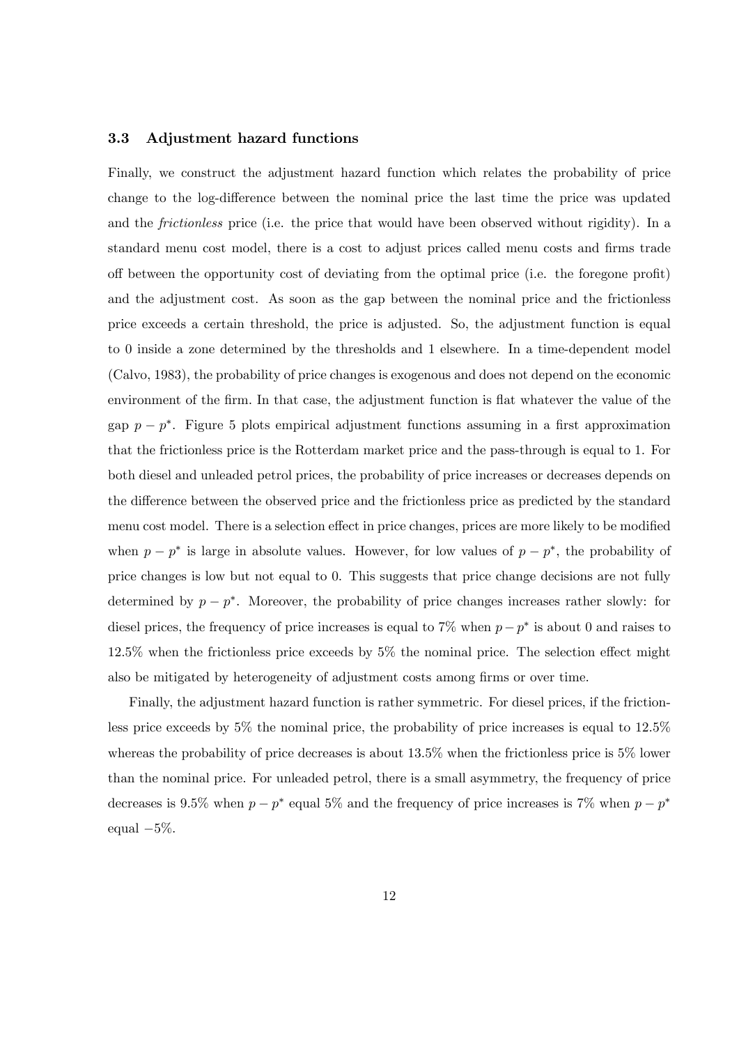### 3.3 Adjustment hazard functions

Finally, we construct the adjustment hazard function which relates the probability of price change to the log-difference between the nominal price the last time the price was updated and the *frictionless* price (i.e. the price that would have been observed without rigidity). In a standard menu cost model, there is a cost to adjust prices called menu costs and firms trade off between the opportunity cost of deviating from the optimal price (i.e. the foregone profit) and the adjustment cost. As soon as the gap between the nominal price and the frictionless price exceeds a certain threshold, the price is adjusted. So, the adjustment function is equal to 0 inside a zone determined by the thresholds and 1 elsewhere. In a time-dependent model (Calvo, 1983), the probability of price changes is exogenous and does not depend on the economic environment of the firm. In that case, the adjustment function is flat whatever the value of the gap $p - p^*$. Figure 5 plots empirical adjustment functions assuming in a first approximation that the frictionless price is the Rotterdam market price and the pass-through is equal to 1. For both diesel and unleaded petrol prices, the probability of price increases or decreases depends on the difference between the observed price and the frictionless price as predicted by the standard menu cost model. There is a selection effect in price changes, prices are more likely to be modified when $p - p^*$ is large in absolute values. However, for low values of $p - p^*$, the probability of price changes is low but not equal to 0. This suggests that price change decisions are not fully determined by $p - p^*$. Moreover, the probability of price changes increases rather slowly: for diesel prices, the frequency of price increases is equal to 7% when $p - p^*$ is about 0 and raises to 12.5% when the frictionless price exceeds by 5% the nominal price. The selection effect might also be mitigated by heterogeneity of adjustment costs among firms or over time.

Finally, the adjustment hazard function is rather symmetric. For diesel prices, if the frictionless price exceeds by 5% the nominal price, the probability of price increases is equal to 12.5% whereas the probability of price decreases is about 13.5% when the frictionless price is 5% lower than the nominal price. For unleaded petrol, there is a small asymmetry, the frequency of price decreases is 9.5% when $p - p^*$ equal 5% and the frequency of price increases is 7% when $p - p^*$ equal $-5\%$.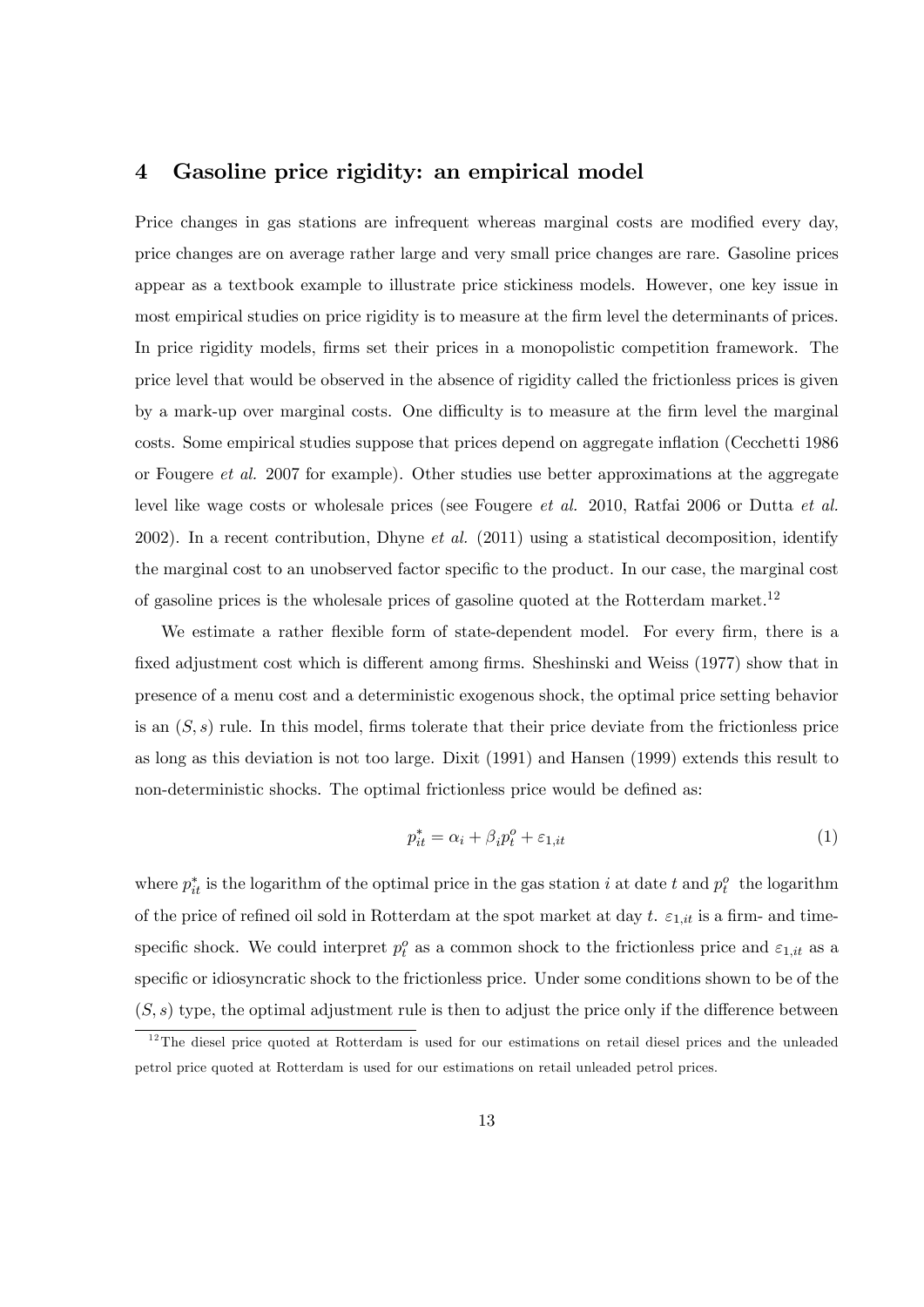## 4 Gasoline price rigidity: an empirical model

Price changes in gas stations are infrequent whereas marginal costs are modified every day, price changes are on average rather large and very small price changes are rare. Gasoline prices appear as a textbook example to illustrate price stickiness models. However, one key issue in most empirical studies on price rigidity is to measure at the firm level the determinants of prices. In price rigidity models, firms set their prices in a monopolistic competition framework. The price level that would be observed in the absence of rigidity called the frictionless prices is given by a mark-up over marginal costs. One difficulty is to measure at the firm level the marginal costs. Some empirical studies suppose that prices depend on aggregate inflation (Cecchetti 1986 or Fougere *et al.* 2007 for example). Other studies use better approximations at the aggregate level like wage costs or wholesale prices (see Fougere *et al.* 2010, Ratfai 2006 or Dutta *et al.* 2002). In a recent contribution, Dhyne *et al.* (2011) using a statistical decomposition, identify the marginal cost to an unobserved factor specific to the product. In our case, the marginal cost of gasoline prices is the wholesale prices of gasoline quoted at the Rotterdam market.[12]

We estimate a rather flexible form of state-dependent model. For every firm, there is a fixed adjustment cost which is different among firms. Sheshinski and Weiss (1977) show that in presence of a menu cost and a deterministic exogenous shock, the optimal price setting behavior is an $(S, s)$ rule. In this model, firms tolerate that their price deviate from the frictionless price as long as this deviation is not too large. Dixit (1991) and Hansen (1999) extends this result to non-deterministic shocks. The optimal frictionless price would be defined as:

$$p_{it}^{*} = \alpha_i + \beta_i p_t^o + \varepsilon_{1,it} \tag{1}$$

where $p_{it}^{*}$ is the logarithm of the optimal price in the gas station $i$ at date $t$ and $p_t^o$ the logarithm of the price of refined oil sold in Rotterdam at the spot market at day $t$. $\varepsilon_{1,it}$ is a firm- and time-specific shock. We could interpret $p_t^o$ as a common shock to the frictionless price and $\varepsilon_{1,it}$ as a specific or idiosyncratic shock to the frictionless price. Under some conditions shown to be of the $(S, s)$ type, the optimal adjustment rule is then to adjust the price only if the difference between

[12] The diesel price quoted at Rotterdam is used for our estimations on retail diesel prices and the unleaded petrol price quoted at Rotterdam is used for our estimations on retail unleaded petrol prices.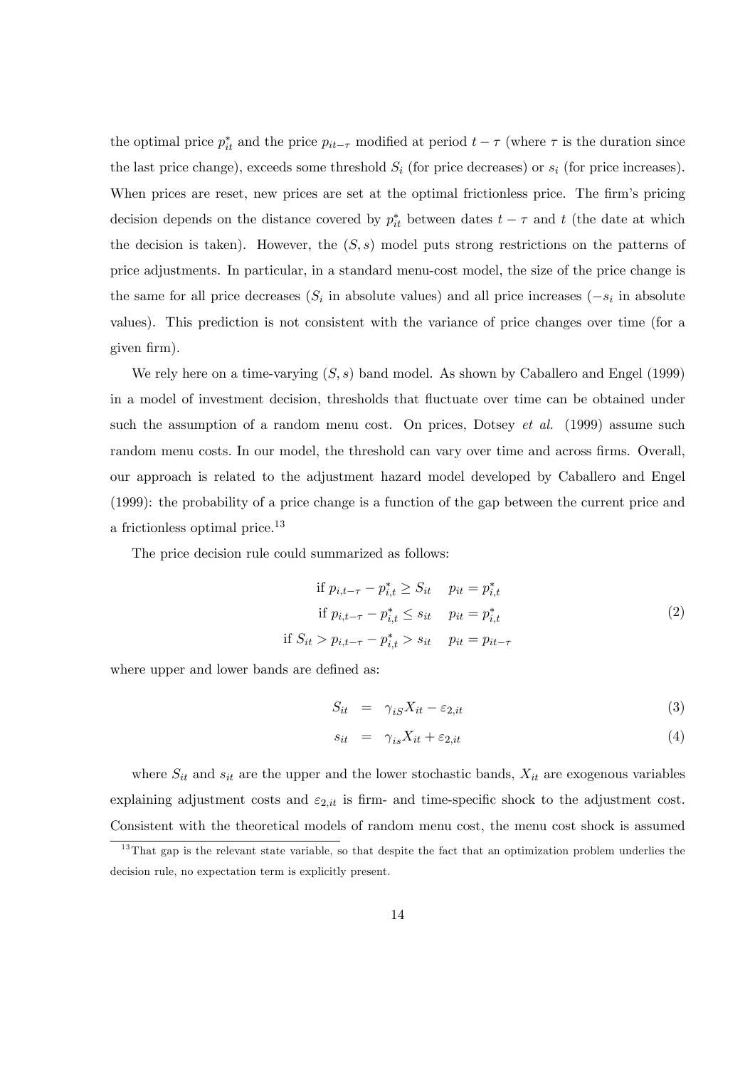the optimal price $p^*_{it}$ and the price $p_{it-\tau}$ modified at period $t-\tau$ (where $\tau$ is the duration since the last price change), exceeds some threshold $S_i$ (for price decreases) or $s_i$ (for price increases). When prices are reset, new prices are set at the optimal frictionless price. The firm's pricing decision depends on the distance covered by $p^*_{it}$ between dates $t-\tau$ and $t$ (the date at which the decision is taken). However, the $(S,s)$ model puts strong restrictions on the patterns of price adjustments. In particular, in a standard menu-cost model, the size of the price change is the same for all price decreases ($S_i$ in absolute values) and all price increases ($-s_i$ in absolute values). This prediction is not consistent with the variance of price changes over time (for a given firm).

We rely here on a time-varying $(S,s)$ band model. As shown by Caballero and Engel (1999) in a model of investment decision, thresholds that fluctuate over time can be obtained under such the assumption of a random menu cost. On prices, Dotsey *et al.* (1999) assume such random menu costs. In our model, the threshold can vary over time and across firms. Overall, our approach is related to the adjustment hazard model developed by Caballero and Engel (1999): the probability of a price change is a function of the gap between the current price and a frictionless optimal price.[13]

The price decision rule could summarized as follows:

$$\begin{aligned} \text{if } p_{i,t-\tau} - p^*_{i,t} \geq S_{it} \quad & p_{it} = p^*_{i,t} \\ \text{if } p_{i,t-\tau} - p^*_{i,t} \leq s_{it} \quad & p_{it} = p^*_{i,t} \\ \text{if } S_{it} > p_{i,t-\tau} - p^*_{i,t} > s_{it} \quad & p_{it} = p_{it-\tau} \end{aligned} \tag{2}$$

where upper and lower bands are defined as:

$$S_{it} = \gamma_{iS} X_{it} - \varepsilon_{2,it} \tag{3}$$

$$s_{it} = \gamma_{is} X_{it} + \varepsilon_{2,it} \tag{4}$$

where $S_{it}$ and $s_{it}$ are the upper and the lower stochastic bands, $X_{it}$ are exogenous variables explaining adjustment costs and $\varepsilon_{2,it}$ is firm- and time-specific shock to the adjustment cost. Consistent with the theoretical models of random menu cost, the menu cost shock is assumed

[13] That gap is the relevant state variable, so that despite the fact that an optimization problem underlies the decision rule, no expectation term is explicitly present.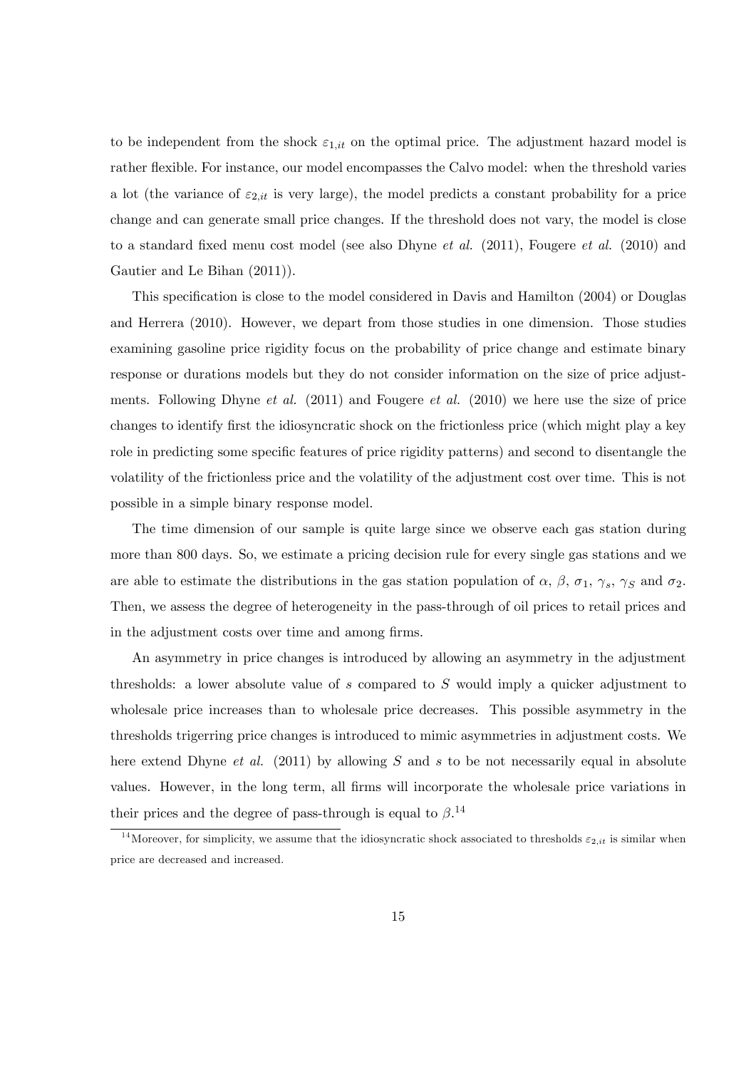to be independent from the shock $\varepsilon_{1,it}$ on the optimal price. The adjustment hazard model is rather flexible. For instance, our model encompasses the Calvo model: when the threshold varies a lot (the variance of $\varepsilon_{2,it}$ is very large), the model predicts a constant probability for a price change and can generate small price changes. If the threshold does not vary, the model is close to a standard fixed menu cost model (see also Dhyne *et al.* (2011), Fougere *et al.* (2010) and Gautier and Le Bihan (2011)).

This specification is close to the model considered in Davis and Hamilton (2004) or Douglas and Herrera (2010). However, we depart from those studies in one dimension. Those studies examining gasoline price rigidity focus on the probability of price change and estimate binary response or durations models but they do not consider information on the size of price adjustments. Following Dhyne *et al.* (2011) and Fougere *et al.* (2010) we here use the size of price changes to identify first the idiosyncratic shock on the frictionless price (which might play a key role in predicting some specific features of price rigidity patterns) and second to disentangle the volatility of the frictionless price and the volatility of the adjustment cost over time. This is not possible in a simple binary response model.

The time dimension of our sample is quite large since we observe each gas station during more than 800 days. So, we estimate a pricing decision rule for every single gas stations and we are able to estimate the distributions in the gas station population of $\alpha$, $\beta$, $\sigma_1$, $\gamma_s$, $\gamma_S$ and $\sigma_2$. Then, we assess the degree of heterogeneity in the pass-through of oil prices to retail prices and in the adjustment costs over time and among firms.

An asymmetry in price changes is introduced by allowing an asymmetry in the adjustment thresholds: a lower absolute value of $s$ compared to $S$ would imply a quicker adjustment to wholesale price increases than to wholesale price decreases. This possible asymmetry in the thresholds trigerring price changes is introduced to mimic asymmetries in adjustment costs. We here extend Dhyne *et al.* (2011) by allowing $S$ and $s$ to be not necessarily equal in absolute values. However, in the long term, all firms will incorporate the wholesale price variations in their prices and the degree of pass-through is equal to $\beta$.[14]

[14] Moreover, for simplicity, we assume that the idiosyncratic shock associated to thresholds $\varepsilon_{2,it}$ is similar when price are decreased and increased.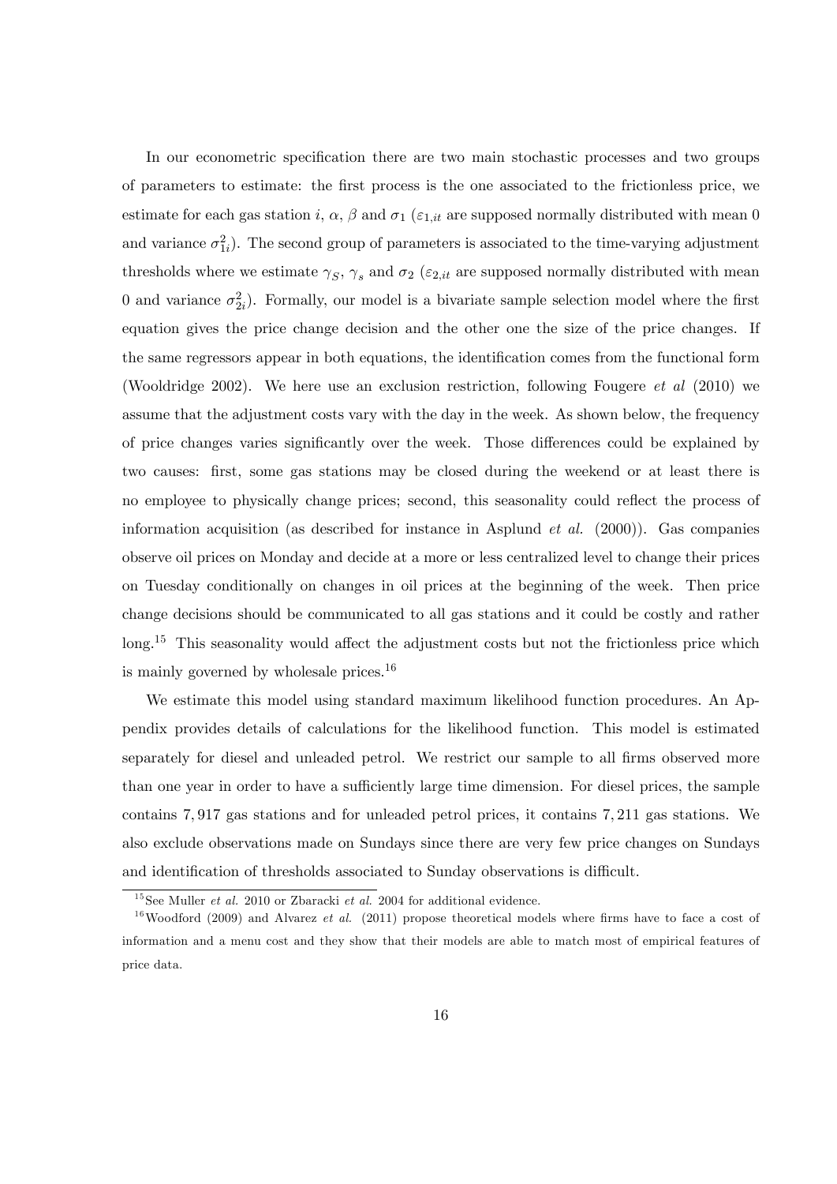In our econometric specification there are two main stochastic processes and two groups of parameters to estimate: the first process is the one associated to the frictionless price, we estimate for each gas station $i$, $\alpha$, $\beta$ and $\sigma_1$ ($\varepsilon_{1,it}$ are supposed normally distributed with mean 0 and variance $\sigma_{1i}^2$). The second group of parameters is associated to the time-varying adjustment thresholds where we estimate $\gamma_S$, $\gamma_s$ and $\sigma_2$ ($\varepsilon_{2,it}$ are supposed normally distributed with mean 0 and variance $\sigma_{2i}^2$). Formally, our model is a bivariate sample selection model where the first equation gives the price change decision and the other one the size of the price changes. If the same regressors appear in both equations, the identification comes from the functional form (Wooldridge 2002). We here use an exclusion restriction, following Fougere *et al* (2010) we assume that the adjustment costs vary with the day in the week. As shown below, the frequency of price changes varies significantly over the week. Those differences could be explained by two causes: first, some gas stations may be closed during the weekend or at least there is no employee to physically change prices; second, this seasonality could reflect the process of information acquisition (as described for instance in Asplund *et al.* (2000)). Gas companies observe oil prices on Monday and decide at a more or less centralized level to change their prices on Tuesday conditionally on changes in oil prices at the beginning of the week. Then price change decisions should be communicated to all gas stations and it could be costly and rather long.[15] This seasonality would affect the adjustment costs but not the frictionless price which is mainly governed by wholesale prices.[16]

We estimate this model using standard maximum likelihood function procedures. An Appendix provides details of calculations for the likelihood function. This model is estimated separately for diesel and unleaded petrol. We restrict our sample to all firms observed more than one year in order to have a sufficiently large time dimension. For diesel prices, the sample contains 7,917 gas stations and for unleaded petrol prices, it contains 7,211 gas stations. We also exclude observations made on Sundays since there are very few price changes on Sundays and identification of thresholds associated to Sunday observations is difficult.

[15] See Muller *et al.* 2010 or Zbaracki *et al.* 2004 for additional evidence.

[16] Woodford (2009) and Alvarez *et al.* (2011) propose theoretical models where firms have to face a cost of information and a menu cost and they show that their models are able to match most of empirical features of price data.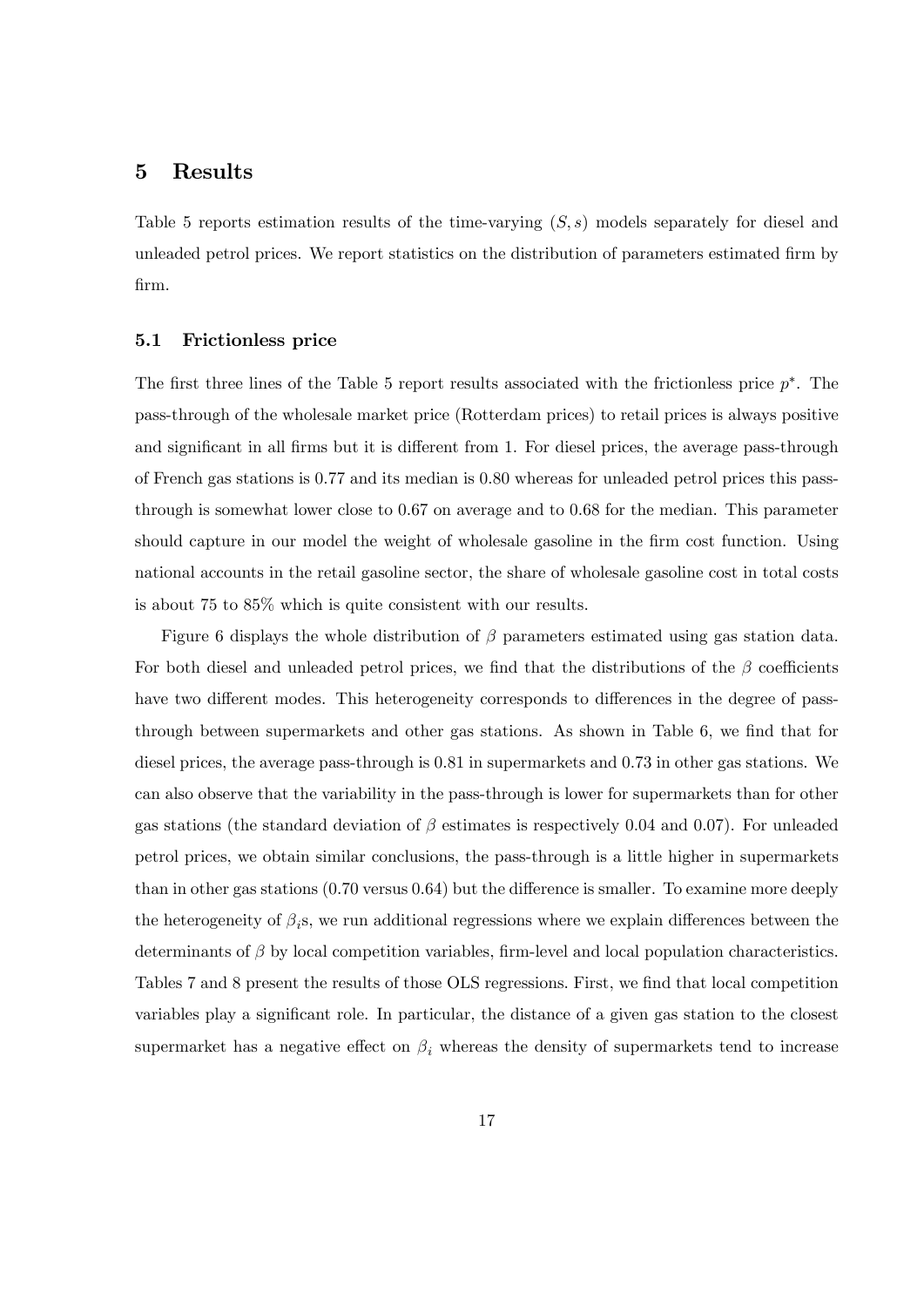# 5 Results

Table 5 reports estimation results of the time-varying $(S, s)$ models separately for diesel and unleaded petrol prices. We report statistics on the distribution of parameters estimated firm by firm.

## 5.1 Frictionless price

The first three lines of the Table 5 report results associated with the frictionless price $p^*$. The pass-through of the wholesale market price (Rotterdam prices) to retail prices is always positive and significant in all firms but it is different from 1. For diesel prices, the average pass-through of French gas stations is 0.77 and its median is 0.80 whereas for unleaded petrol prices this pass-through is somewhat lower close to 0.67 on average and to 0.68 for the median. This parameter should capture in our model the weight of wholesale gasoline in the firm cost function. Using national accounts in the retail gasoline sector, the share of wholesale gasoline cost in total costs is about 75 to 85% which is quite consistent with our results.

Figure 6 displays the whole distribution of $\beta$ parameters estimated using gas station data. For both diesel and unleaded petrol prices, we find that the distributions of the $\beta$ coefficients have two different modes. This heterogeneity corresponds to differences in the degree of pass-through between supermarkets and other gas stations. As shown in Table 6, we find that for diesel prices, the average pass-through is 0.81 in supermarkets and 0.73 in other gas stations. We can also observe that the variability in the pass-through is lower for supermarkets than for other gas stations (the standard deviation of $\beta$ estimates is respectively 0.04 and 0.07). For unleaded petrol prices, we obtain similar conclusions, the pass-through is a little higher in supermarkets than in other gas stations (0.70 versus 0.64) but the difference is smaller. To examine more deeply the heterogeneity of $\beta_i$s, we run additional regressions where we explain differences between the determinants of $\beta$ by local competition variables, firm-level and local population characteristics. Tables 7 and 8 present the results of those OLS regressions. First, we find that local competition variables play a significant role. In particular, the distance of a given gas station to the closest supermarket has a negative effect on $\beta_i$ whereas the density of supermarkets tend to increase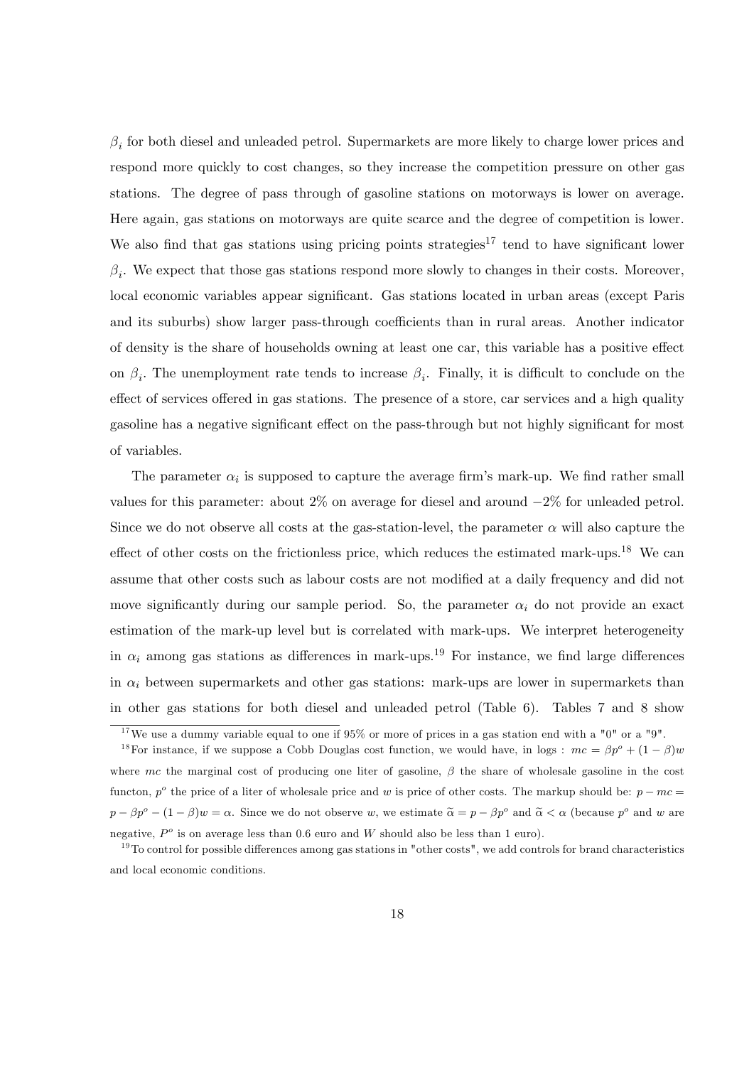$\beta_i$ for both diesel and unleaded petrol. Supermarkets are more likely to charge lower prices and respond more quickly to cost changes, so they increase the competition pressure on other gas stations. The degree of pass through of gasoline stations on motorways is lower on average. Here again, gas stations on motorways are quite scarce and the degree of competition is lower. We also find that gas stations using pricing points strategies[17] tend to have significant lower $\beta_i$. We expect that those gas stations respond more slowly to changes in their costs. Moreover, local economic variables appear significant. Gas stations located in urban areas (except Paris and its suburbs) show larger pass-through coefficients than in rural areas. Another indicator of density is the share of households owning at least one car, this variable has a positive effect on $\beta_i$. The unemployment rate tends to increase $\beta_i$. Finally, it is difficult to conclude on the effect of services offered in gas stations. The presence of a store, car services and a high quality gasoline has a negative significant effect on the pass-through but not highly significant for most of variables.

The parameter $\alpha_i$ is supposed to capture the average firm's mark-up. We find rather small values for this parameter: about 2% on average for diesel and around $-2\%$ for unleaded petrol. Since we do not observe all costs at the gas-station-level, the parameter $\alpha$ will also capture the effect of other costs on the frictionless price, which reduces the estimated mark-ups.[18] We can assume that other costs such as labour costs are not modified at a daily frequency and did not move significantly during our sample period. So, the parameter $\alpha_i$ do not provide an exact estimation of the mark-up level but is correlated with mark-ups. We interpret heterogeneity in $\alpha_i$ among gas stations as differences in mark-ups.[19] For instance, we find large differences in $\alpha_i$ between supermarkets and other gas stations: mark-ups are lower in supermarkets than in other gas stations for both diesel and unleaded petrol (Table 6). Tables 7 and 8 show

[17] We use a dummy variable equal to one if 95% or more of prices in a gas station end with a "0" or a "9".

[18] For instance, if we suppose a Cobb Douglas cost function, we would have, in logs : $mc = \beta p^o + (1-\beta)w$ where $mc$ the marginal cost of producing one liter of gasoline, $\beta$ the share of wholesale gasoline in the cost functon, $p^o$ the price of a liter of wholesale price and $w$ is price of other costs. The markup should be: $p - mc = p - \beta p^o - (1-\beta)w = \alpha$. Since we do not observe $w$, we estimate $\widetilde{\alpha} = p - \beta p^o$ and $\widetilde{\alpha} < \alpha$ (because $p^o$ and $w$ are negative, $P^o$ is on average less than 0.6 euro and $W$ should also be less than 1 euro).

[19] To control for possible differences among gas stations in "other costs", we add controls for brand characteristics and local economic conditions.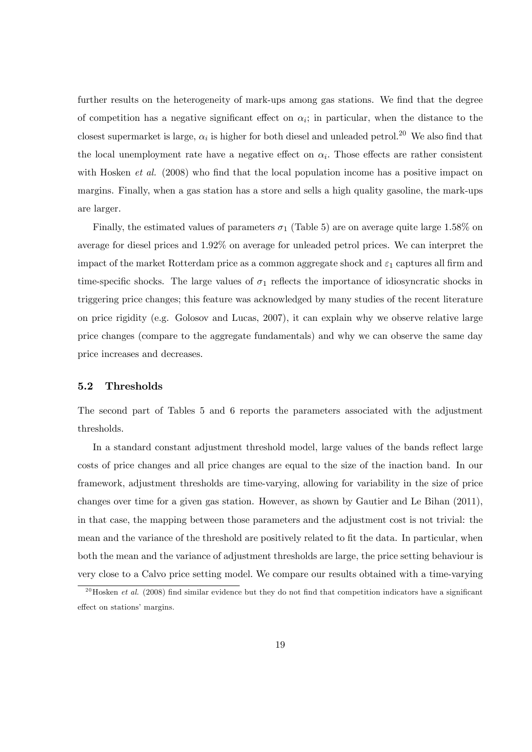further results on the heterogeneity of mark-ups among gas stations. We find that the degree of competition has a negative significant effect on $\alpha_i$; in particular, when the distance to the closest supermarket is large, $\alpha_i$ is higher for both diesel and unleaded petrol.[20] We also find that the local unemployment rate have a negative effect on $\alpha_i$. Those effects are rather consistent with Hosken *et al.* (2008) who find that the local population income has a positive impact on margins. Finally, when a gas station has a store and sells a high quality gasoline, the mark-ups are larger.

Finally, the estimated values of parameters $\sigma_1$ (Table 5) are on average quite large 1.58% on average for diesel prices and 1.92% on average for unleaded petrol prices. We can interpret the impact of the market Rotterdam price as a common aggregate shock and $\varepsilon_1$ captures all firm and time-specific shocks. The large values of $\sigma_1$ reflects the importance of idiosyncratic shocks in triggering price changes; this feature was acknowledged by many studies of the recent literature on price rigidity (e.g. Golosov and Lucas, 2007), it can explain why we observe relative large price changes (compare to the aggregate fundamentals) and why we can observe the same day price increases and decreases.

### 5.2 Thresholds

The second part of Tables 5 and 6 reports the parameters associated with the adjustment thresholds.

In a standard constant adjustment threshold model, large values of the bands reflect large costs of price changes and all price changes are equal to the size of the inaction band. In our framework, adjustment thresholds are time-varying, allowing for variability in the size of price changes over time for a given gas station. However, as shown by Gautier and Le Bihan (2011), in that case, the mapping between those parameters and the adjustment cost is not trivial: the mean and the variance of the threshold are positively related to fit the data. In particular, when both the mean and the variance of adjustment thresholds are large, the price setting behaviour is very close to a Calvo price setting model. We compare our results obtained with a time-varying

[20] Hosken *et al.* (2008) find similar evidence but they do not find that competition indicators have a significant effect on stations' margins.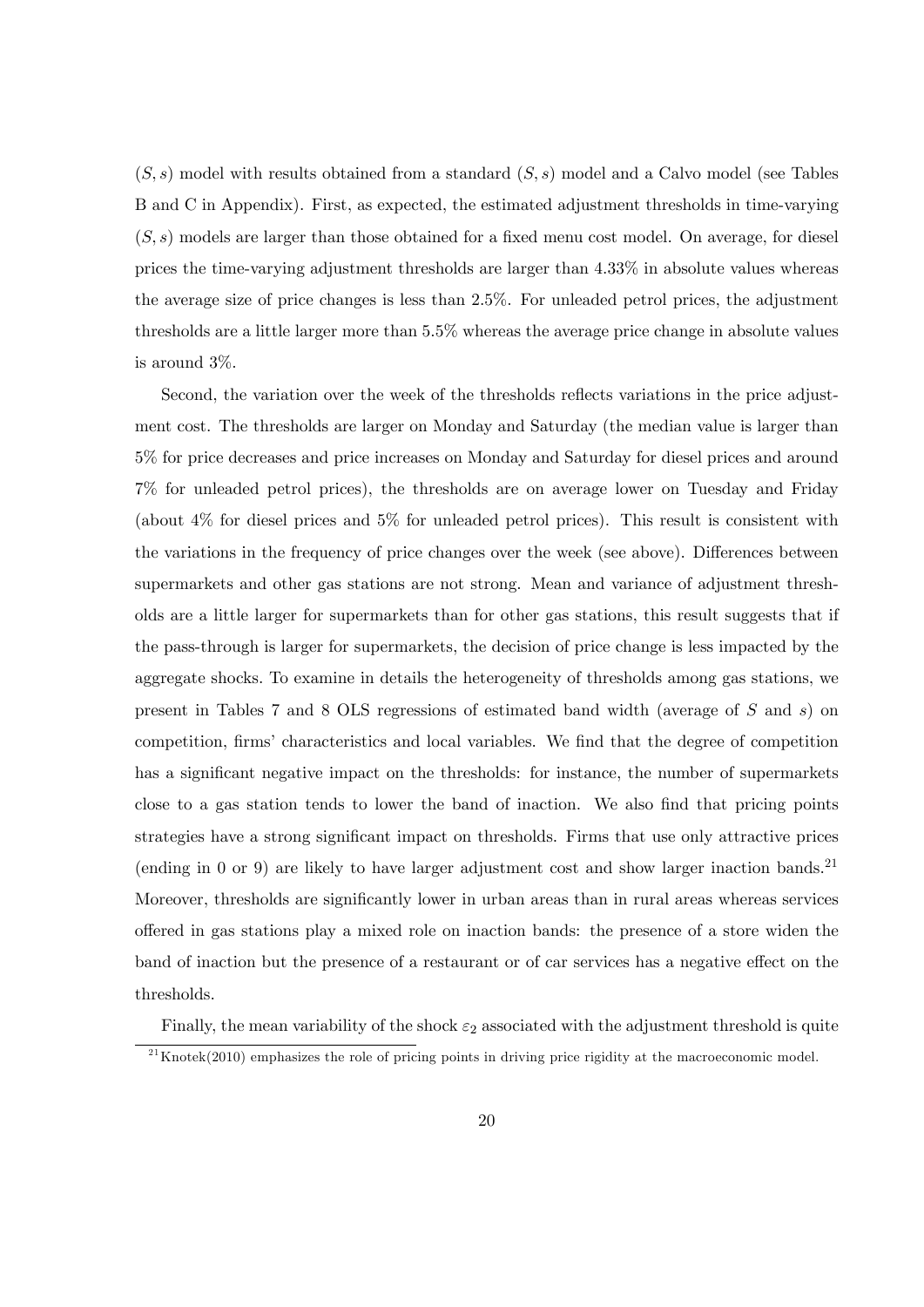$(S, s)$ model with results obtained from a standard $(S, s)$ model and a Calvo model (see Tables B and C in Appendix). First, as expected, the estimated adjustment thresholds in time-varying $(S, s)$ models are larger than those obtained for a fixed menu cost model. On average, for diesel prices the time-varying adjustment thresholds are larger than 4.33% in absolute values whereas the average size of price changes is less than 2.5%. For unleaded petrol prices, the adjustment thresholds are a little larger more than 5.5% whereas the average price change in absolute values is around 3%.

Second, the variation over the week of the thresholds reflects variations in the price adjustment cost. The thresholds are larger on Monday and Saturday (the median value is larger than 5% for price decreases and price increases on Monday and Saturday for diesel prices and around 7% for unleaded petrol prices), the thresholds are on average lower on Tuesday and Friday (about 4% for diesel prices and 5% for unleaded petrol prices). This result is consistent with the variations in the frequency of price changes over the week (see above). Differences between supermarkets and other gas stations are not strong. Mean and variance of adjustment thresholds are a little larger for supermarkets than for other gas stations, this result suggests that if the pass-through is larger for supermarkets, the decision of price change is less impacted by the aggregate shocks. To examine in details the heterogeneity of thresholds among gas stations, we present in Tables 7 and 8 OLS regressions of estimated band width (average of $S$ and $s$) on competition, firms' characteristics and local variables. We find that the degree of competition has a significant negative impact on the thresholds: for instance, the number of supermarkets close to a gas station tends to lower the band of inaction. We also find that pricing points strategies have a strong significant impact on thresholds. Firms that use only attractive prices (ending in 0 or 9) are likely to have larger adjustment cost and show larger inaction bands.[21] Moreover, thresholds are significantly lower in urban areas than in rural areas whereas services offered in gas stations play a mixed role on inaction bands: the presence of a store widen the band of inaction but the presence of a restaurant or of car services has a negative effect on the thresholds.

Finally, the mean variability of the shock $\varepsilon_2$ associated with the adjustment threshold is quite

[21] Knotek(2010) emphasizes the role of pricing points in driving price rigidity at the macroeconomic model.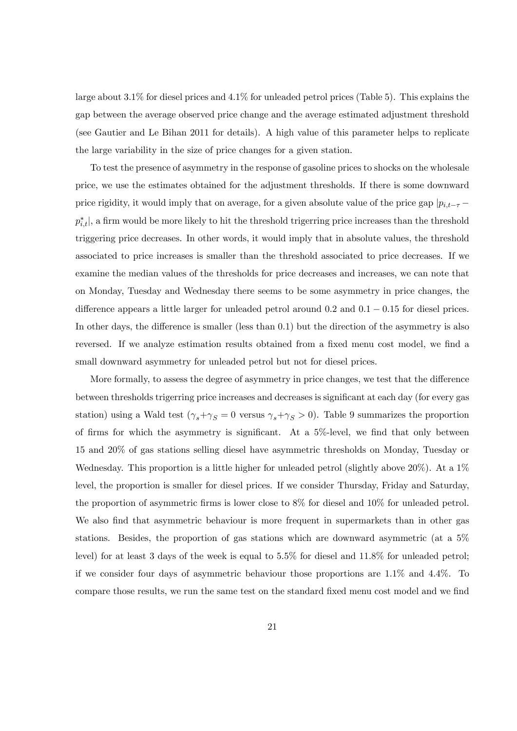large about 3.1% for diesel prices and 4.1% for unleaded petrol prices (Table 5). This explains the gap between the average observed price change and the average estimated adjustment threshold (see Gautier and Le Bihan 2011 for details). A high value of this parameter helps to replicate the large variability in the size of price changes for a given station.

To test the presence of asymmetry in the response of gasoline prices to shocks on the wholesale price, we use the estimates obtained for the adjustment thresholds. If there is some downward price rigidity, it would imply that on average, for a given absolute value of the price gap $|p_{i,t-\tau} - p^*_{i,t}|$, a firm would be more likely to hit the threshold trigerring price increases than the threshold triggering price decreases. In other words, it would imply that in absolute values, the threshold associated to price increases is smaller than the threshold associated to price decreases. If we examine the median values of the thresholds for price decreases and increases, we can note that on Monday, Tuesday and Wednesday there seems to be some asymmetry in price changes, the difference appears a little larger for unleaded petrol around 0.2 and $0.1 - 0.15$ for diesel prices. In other days, the difference is smaller (less than 0.1) but the direction of the asymmetry is also reversed. If we analyze estimation results obtained from a fixed menu cost model, we find a small downward asymmetry for unleaded petrol but not for diesel prices.

More formally, to assess the degree of asymmetry in price changes, we test that the difference between thresholds trigerring price increases and decreases is significant at each day (for every gas station) using a Wald test ($\gamma_s + \gamma_S = 0$ versus $\gamma_s + \gamma_S > 0$). Table 9 summarizes the proportion of firms for which the asymmetry is significant. At a 5%-level, we find that only between 15 and 20% of gas stations selling diesel have asymmetric thresholds on Monday, Tuesday or Wednesday. This proportion is a little higher for unleaded petrol (slightly above 20%). At a 1% level, the proportion is smaller for diesel prices. If we consider Thursday, Friday and Saturday, the proportion of asymmetric firms is lower close to 8% for diesel and 10% for unleaded petrol. We also find that asymmetric behaviour is more frequent in supermarkets than in other gas stations. Besides, the proportion of gas stations which are downward asymmetric (at a 5% level) for at least 3 days of the week is equal to 5.5% for diesel and 11.8% for unleaded petrol; if we consider four days of asymmetric behaviour those proportions are 1.1% and 4.4%. To compare those results, we run the same test on the standard fixed menu cost model and we find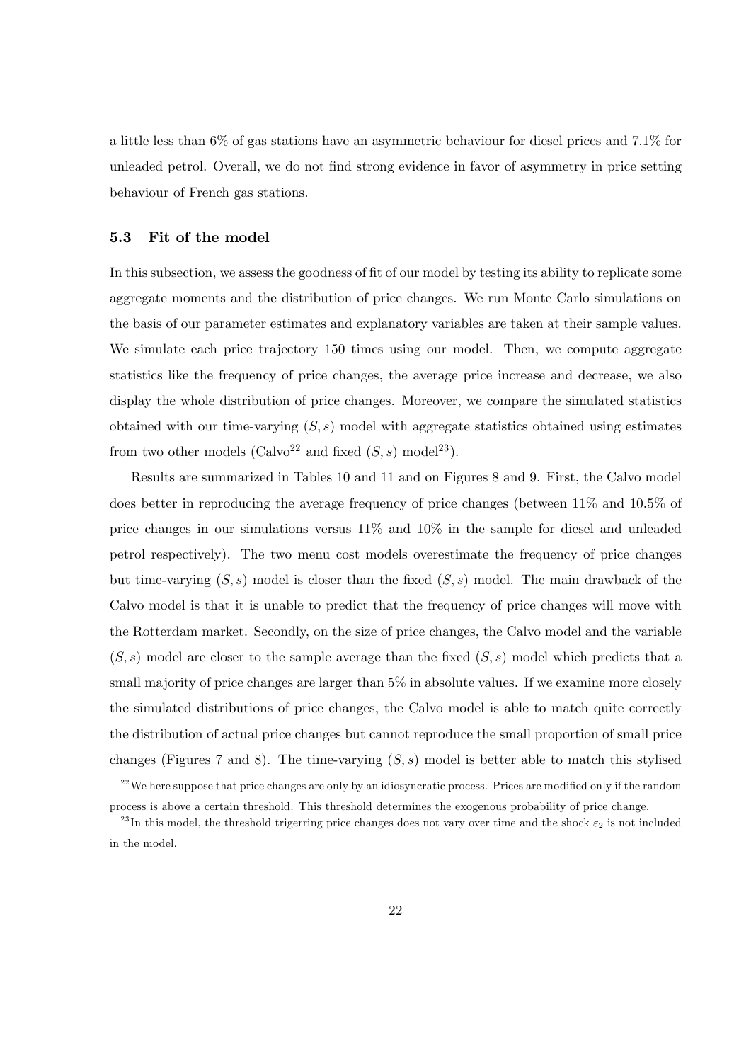a little less than 6% of gas stations have an asymmetric behaviour for diesel prices and 7.1% for unleaded petrol. Overall, we do not find strong evidence in favor of asymmetry in price setting behaviour of French gas stations.

### 5.3 Fit of the model

In this subsection, we assess the goodness of fit of our model by testing its ability to replicate some aggregate moments and the distribution of price changes. We run Monte Carlo simulations on the basis of our parameter estimates and explanatory variables are taken at their sample values. We simulate each price trajectory 150 times using our model. Then, we compute aggregate statistics like the frequency of price changes, the average price increase and decrease, we also display the whole distribution of price changes. Moreover, we compare the simulated statistics obtained with our time-varying $(S, s)$ model with aggregate statistics obtained using estimates from two other models (Calvo[22] and fixed $(S, s)$ model[23]).

Results are summarized in Tables 10 and 11 and on Figures 8 and 9. First, the Calvo model does better in reproducing the average frequency of price changes (between 11% and 10.5% of price changes in our simulations versus 11% and 10% in the sample for diesel and unleaded petrol respectively). The two menu cost models overestimate the frequency of price changes but time-varying $(S, s)$ model is closer than the fixed $(S, s)$ model. The main drawback of the Calvo model is that it is unable to predict that the frequency of price changes will move with the Rotterdam market. Secondly, on the size of price changes, the Calvo model and the variable $(S, s)$ model are closer to the sample average than the fixed $(S, s)$ model which predicts that a small majority of price changes are larger than 5% in absolute values. If we examine more closely the simulated distributions of price changes, the Calvo model is able to match quite correctly the distribution of actual price changes but cannot reproduce the small proportion of small price changes (Figures 7 and 8). The time-varying $(S, s)$ model is better able to match this stylised

[22] We here suppose that price changes are only by an idiosyncratic process. Prices are modified only if the random process is above a certain threshold. This threshold determines the exogenous probability of price change.

[23] In this model, the threshold trigerring price changes does not vary over time and the shock $\varepsilon_2$ is not included in the model.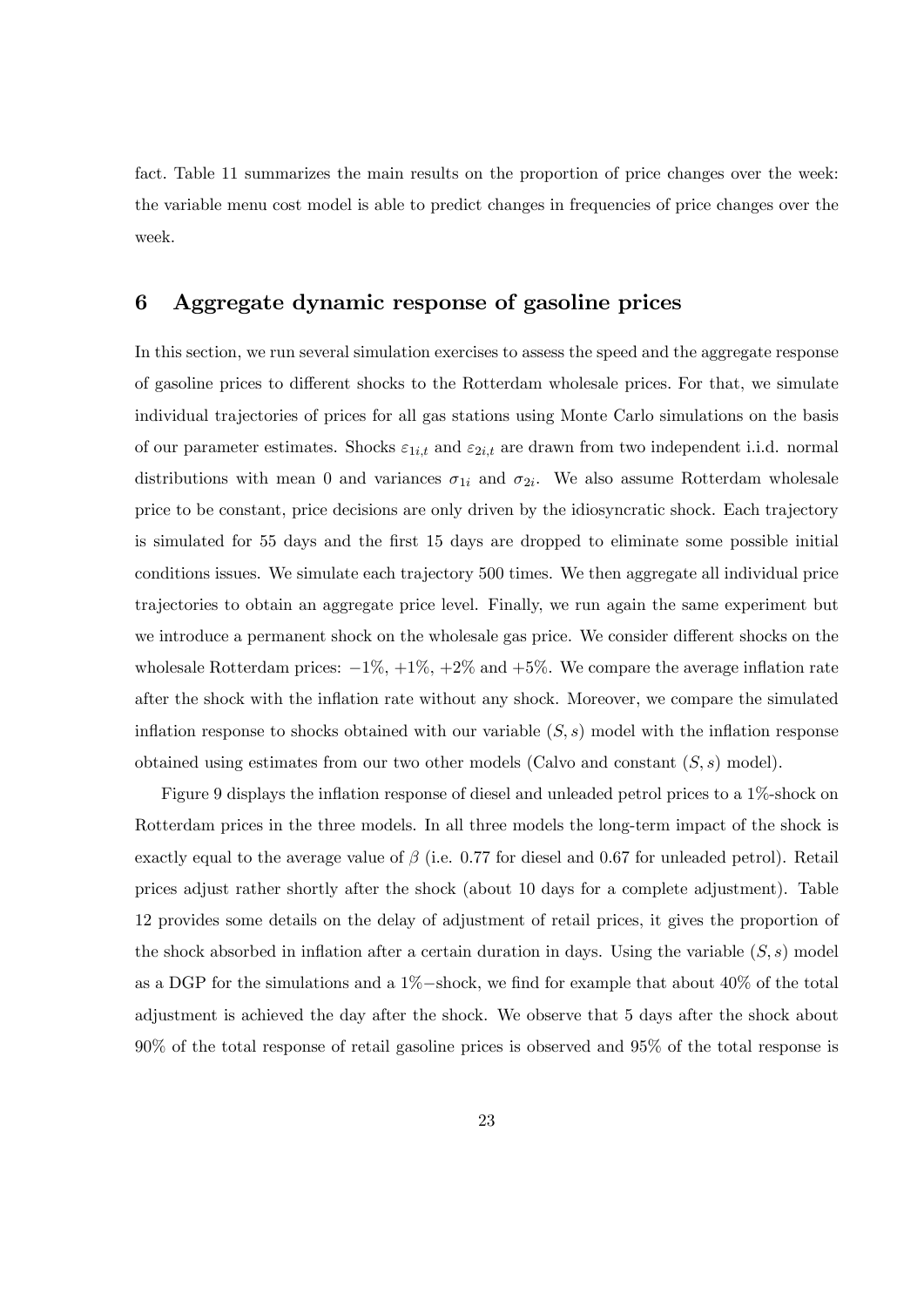fact. Table 11 summarizes the main results on the proportion of price changes over the week: the variable menu cost model is able to predict changes in frequencies of price changes over the week.

## 6 Aggregate dynamic response of gasoline prices

In this section, we run several simulation exercises to assess the speed and the aggregate response of gasoline prices to different shocks to the Rotterdam wholesale prices. For that, we simulate individual trajectories of prices for all gas stations using Monte Carlo simulations on the basis of our parameter estimates. Shocks $\varepsilon_{1i,t}$ and $\varepsilon_{2i,t}$ are drawn from two independent i.i.d. normal distributions with mean 0 and variances $\sigma_{1i}$ and $\sigma_{2i}$. We also assume Rotterdam wholesale price to be constant, price decisions are only driven by the idiosyncratic shock. Each trajectory is simulated for 55 days and the first 15 days are dropped to eliminate some possible initial conditions issues. We simulate each trajectory 500 times. We then aggregate all individual price trajectories to obtain an aggregate price level. Finally, we run again the same experiment but we introduce a permanent shock on the wholesale gas price. We consider different shocks on the wholesale Rotterdam prices: $-1\%$, $+1\%$, $+2\%$ and $+5\%$. We compare the average inflation rate after the shock with the inflation rate without any shock. Moreover, we compare the simulated inflation response to shocks obtained with our variable $(S, s)$ model with the inflation response obtained using estimates from our two other models (Calvo and constant $(S, s)$ model).

Figure 9 displays the inflation response of diesel and unleaded petrol prices to a 1%-shock on Rotterdam prices in the three models. In all three models the long-term impact of the shock is exactly equal to the average value of $\beta$ (i.e. 0.77 for diesel and 0.67 for unleaded petrol). Retail prices adjust rather shortly after the shock (about 10 days for a complete adjustment). Table 12 provides some details on the delay of adjustment of retail prices, it gives the proportion of the shock absorbed in inflation after a certain duration in days. Using the variable $(S, s)$ model as a DGP for the simulations and a $1\%-$shock, we find for example that about 40% of the total adjustment is achieved the day after the shock. We observe that 5 days after the shock about 90% of the total response of retail gasoline prices is observed and 95% of the total response is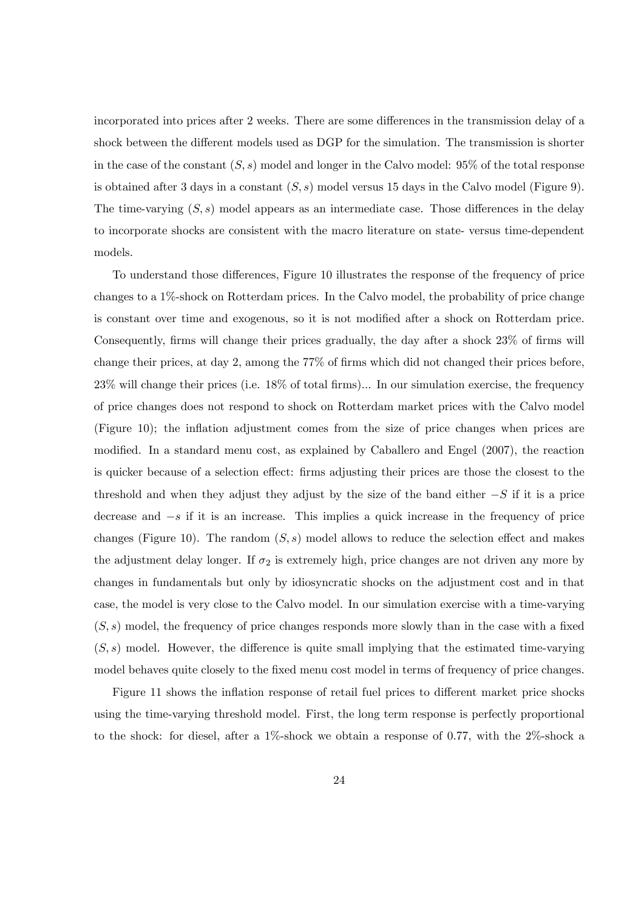incorporated into prices after 2 weeks. There are some differences in the transmission delay of a shock between the different models used as DGP for the simulation. The transmission is shorter in the case of the constant $(S, s)$ model and longer in the Calvo model: 95% of the total response is obtained after 3 days in a constant $(S, s)$ model versus 15 days in the Calvo model (Figure 9). The time-varying $(S, s)$ model appears as an intermediate case. Those differences in the delay to incorporate shocks are consistent with the macro literature on state- versus time-dependent models.

To understand those differences, Figure 10 illustrates the response of the frequency of price changes to a 1%-shock on Rotterdam prices. In the Calvo model, the probability of price change is constant over time and exogenous, so it is not modified after a shock on Rotterdam price. Consequently, firms will change their prices gradually, the day after a shock 23% of firms will change their prices, at day 2, among the 77% of firms which did not changed their prices before, 23% will change their prices (i.e. 18% of total firms)... In our simulation exercise, the frequency of price changes does not respond to shock on Rotterdam market prices with the Calvo model (Figure 10); the inflation adjustment comes from the size of price changes when prices are modified. In a standard menu cost, as explained by Caballero and Engel (2007), the reaction is quicker because of a selection effect: firms adjusting their prices are those the closest to the threshold and when they adjust they adjust by the size of the band either $-S$ if it is a price decrease and $-s$ if it is an increase. This implies a quick increase in the frequency of price changes (Figure 10). The random $(S, s)$ model allows to reduce the selection effect and makes the adjustment delay longer. If $\sigma_2$ is extremely high, price changes are not driven any more by changes in fundamentals but only by idiosyncratic shocks on the adjustment cost and in that case, the model is very close to the Calvo model. In our simulation exercise with a time-varying $(S, s)$ model, the frequency of price changes responds more slowly than in the case with a fixed $(S, s)$ model. However, the difference is quite small implying that the estimated time-varying model behaves quite closely to the fixed menu cost model in terms of frequency of price changes.

Figure 11 shows the inflation response of retail fuel prices to different market price shocks using the time-varying threshold model. First, the long term response is perfectly proportional to the shock: for diesel, after a 1%-shock we obtain a response of 0.77, with the 2%-shock a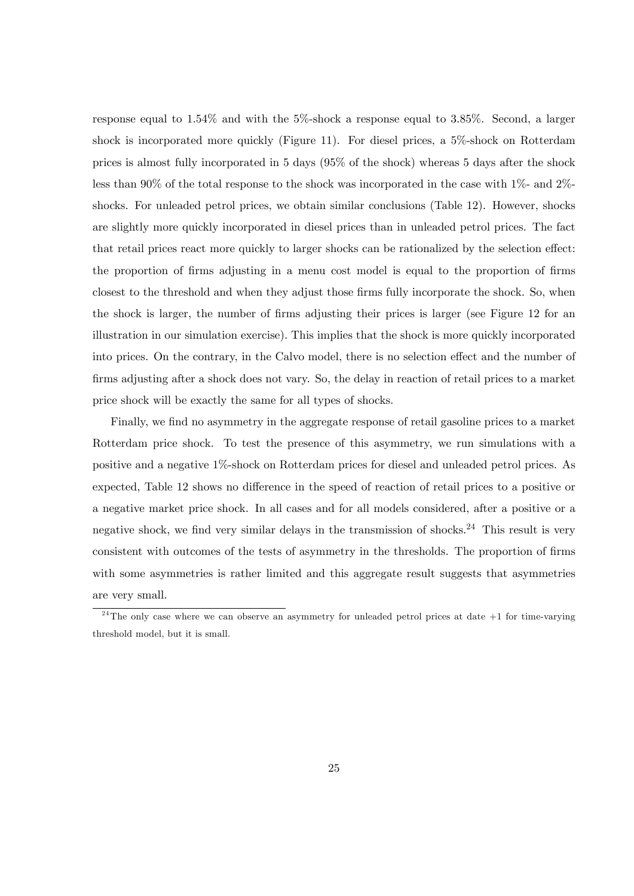response equal to 1.54% and with the 5%-shock a response equal to 3.85%. Second, a larger shock is incorporated more quickly (Figure 11). For diesel prices, a 5%-shock on Rotterdam prices is almost fully incorporated in 5 days (95% of the shock) whereas 5 days after the shock less than 90% of the total response to the shock was incorporated in the case with 1%- and 2%-shocks. For unleaded petrol prices, we obtain similar conclusions (Table 12). However, shocks are slightly more quickly incorporated in diesel prices than in unleaded petrol prices. The fact that retail prices react more quickly to larger shocks can be rationalized by the selection effect: the proportion of firms adjusting in a menu cost model is equal to the proportion of firms closest to the threshold and when they adjust those firms fully incorporate the shock. So, when the shock is larger, the number of firms adjusting their prices is larger (see Figure 12 for an illustration in our simulation exercise). This implies that the shock is more quickly incorporated into prices. On the contrary, in the Calvo model, there is no selection effect and the number of firms adjusting after a shock does not vary. So, the delay in reaction of retail prices to a market price shock will be exactly the same for all types of shocks.

Finally, we find no asymmetry in the aggregate response of retail gasoline prices to a market Rotterdam price shock. To test the presence of this asymmetry, we run simulations with a positive and a negative 1%-shock on Rotterdam prices for diesel and unleaded petrol prices. As expected, Table 12 shows no difference in the speed of reaction of retail prices to a positive or a negative market price shock. In all cases and for all models considered, after a positive or a negative shock, we find very similar delays in the transmission of shocks.[24] This result is very consistent with outcomes of the tests of asymmetry in the thresholds. The proportion of firms with some asymmetries is rather limited and this aggregate result suggests that asymmetries are very small.

[24] The only case where we can observe an asymmetry for unleaded petrol prices at date +1 for time-varying threshold model, but it is small.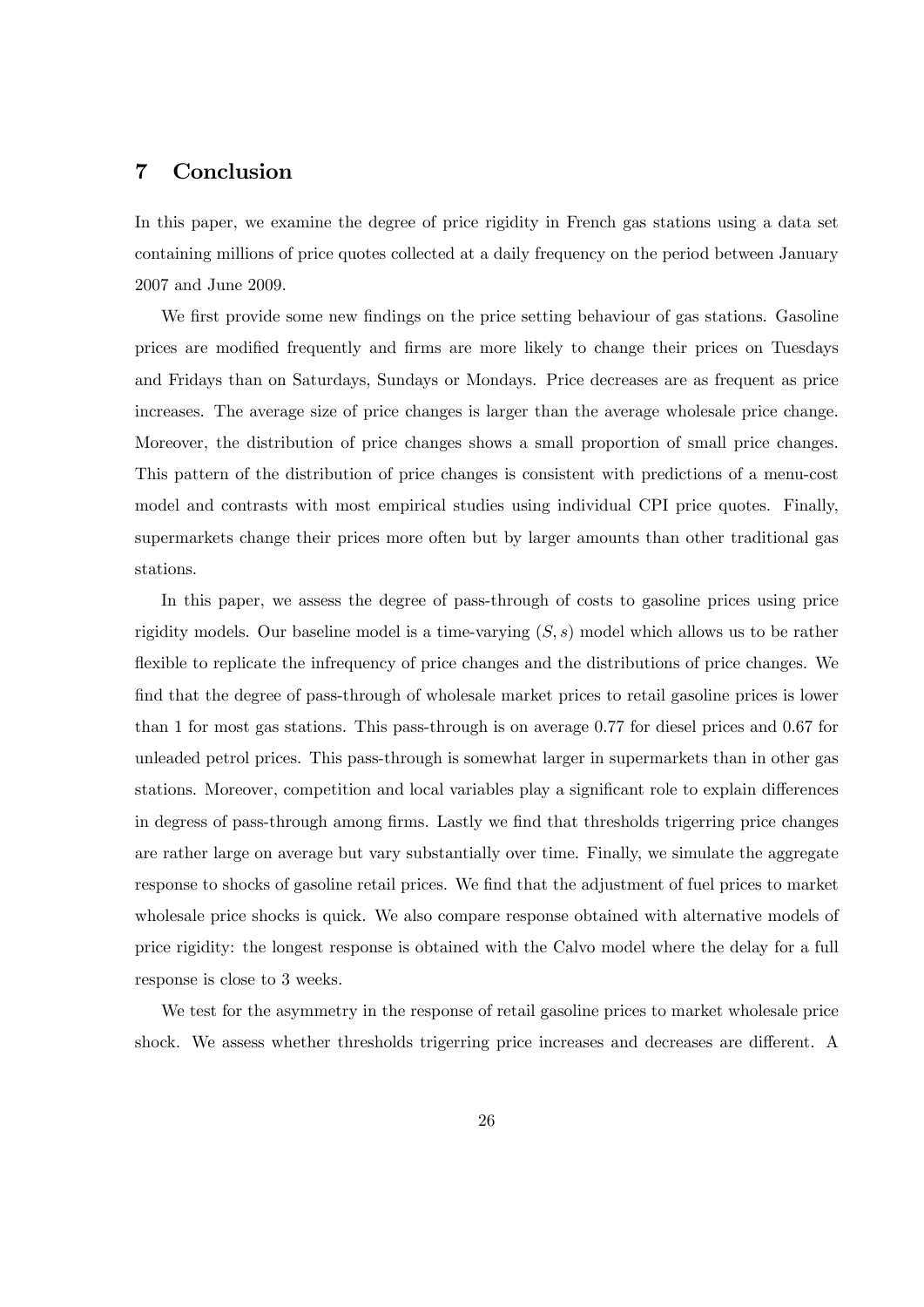## 7 Conclusion

In this paper, we examine the degree of price rigidity in French gas stations using a data set containing millions of price quotes collected at a daily frequency on the period between January 2007 and June 2009.

We first provide some new findings on the price setting behaviour of gas stations. Gasoline prices are modified frequently and firms are more likely to change their prices on Tuesdays and Fridays than on Saturdays, Sundays or Mondays. Price decreases are as frequent as price increases. The average size of price changes is larger than the average wholesale price change. Moreover, the distribution of price changes shows a small proportion of small price changes. This pattern of the distribution of price changes is consistent with predictions of a menu-cost model and contrasts with most empirical studies using individual CPI price quotes. Finally, supermarkets change their prices more often but by larger amounts than other traditional gas stations.

In this paper, we assess the degree of pass-through of costs to gasoline prices using price rigidity models. Our baseline model is a time-varying $(S, s)$ model which allows us to be rather flexible to replicate the infrequency of price changes and the distributions of price changes. We find that the degree of pass-through of wholesale market prices to retail gasoline prices is lower than 1 for most gas stations. This pass-through is on average 0.77 for diesel prices and 0.67 for unleaded petrol prices. This pass-through is somewhat larger in supermarkets than in other gas stations. Moreover, competition and local variables play a significant role to explain differences in degress of pass-through among firms. Lastly we find that thresholds trigerring price changes are rather large on average but vary substantially over time. Finally, we simulate the aggregate response to shocks of gasoline retail prices. We find that the adjustment of fuel prices to market wholesale price shocks is quick. We also compare response obtained with alternative models of price rigidity: the longest response is obtained with the Calvo model where the delay for a full response is close to 3 weeks.

We test for the asymmetry in the response of retail gasoline prices to market wholesale price shock. We assess whether thresholds trigerring price increases and decreases are different. A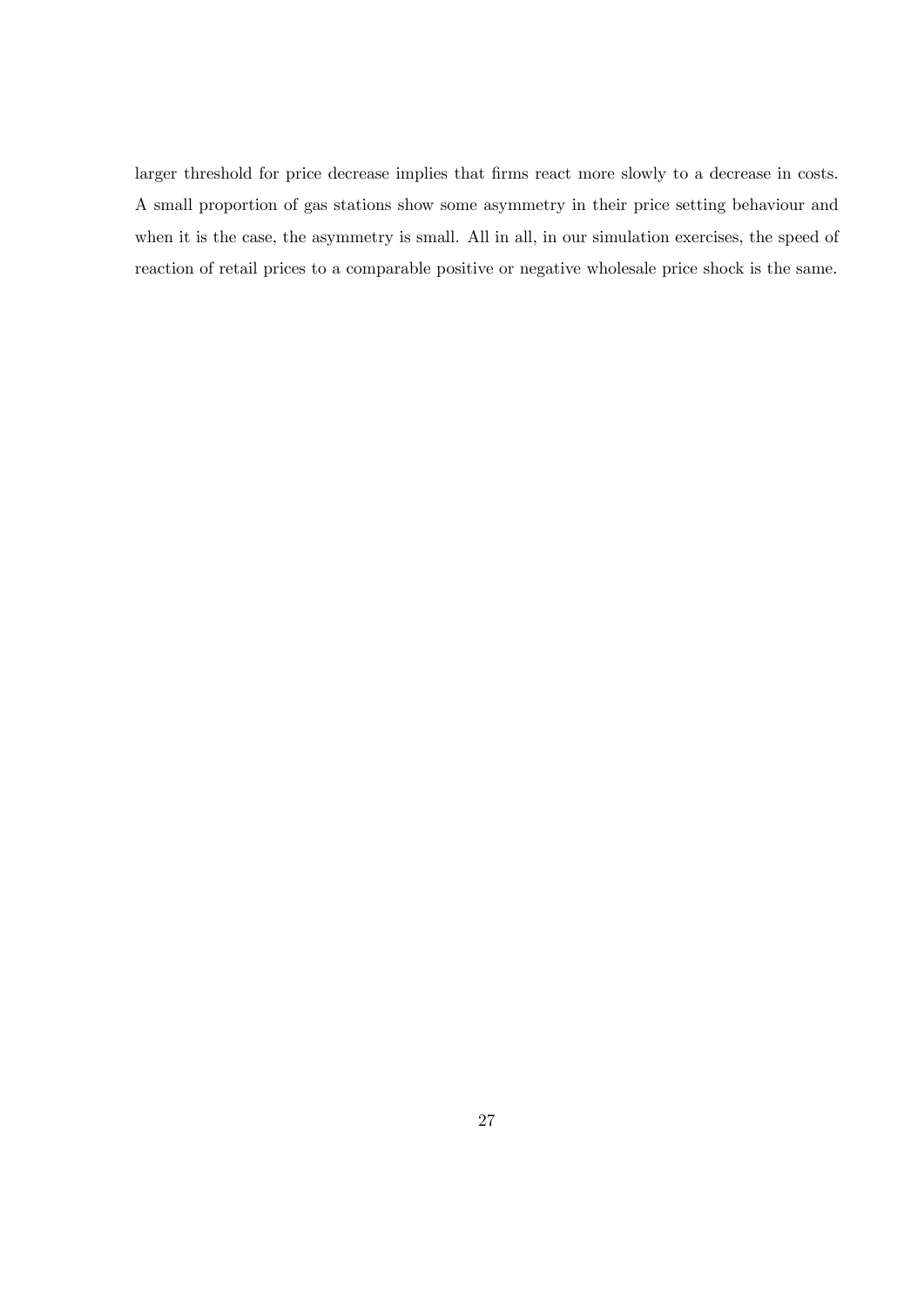larger threshold for price decrease implies that firms react more slowly to a decrease in costs. A small proportion of gas stations show some asymmetry in their price setting behaviour and when it is the case, the asymmetry is small. All in all, in our simulation exercises, the speed of reaction of retail prices to a comparable positive or negative wholesale price shock is the same.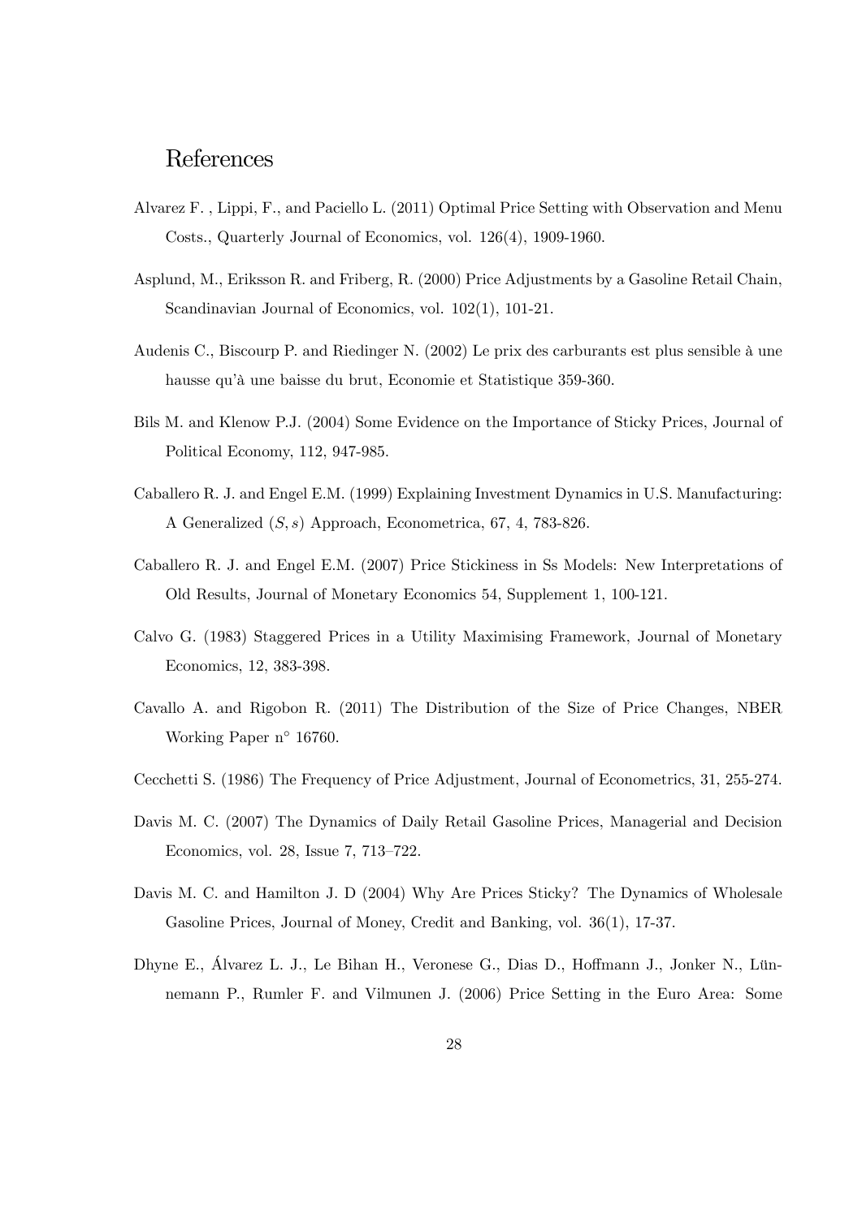# References

Alvarez F. , Lippi, F., and Paciello L. (2011) Optimal Price Setting with Observation and Menu Costs., Quarterly Journal of Economics, vol. 126(4), 1909-1960.

Asplund, M., Eriksson R. and Friberg, R. (2000) Price Adjustments by a Gasoline Retail Chain, Scandinavian Journal of Economics, vol. 102(1), 101-21.

Audenis C., Biscourp P. and Riedinger N. (2002) Le prix des carburants est plus sensible à une hausse qu'à une baisse du brut, Economie et Statistique 359-360.

Bils M. and Klenow P.J. (2004) Some Evidence on the Importance of Sticky Prices, Journal of Political Economy, 112, 947-985.

Caballero R. J. and Engel E.M. (1999) Explaining Investment Dynamics in U.S. Manufacturing: A Generalized $(S, s)$ Approach, Econometrica, 67, 4, 783-826.

Caballero R. J. and Engel E.M. (2007) Price Stickiness in Ss Models: New Interpretations of Old Results, Journal of Monetary Economics 54, Supplement 1, 100-121.

Calvo G. (1983) Staggered Prices in a Utility Maximising Framework, Journal of Monetary Economics, 12, 383-398.

Cavallo A. and Rigobon R. (2011) The Distribution of the Size of Price Changes, NBER Working Paper n° 16760.

Cecchetti S. (1986) The Frequency of Price Adjustment, Journal of Econometrics, 31, 255-274.

Davis M. C. (2007) The Dynamics of Daily Retail Gasoline Prices, Managerial and Decision Economics, vol. 28, Issue 7, 713–722.

Davis M. C. and Hamilton J. D (2004) Why Are Prices Sticky? The Dynamics of Wholesale Gasoline Prices, Journal of Money, Credit and Banking, vol. 36(1), 17-37.

Dhyne E., Álvarez L. J., Le Bihan H., Veronese G., Dias D., Hoffmann J., Jonker N., Lünnemann P., Rumler F. and Vilmunen J. (2006) Price Setting in the Euro Area: Some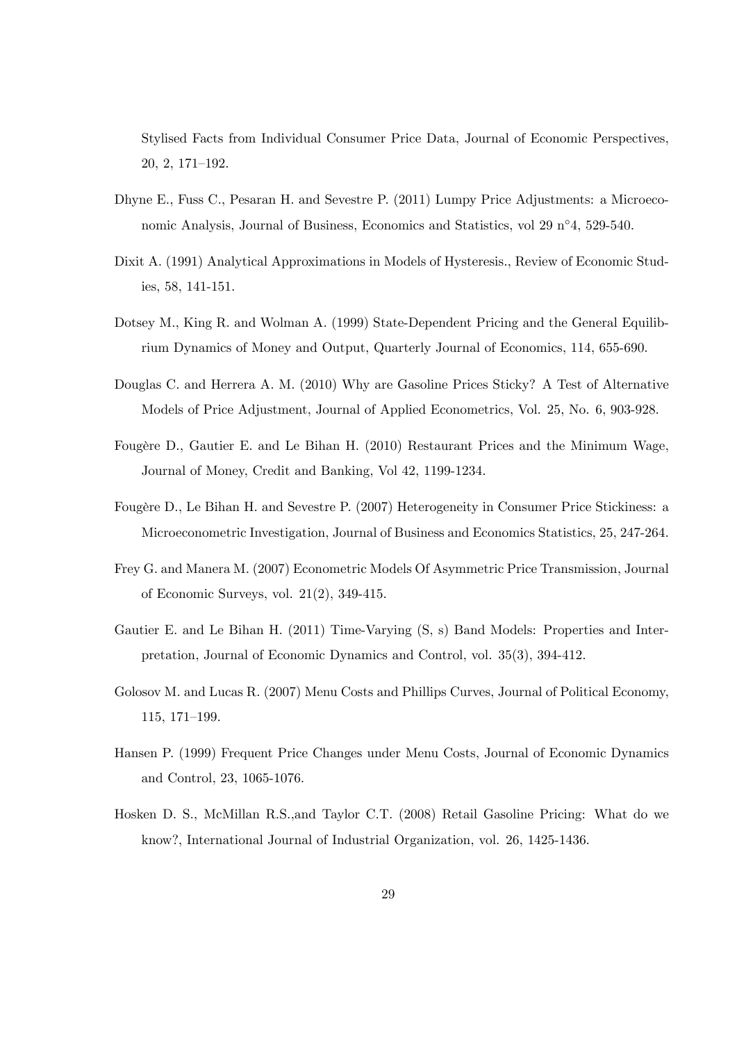Stylised Facts from Individual Consumer Price Data, Journal of Economic Perspectives, 20, 2, 171–192.

Dhyne E., Fuss C., Pesaran H. and Sevestre P. (2011) Lumpy Price Adjustments: a Microeconomic Analysis, Journal of Business, Economics and Statistics, vol 29 n°4, 529-540.

Dixit A. (1991) Analytical Approximations in Models of Hysteresis., Review of Economic Studies, 58, 141-151.

Dotsey M., King R. and Wolman A. (1999) State-Dependent Pricing and the General Equilibrium Dynamics of Money and Output, Quarterly Journal of Economics, 114, 655-690.

Douglas C. and Herrera A. M. (2010) Why are Gasoline Prices Sticky? A Test of Alternative Models of Price Adjustment, Journal of Applied Econometrics, Vol. 25, No. 6, 903-928.

Fougère D., Gautier E. and Le Bihan H. (2010) Restaurant Prices and the Minimum Wage, Journal of Money, Credit and Banking, Vol 42, 1199-1234.

Fougère D., Le Bihan H. and Sevestre P. (2007) Heterogeneity in Consumer Price Stickiness: a Microeconometric Investigation, Journal of Business and Economics Statistics, 25, 247-264.

Frey G. and Manera M. (2007) Econometric Models Of Asymmetric Price Transmission, Journal of Economic Surveys, vol. 21(2), 349-415.

Gautier E. and Le Bihan H. (2011) Time-Varying (S, s) Band Models: Properties and Interpretation, Journal of Economic Dynamics and Control, vol. 35(3), 394-412.

Golosov M. and Lucas R. (2007) Menu Costs and Phillips Curves, Journal of Political Economy, 115, 171–199.

Hansen P. (1999) Frequent Price Changes under Menu Costs, Journal of Economic Dynamics and Control, 23, 1065-1076.

Hosken D. S., McMillan R.S.,and Taylor C.T. (2008) Retail Gasoline Pricing: What do we know?, International Journal of Industrial Organization, vol. 26, 1425-1436.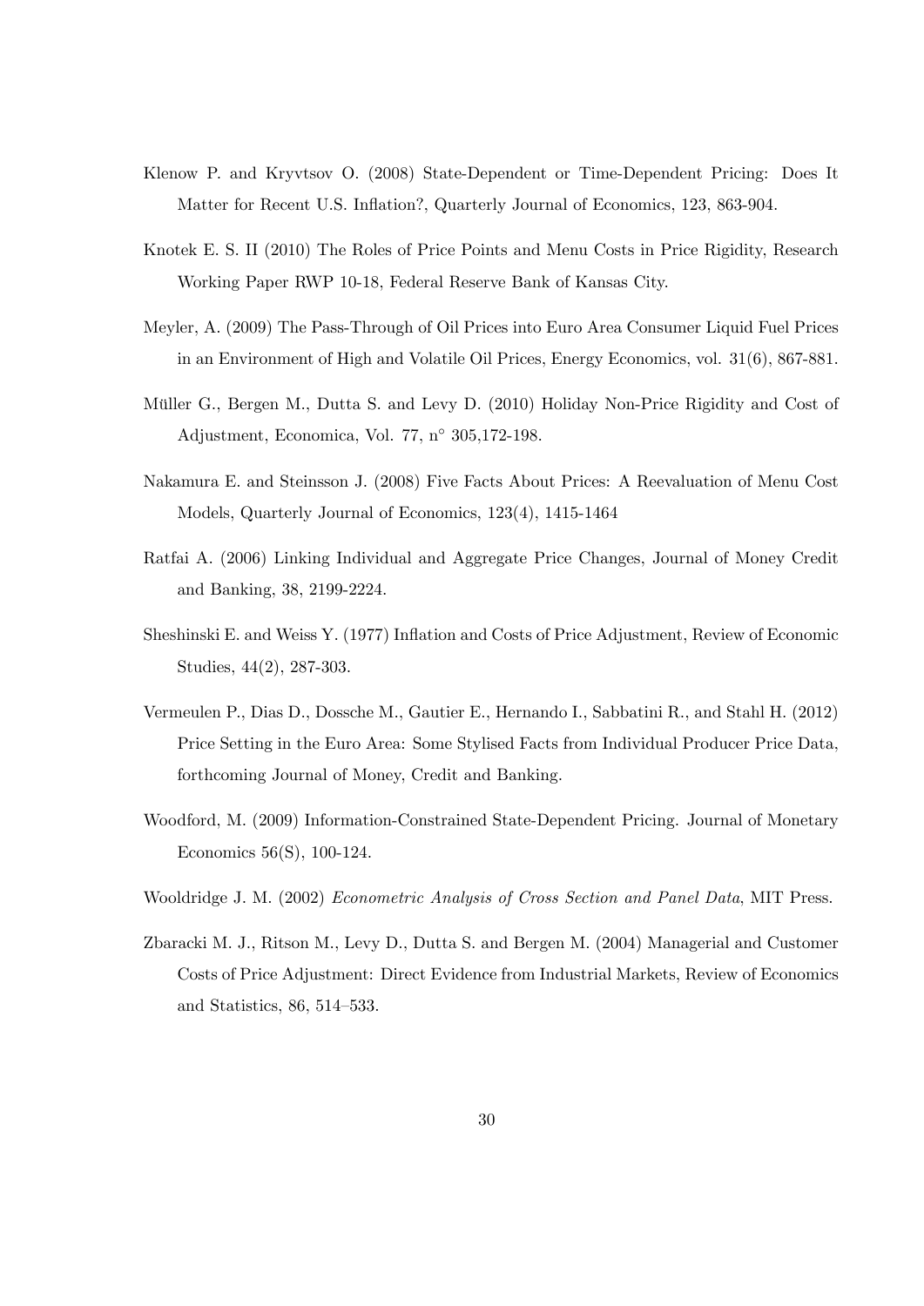Klenow P. and Kryvtsov O. (2008) State-Dependent or Time-Dependent Pricing: Does It Matter for Recent U.S. Inflation?, Quarterly Journal of Economics, 123, 863-904.

Knotek E. S. II (2010) The Roles of Price Points and Menu Costs in Price Rigidity, Research Working Paper RWP 10-18, Federal Reserve Bank of Kansas City.

Meyler, A. (2009) The Pass-Through of Oil Prices into Euro Area Consumer Liquid Fuel Prices in an Environment of High and Volatile Oil Prices, Energy Economics, vol. 31(6), 867-881.

Müller G., Bergen M., Dutta S. and Levy D. (2010) Holiday Non-Price Rigidity and Cost of Adjustment, Economica, Vol. 77, n° 305,172-198.

Nakamura E. and Steinsson J. (2008) Five Facts About Prices: A Reevaluation of Menu Cost Models, Quarterly Journal of Economics, 123(4), 1415-1464

Ratfai A. (2006) Linking Individual and Aggregate Price Changes, Journal of Money Credit and Banking, 38, 2199-2224.

Sheshinski E. and Weiss Y. (1977) Inflation and Costs of Price Adjustment, Review of Economic Studies, 44(2), 287-303.

Vermeulen P., Dias D., Dossche M., Gautier E., Hernando I., Sabbatini R., and Stahl H. (2012) Price Setting in the Euro Area: Some Stylised Facts from Individual Producer Price Data, forthcoming Journal of Money, Credit and Banking.

Woodford, M. (2009) Information-Constrained State-Dependent Pricing. Journal of Monetary Economics 56(S), 100-124.

Wooldridge J. M. (2002) *Econometric Analysis of Cross Section and Panel Data*, MIT Press.

Zbaracki M. J., Ritson M., Levy D., Dutta S. and Bergen M. (2004) Managerial and Customer Costs of Price Adjustment: Direct Evidence from Industrial Markets, Review of Economics and Statistics, 86, 514–533.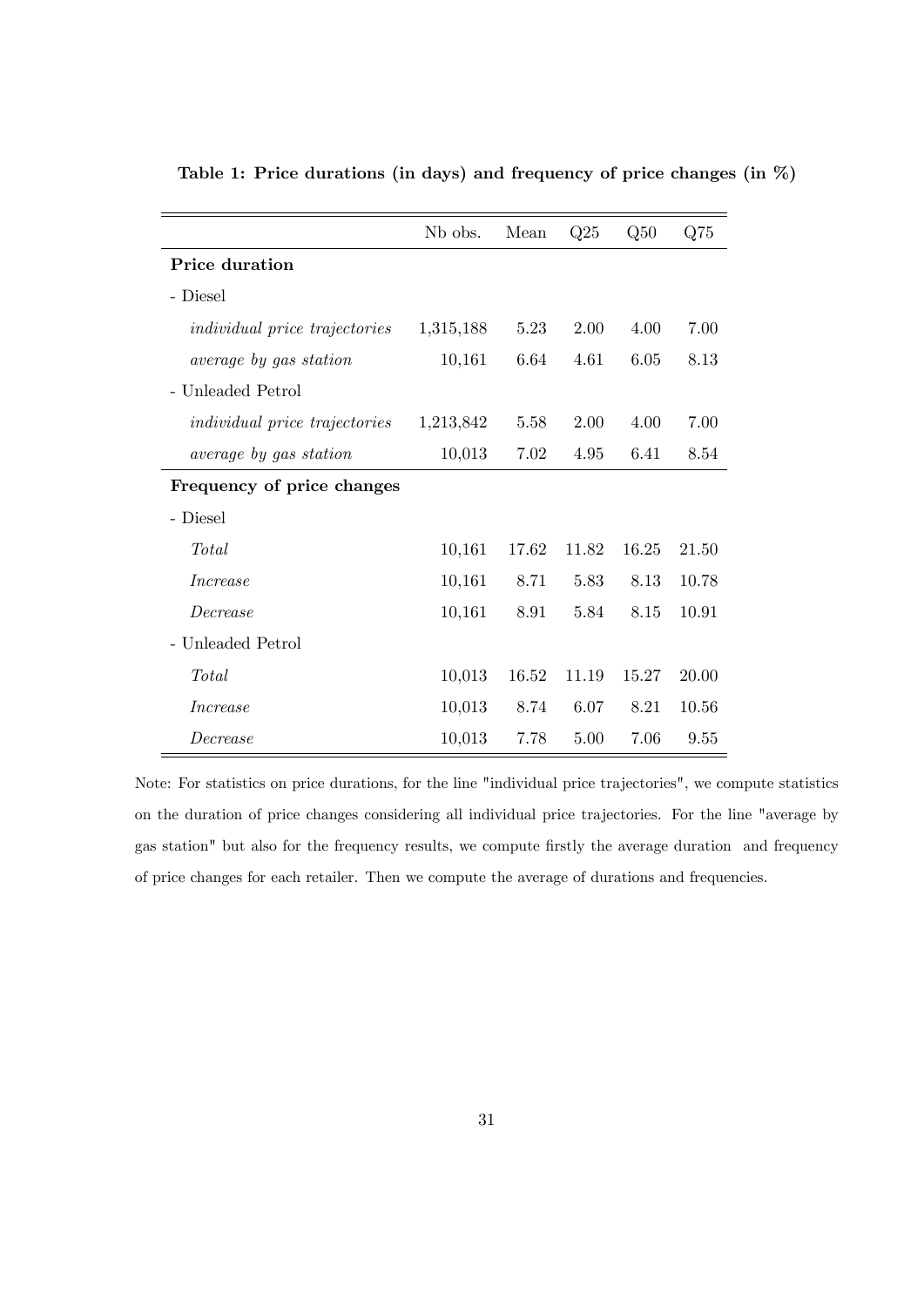**Table 1: Price durations (in days) and frequency of price changes (in %)**

| | Nb obs. | Mean | Q25 | Q50 | Q75 |
|---|---|---|---|---|---|
| **Price duration** | | | | | |
| - Diesel | | | | | |
| *individual price trajectories* | 1,315,188 | 5.23 | 2.00 | 4.00 | 7.00 |
| *average by gas station* | 10,161 | 6.64 | 4.61 | 6.05 | 8.13 |
| - Unleaded Petrol | | | | | |
| *individual price trajectories* | 1,213,842 | 5.58 | 2.00 | 4.00 | 7.00 |
| *average by gas station* | 10,013 | 7.02 | 4.95 | 6.41 | 8.54 |
| **Frequency of price changes** | | | | | |
| - Diesel | | | | | |
| *Total* | 10,161 | 17.62 | 11.82 | 16.25 | 21.50 |
| *Increase* | 10,161 | 8.71 | 5.83 | 8.13 | 10.78 |
| *Decrease* | 10,161 | 8.91 | 5.84 | 8.15 | 10.91 |
| - Unleaded Petrol | | | | | |
| *Total* | 10,013 | 16.52 | 11.19 | 15.27 | 20.00 |
| *Increase* | 10,013 | 8.74 | 6.07 | 8.21 | 10.56 |
| *Decrease* | 10,013 | 7.78 | 5.00 | 7.06 | 9.55 |

Note: For statistics on price durations, for the line "individual price trajectories", we compute statistics on the duration of price changes considering all individual price trajectories. For the line "average by gas station" but also for the frequency results, we compute firstly the average duration and frequency of price changes for each retailer. Then we compute the average of durations and frequencies.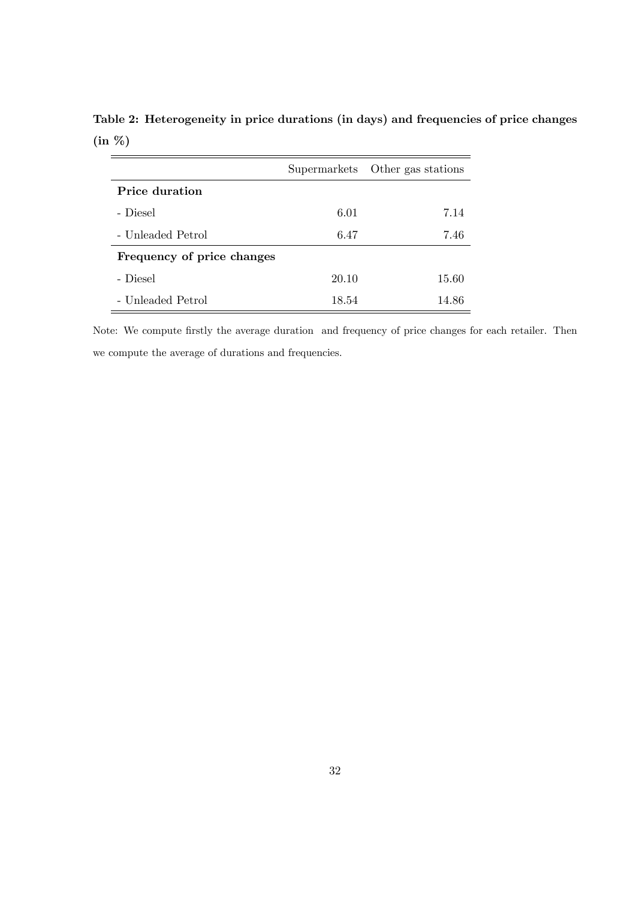**Table 2: Heterogeneity in price durations (in days) and frequencies of price changes (in %)**

| | Supermarkets | Other gas stations |
|---|---|---|
| **Price duration** | | |
| - Diesel | 6.01 | 7.14 |
| - Unleaded Petrol | 6.47 | 7.46 |
| **Frequency of price changes** | | |
| - Diesel | 20.10 | 15.60 |
| - Unleaded Petrol | 18.54 | 14.86 |

Note: We compute firstly the average duration and frequency of price changes for each retailer. Then we compute the average of durations and frequencies.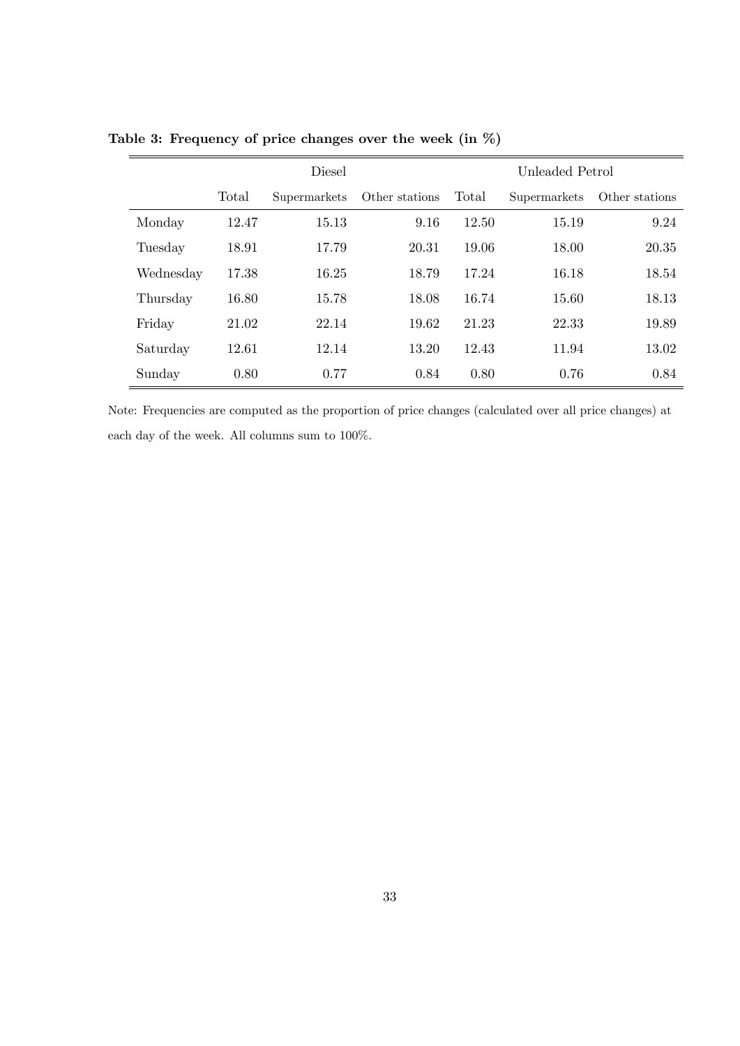**Table 3: Frequency of price changes over the week (in %)**

| | Diesel | | | Unleaded Petrol | | |
|---|---|---|---|---|---|---|
| | Total | Supermarkets | Other stations | Total | Supermarkets | Other stations |
| Monday | 12.47 | 15.13 | 9.16 | 12.50 | 15.19 | 9.24 |
| Tuesday | 18.91 | 17.79 | 20.31 | 19.06 | 18.00 | 20.35 |
| Wednesday | 17.38 | 16.25 | 18.79 | 17.24 | 16.18 | 18.54 |
| Thursday | 16.80 | 15.78 | 18.08 | 16.74 | 15.60 | 18.13 |
| Friday | 21.02 | 22.14 | 19.62 | 21.23 | 22.33 | 19.89 |
| Saturday | 12.61 | 12.14 | 13.20 | 12.43 | 11.94 | 13.02 |
| Sunday | 0.80 | 0.77 | 0.84 | 0.80 | 0.76 | 0.84 |

Note: Frequencies are computed as the proportion of price changes (calculated over all price changes) at each day of the week. All columns sum to 100%.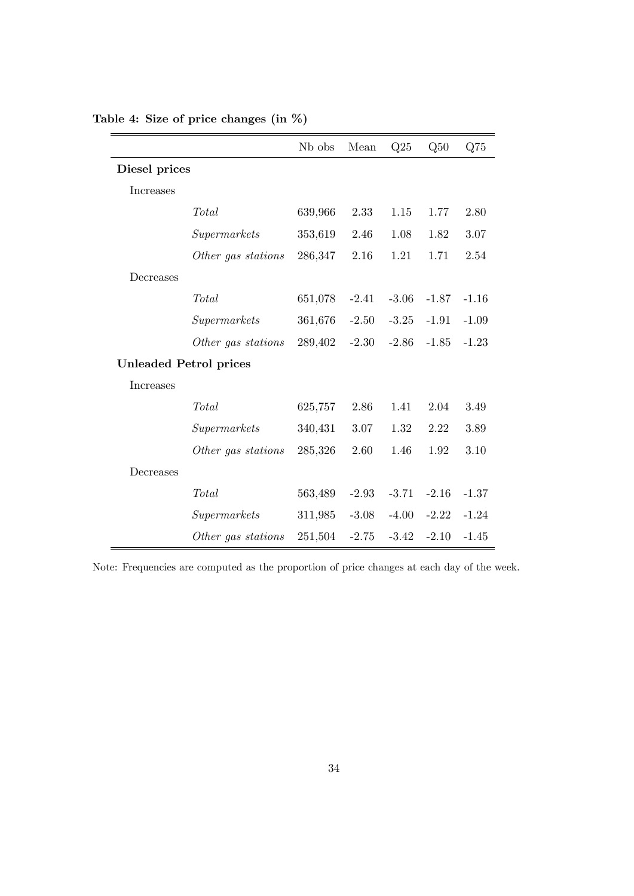**Table 4: Size of price changes (in %)**

| | | Nb obs | Mean | Q25 | Q50 | Q75 |
|---|---|---|---|---|---|---|
| **Diesel prices** | | | | | | |
| Increases | | | | | | |
| | *Total* | 639,966 | 2.33 | 1.15 | 1.77 | 2.80 |
| | *Supermarkets* | 353,619 | 2.46 | 1.08 | 1.82 | 3.07 |
| | *Other gas stations* | 286,347 | 2.16 | 1.21 | 1.71 | 2.54 |
| Decreases | | | | | | |
| | *Total* | 651,078 | -2.41 | -3.06 | -1.87 | -1.16 |
| | *Supermarkets* | 361,676 | -2.50 | -3.25 | -1.91 | -1.09 |
| | *Other gas stations* | 289,402 | -2.30 | -2.86 | -1.85 | -1.23 |
| **Unleaded Petrol prices** | | | | | | |
| Increases | | | | | | |
| | *Total* | 625,757 | 2.86 | 1.41 | 2.04 | 3.49 |
| | *Supermarkets* | 340,431 | 3.07 | 1.32 | 2.22 | 3.89 |
| | *Other gas stations* | 285,326 | 2.60 | 1.46 | 1.92 | 3.10 |
| Decreases | | | | | | |
| | *Total* | 563,489 | -2.93 | -3.71 | -2.16 | -1.37 |
| | *Supermarkets* | 311,985 | -3.08 | -4.00 | -2.22 | -1.24 |
| | *Other gas stations* | 251,504 | -2.75 | -3.42 | -2.10 | -1.45 |

Note: Frequencies are computed as the proportion of price changes at each day of the week.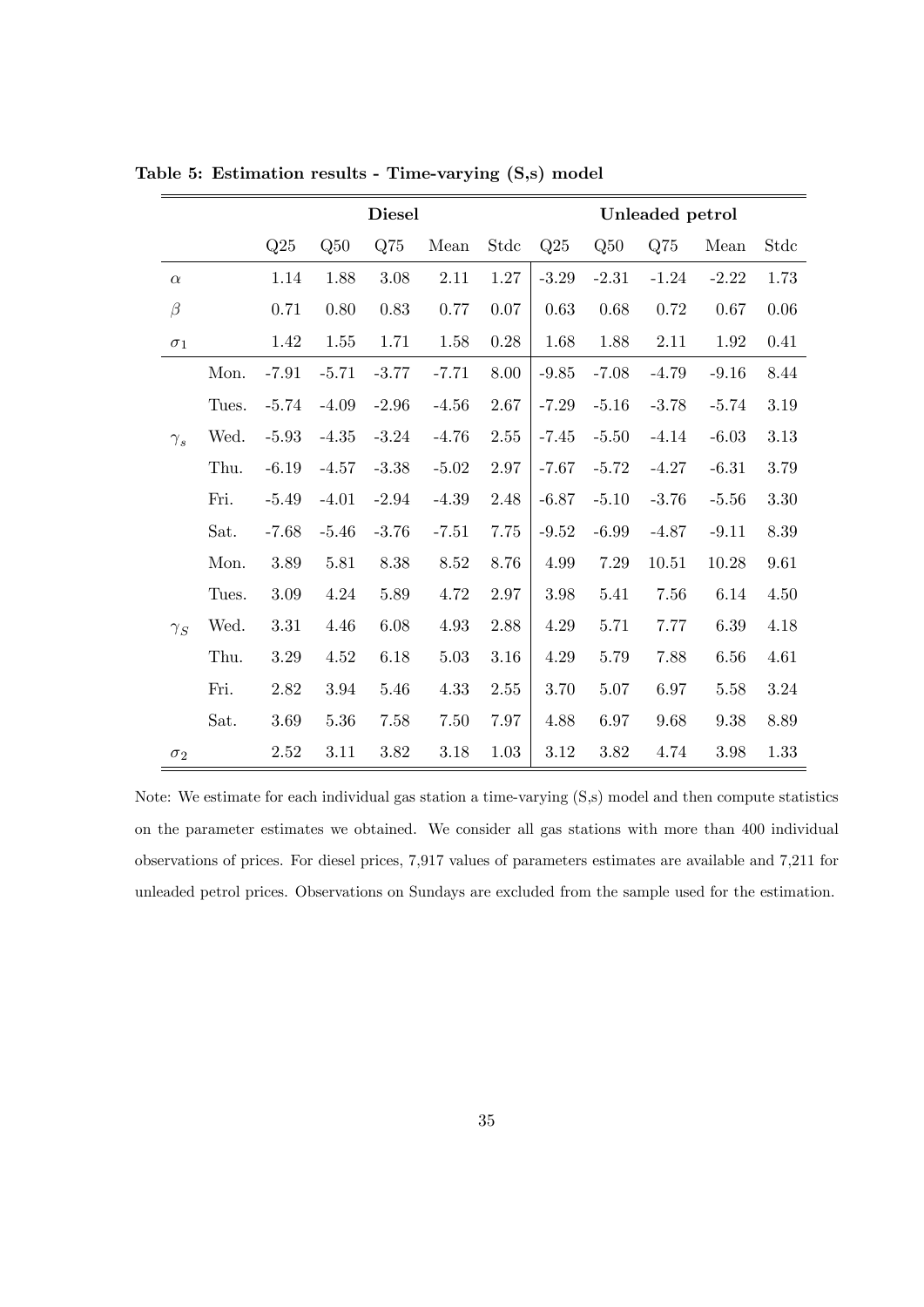**Table 5: Estimation results - Time-varying (S,s) model**

| | | Diesel | | | | | Unleaded petrol | | | | |
|---|---|---|---|---|---|---|---|---|---|---|---|
| | | Q25 | Q50 | Q75 | Mean | Stdc | Q25 | Q50 | Q75 | Mean | Stdc |
| $\alpha$ | | 1.14 | 1.88 | 3.08 | 2.11 | 1.27 | -3.29 | -2.31 | -1.24 | -2.22 | 1.73 |
| $\beta$ | | 0.71 | 0.80 | 0.83 | 0.77 | 0.07 | 0.63 | 0.68 | 0.72 | 0.67 | 0.06 |
| $\sigma_1$ | | 1.42 | 1.55 | 1.71 | 1.58 | 0.28 | 1.68 | 1.88 | 2.11 | 1.92 | 0.41 |
| $\gamma_s$ | Mon. | -7.91 | -5.71 | -3.77 | -7.71 | 8.00 | -9.85 | -7.08 | -4.79 | -9.16 | 8.44 |
| | Tues. | -5.74 | -4.09 | -2.96 | -4.56 | 2.67 | -7.29 | -5.16 | -3.78 | -5.74 | 3.19 |
| | Wed. | -5.93 | -4.35 | -3.24 | -4.76 | 2.55 | -7.45 | -5.50 | -4.14 | -6.03 | 3.13 |
| | Thu. | -6.19 | -4.57 | -3.38 | -5.02 | 2.97 | -7.67 | -5.72 | -4.27 | -6.31 | 3.79 |
| | Fri. | -5.49 | -4.01 | -2.94 | -4.39 | 2.48 | -6.87 | -5.10 | -3.76 | -5.56 | 3.30 |
| | Sat. | -7.68 | -5.46 | -3.76 | -7.51 | 7.75 | -9.52 | -6.99 | -4.87 | -9.11 | 8.39 |
| $\gamma_S$ | Mon. | 3.89 | 5.81 | 8.38 | 8.52 | 8.76 | 4.99 | 7.29 | 10.51 | 10.28 | 9.61 |
| | Tues. | 3.09 | 4.24 | 5.89 | 4.72 | 2.97 | 3.98 | 5.41 | 7.56 | 6.14 | 4.50 |
| | Wed. | 3.31 | 4.46 | 6.08 | 4.93 | 2.88 | 4.29 | 5.71 | 7.77 | 6.39 | 4.18 |
| | Thu. | 3.29 | 4.52 | 6.18 | 5.03 | 3.16 | 4.29 | 5.79 | 7.88 | 6.56 | 4.61 |
| | Fri. | 2.82 | 3.94 | 5.46 | 4.33 | 2.55 | 3.70 | 5.07 | 6.97 | 5.58 | 3.24 |
| | Sat. | 3.69 | 5.36 | 7.58 | 7.50 | 7.97 | 4.88 | 6.97 | 9.68 | 9.38 | 8.89 |
| $\sigma_2$ | | 2.52 | 3.11 | 3.82 | 3.18 | 1.03 | 3.12 | 3.82 | 4.74 | 3.98 | 1.33 |

Note: We estimate for each individual gas station a time-varying (S,s) model and then compute statistics on the parameter estimates we obtained. We consider all gas stations with more than 400 individual observations of prices. For diesel prices, 7,917 values of parameters estimates are available and 7,211 for unleaded petrol prices. Observations on Sundays are excluded from the sample used for the estimation.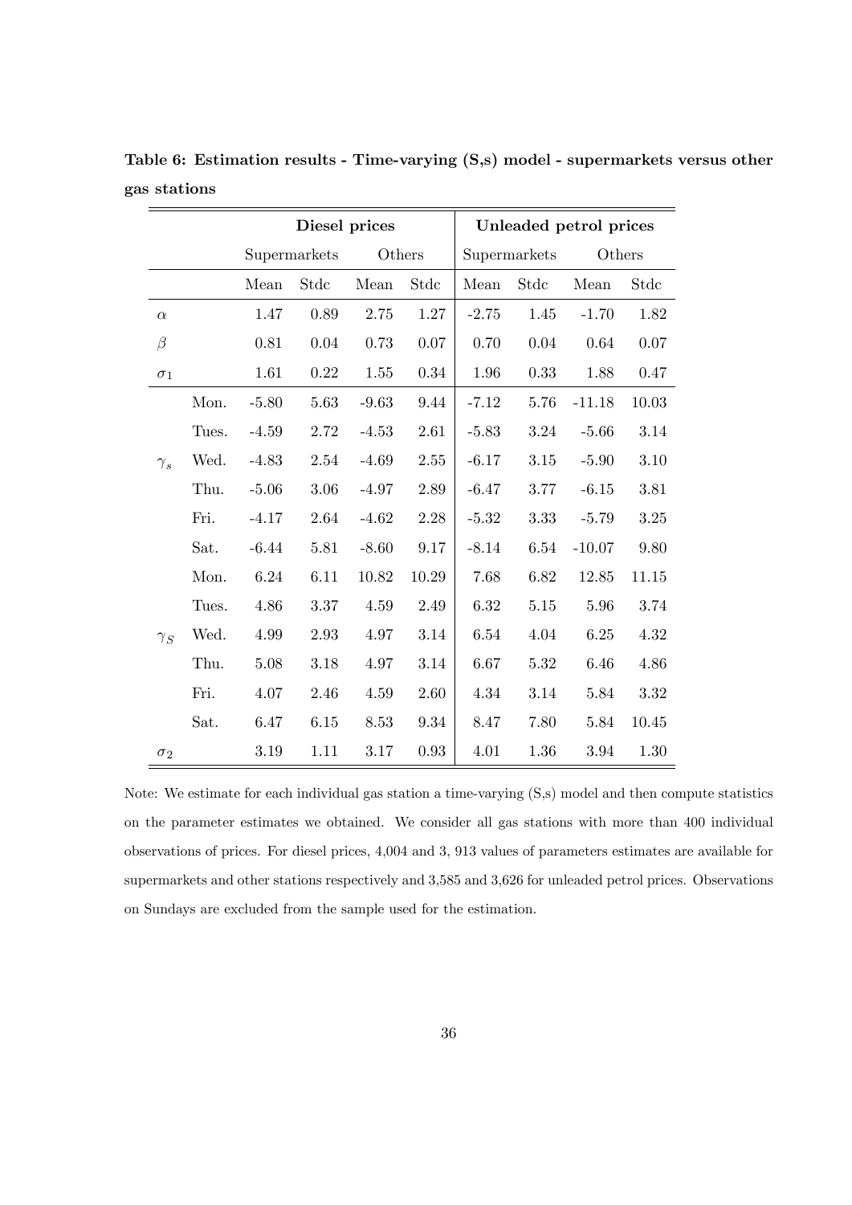**Table 6: Estimation results - Time-varying (S,s) model - supermarkets versus other gas stations**

| | | Diesel prices | | | | Unleaded petrol prices | | | |
|---|---|---|---|---|---|---|---|---|---|
| | | Supermarkets | | Others | | Supermarkets | | Others | |
| | | Mean | Stdc | Mean | Stdc | Mean | Stdc | Mean | Stdc |
| $\alpha$ | | 1.47 | 0.89 | 2.75 | 1.27 | -2.75 | 1.45 | -1.70 | 1.82 |
| $\beta$ | | 0.81 | 0.04 | 0.73 | 0.07 | 0.70 | 0.04 | 0.64 | 0.07 |
| $\sigma_1$ | | 1.61 | 0.22 | 1.55 | 0.34 | 1.96 | 0.33 | 1.88 | 0.47 |
| $\gamma_s$ | Mon. | -5.80 | 5.63 | -9.63 | 9.44 | -7.12 | 5.76 | -11.18 | 10.03 |
| | Tues. | -4.59 | 2.72 | -4.53 | 2.61 | -5.83 | 3.24 | -5.66 | 3.14 |
| | Wed. | -4.83 | 2.54 | -4.69 | 2.55 | -6.17 | 3.15 | -5.90 | 3.10 |
| | Thu. | -5.06 | 3.06 | -4.97 | 2.89 | -6.47 | 3.77 | -6.15 | 3.81 |
| | Fri. | -4.17 | 2.64 | -4.62 | 2.28 | -5.32 | 3.33 | -5.79 | 3.25 |
| | Sat. | -6.44 | 5.81 | -8.60 | 9.17 | -8.14 | 6.54 | -10.07 | 9.80 |
| $\gamma_S$ | Mon. | 6.24 | 6.11 | 10.82 | 10.29 | 7.68 | 6.82 | 12.85 | 11.15 |
| | Tues. | 4.86 | 3.37 | 4.59 | 2.49 | 6.32 | 5.15 | 5.96 | 3.74 |
| | Wed. | 4.99 | 2.93 | 4.97 | 3.14 | 6.54 | 4.04 | 6.25 | 4.32 |
| | Thu. | 5.08 | 3.18 | 4.97 | 3.14 | 6.67 | 5.32 | 6.46 | 4.86 |
| | Fri. | 4.07 | 2.46 | 4.59 | 2.60 | 4.34 | 3.14 | 5.84 | 3.32 |
| | Sat. | 6.47 | 6.15 | 8.53 | 9.34 | 8.47 | 7.80 | 5.84 | 10.45 |
| $\sigma_2$ | | 3.19 | 1.11 | 3.17 | 0.93 | 4.01 | 1.36 | 3.94 | 1.30 |

Note: We estimate for each individual gas station a time-varying (S,s) model and then compute statistics on the parameter estimates we obtained. We consider all gas stations with more than 400 individual observations of prices. For diesel prices, 4,004 and 3, 913 values of parameters estimates are available for supermarkets and other stations respectively and 3,585 and 3,626 for unleaded petrol prices. Observations on Sundays are excluded from the sample used for the estimation.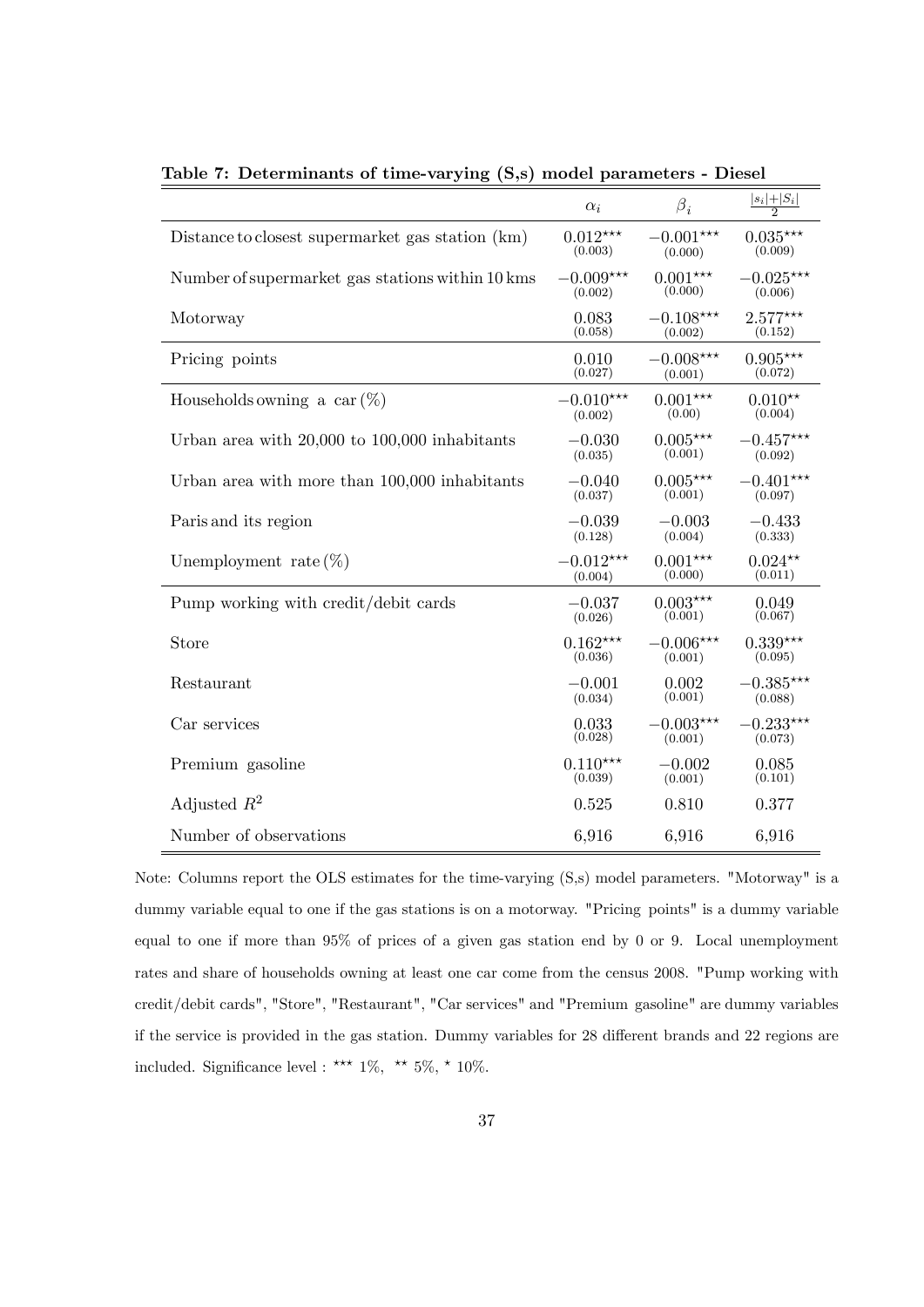**Table 7: Determinants of time-varying (S,s) model parameters - Diesel**

| | $\alpha_i$ | $\beta_i$ | $\frac{\lvert s_i\rvert+\lvert S_i\rvert}{2}$ |
|---|---|---|---|
| Distance to closest supermarket gas station (km) | $0.012^{***}$ (0.003) | $-0.001^{***}$ (0.000) | $0.035^{***}$ (0.009) |
| Number of supermarket gas stations within 10 kms | $-0.009^{***}$ (0.002) | $0.001^{***}$ (0.000) | $-0.025^{***}$ (0.006) |
| Motorway | 0.083 (0.058) | $-0.108^{***}$ (0.002) | $2.577^{***}$ (0.152) |
| Pricing points | 0.010 (0.027) | $-0.008^{***}$ (0.001) | $0.905^{***}$ (0.072) |
| Households owning a car (%) | $-0.010^{***}$ (0.002) | $0.001^{***}$ (0.00) | $0.010^{**}$ (0.004) |
| Urban area with 20,000 to 100,000 inhabitants | $-0.030$ (0.035) | $0.005^{***}$ (0.001) | $-0.457^{***}$ (0.092) |
| Urban area with more than 100,000 inhabitants | $-0.040$ (0.037) | $0.005^{***}$ (0.001) | $-0.401^{***}$ (0.097) |
| Paris and its region | $-0.039$ (0.128) | $-0.003$ (0.004) | $-0.433$ (0.333) |
| Unemployment rate (%) | $-0.012^{***}$ (0.004) | $0.001^{***}$ (0.000) | $0.024^{**}$ (0.011) |
| Pump working with credit/debit cards | $-0.037$ (0.026) | $0.003^{***}$ (0.001) | 0.049 (0.067) |
| Store | $0.162^{***}$ (0.036) | $-0.006^{***}$ (0.001) | $0.339^{***}$ (0.095) |
| Restaurant | $-0.001$ (0.034) | 0.002 (0.001) | $-0.385^{***}$ (0.088) |
| Car services | 0.033 (0.028) | $-0.003^{***}$ (0.001) | $-0.233^{***}$ (0.073) |
| Premium gasoline | $0.110^{***}$ (0.039) | $-0.002$ (0.001) | 0.085 (0.101) |
| Adjusted $R^2$ | 0.525 | 0.810 | 0.377 |
| Number of observations | 6,916 | 6,916 | 6,916 |

Note: Columns report the OLS estimates for the time-varying (S,s) model parameters. "Motorway" is a dummy variable equal to one if the gas stations is on a motorway. "Pricing points" is a dummy variable equal to one if more than 95% of prices of a given gas station end by 0 or 9. Local unemployment rates and share of households owning at least one car come from the census 2008. "Pump working with credit/debit cards", "Store", "Restaurant", "Car services" and "Premium gasoline" are dummy variables if the service is provided in the gas station. Dummy variables for 28 different brands and 22 regions are included. Significance level : *** 1%, ** 5%, * 10%.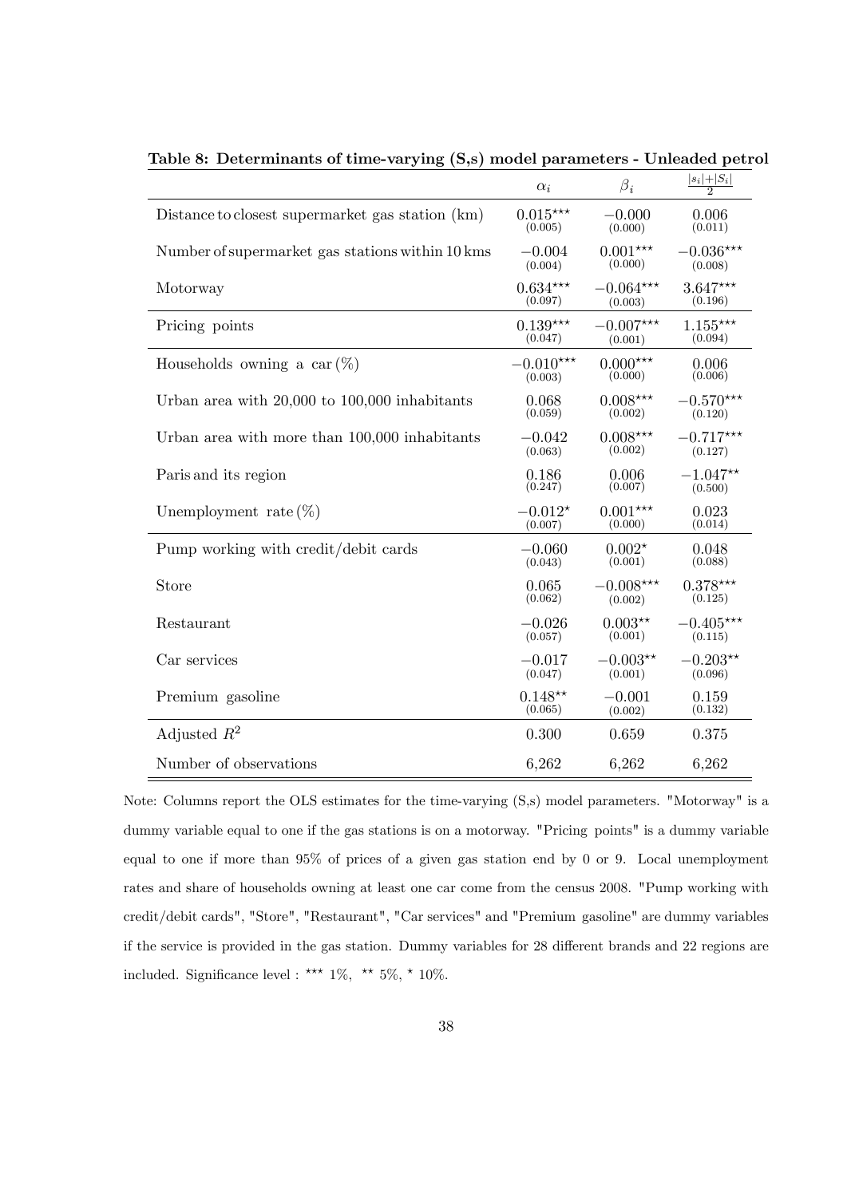**Table 8: Determinants of time-varying (S,s) model parameters - Unleaded petrol**

| | $\alpha_i$ | $\beta_i$ | $\frac{\lvert s_i\rvert+\lvert S_i\rvert}{2}$ |
|---|---|---|---|
| Distance to closest supermarket gas station (km) | $0.015^{\star\star\star}$ (0.005) | $-0.000$ (0.000) | 0.006 (0.011) |
| Number of supermarket gas stations within 10 kms | $-0.004$ (0.004) | $0.001^{\star\star\star}$ (0.000) | $-0.036^{\star\star\star}$ (0.008) |
| Motorway | $0.634^{\star\star\star}$ (0.097) | $-0.064^{\star\star\star}$ (0.003) | $3.647^{\star\star\star}$ (0.196) |
| Pricing points | $0.139^{\star\star\star}$ (0.047) | $-0.007^{\star\star\star}$ (0.001) | $1.155^{\star\star\star}$ (0.094) |
| Households owning a car (%) | $-0.010^{\star\star\star}$ (0.003) | $0.000^{\star\star\star}$ (0.000) | 0.006 (0.006) |
| Urban area with 20,000 to 100,000 inhabitants | 0.068 (0.059) | $0.008^{\star\star\star}$ (0.002) | $-0.570^{\star\star\star}$ (0.120) |
| Urban area with more than 100,000 inhabitants | $-0.042$ (0.063) | $0.008^{\star\star\star}$ (0.002) | $-0.717^{\star\star\star}$ (0.127) |
| Paris and its region | 0.186 (0.247) | 0.006 (0.007) | $-1.047^{\star\star}$ (0.500) |
| Unemployment rate (%) | $-0.012^{\star}$ (0.007) | $0.001^{\star\star\star}$ (0.000) | 0.023 (0.014) |
| Pump working with credit/debit cards | $-0.060$ (0.043) | $0.002^{\star}$ (0.001) | 0.048 (0.088) |
| Store | 0.065 (0.062) | $-0.008^{\star\star\star}$ (0.002) | $0.378^{\star\star\star}$ (0.125) |
| Restaurant | $-0.026$ (0.057) | $0.003^{\star\star}$ (0.001) | $-0.405^{\star\star\star}$ (0.115) |
| Car services | $-0.017$ (0.047) | $-0.003^{\star\star}$ (0.001) | $-0.203^{\star\star}$ (0.096) |
| Premium gasoline | $0.148^{\star\star}$ (0.065) | $-0.001$ (0.002) | 0.159 (0.132) |
| Adjusted $R^2$ | 0.300 | 0.659 | 0.375 |
| Number of observations | 6,262 | 6,262 | 6,262 |

Note: Columns report the OLS estimates for the time-varying (S,s) model parameters. "Motorway" is a dummy variable equal to one if the gas stations is on a motorway. "Pricing points" is a dummy variable equal to one if more than 95% of prices of a given gas station end by 0 or 9. Local unemployment rates and share of households owning at least one car come from the census 2008. "Pump working with credit/debit cards", "Store", "Restaurant", "Car services" and "Premium gasoline" are dummy variables if the service is provided in the gas station. Dummy variables for 28 different brands and 22 regions are included. Significance level : $^{\star\star\star}$ 1%, $^{\star\star}$ 5%, $^{\star}$ 10%.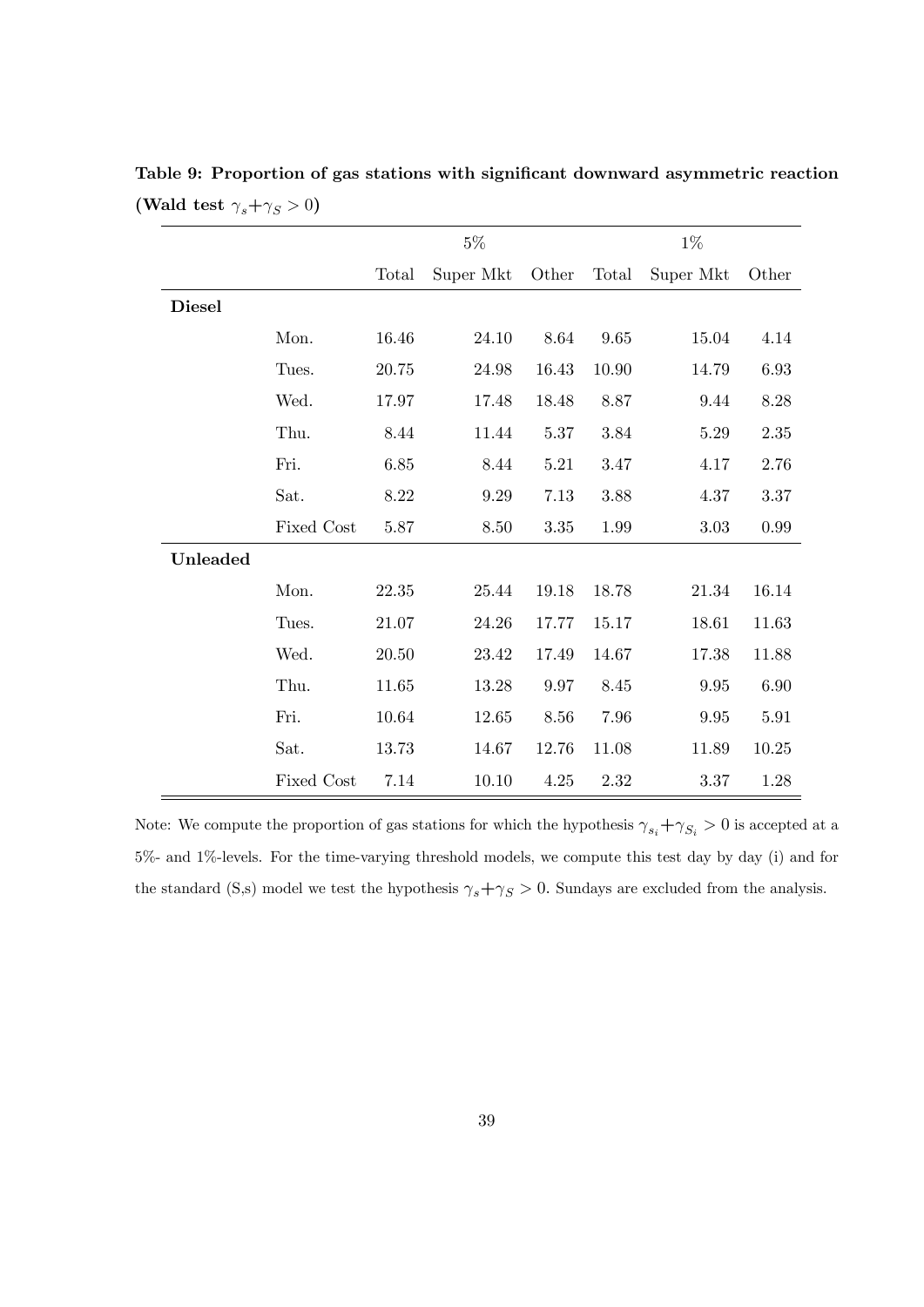**Table 9: Proportion of gas stations with significant downward asymmetric reaction (Wald test $\gamma_s + \gamma_S > 0$)**

| | | 5% | | | 1% | | |
|---|---|---|---|---|---|---|---|
| | | Total | Super Mkt | Other | Total | Super Mkt | Other |
| **Diesel** | | | | | | | |
| | Mon. | 16.46 | 24.10 | 8.64 | 9.65 | 15.04 | 4.14 |
| | Tues. | 20.75 | 24.98 | 16.43 | 10.90 | 14.79 | 6.93 |
| | Wed. | 17.97 | 17.48 | 18.48 | 8.87 | 9.44 | 8.28 |
| | Thu. | 8.44 | 11.44 | 5.37 | 3.84 | 5.29 | 2.35 |
| | Fri. | 6.85 | 8.44 | 5.21 | 3.47 | 4.17 | 2.76 |
| | Sat. | 8.22 | 9.29 | 7.13 | 3.88 | 4.37 | 3.37 |
| | Fixed Cost | 5.87 | 8.50 | 3.35 | 1.99 | 3.03 | 0.99 |
| **Unleaded** | | | | | | | |
| | Mon. | 22.35 | 25.44 | 19.18 | 18.78 | 21.34 | 16.14 |
| | Tues. | 21.07 | 24.26 | 17.77 | 15.17 | 18.61 | 11.63 |
| | Wed. | 20.50 | 23.42 | 17.49 | 14.67 | 17.38 | 11.88 |
| | Thu. | 11.65 | 13.28 | 9.97 | 8.45 | 9.95 | 6.90 |
| | Fri. | 10.64 | 12.65 | 8.56 | 7.96 | 9.95 | 5.91 |
| | Sat. | 13.73 | 14.67 | 12.76 | 11.08 | 11.89 | 10.25 |
| | Fixed Cost | 7.14 | 10.10 | 4.25 | 2.32 | 3.37 | 1.28 |

Note: We compute the proportion of gas stations for which the hypothesis $\gamma_{s_i} + \gamma_{S_i} > 0$ is accepted at a 5%- and 1%-levels. For the time-varying threshold models, we compute this test day by day (i) and for the standard (S,s) model we test the hypothesis $\gamma_s + \gamma_S > 0$. Sundays are excluded from the analysis.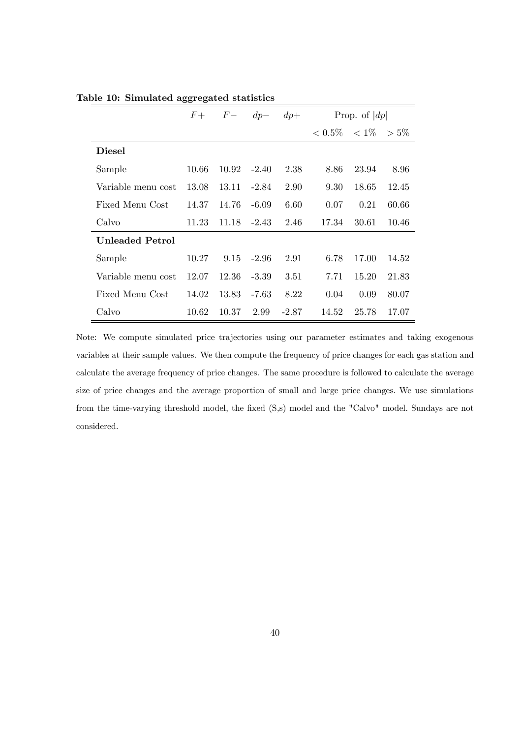**Table 10: Simulated aggregated statistics**

| | $F+$ | $F-$ | $dp-$ | $dp+$ | Prop. of $\|dp\|$ | | |
|---|---|---|---|---|---|---|---|
| | | | | | $< 0.5\%$ | $< 1\%$ | $> 5\%$ |
| **Diesel** | | | | | | | |
| Sample | 10.66 | 10.92 | -2.40 | 2.38 | 8.86 | 23.94 | 8.96 |
| Variable menu cost | 13.08 | 13.11 | -2.84 | 2.90 | 9.30 | 18.65 | 12.45 |
| Fixed Menu Cost | 14.37 | 14.76 | -6.09 | 6.60 | 0.07 | 0.21 | 60.66 |
| Calvo | 11.23 | 11.18 | -2.43 | 2.46 | 17.34 | 30.61 | 10.46 |
| **Unleaded Petrol** | | | | | | | |
| Sample | 10.27 | 9.15 | -2.96 | 2.91 | 6.78 | 17.00 | 14.52 |
| Variable menu cost | 12.07 | 12.36 | -3.39 | 3.51 | 7.71 | 15.20 | 21.83 |
| Fixed Menu Cost | 14.02 | 13.83 | -7.63 | 8.22 | 0.04 | 0.09 | 80.07 |
| Calvo | 10.62 | 10.37 | 2.99 | -2.87 | 14.52 | 25.78 | 17.07 |

Note: We compute simulated price trajectories using our parameter estimates and taking exogenous variables at their sample values. We then compute the frequency of price changes for each gas station and calculate the average frequency of price changes. The same procedure is followed to calculate the average size of price changes and the average proportion of small and large price changes. We use simulations from the time-varying threshold model, the fixed (S,s) model and the "Calvo" model. Sundays are not considered.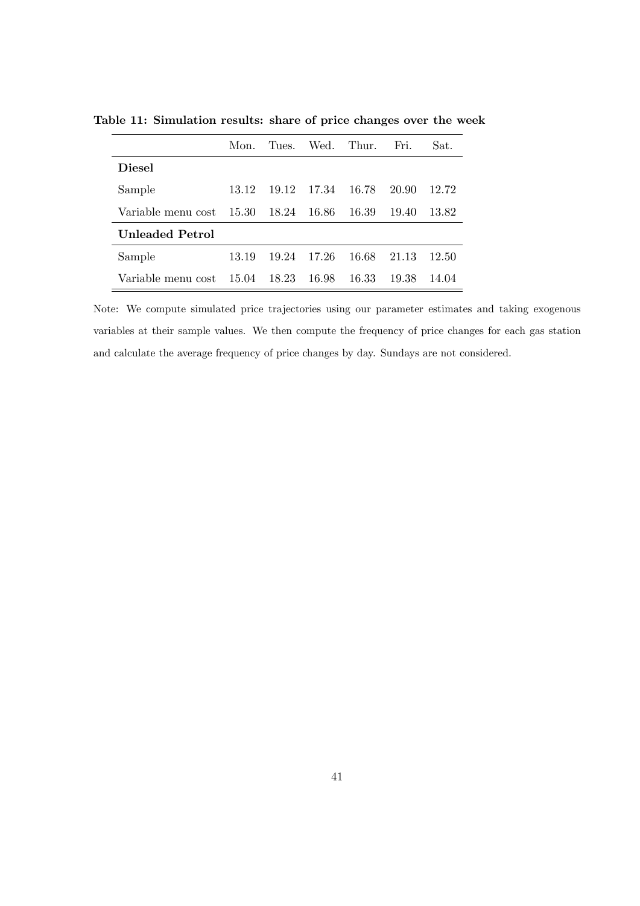**Table 11: Simulation results: share of price changes over the week**

| | Mon. | Tues. | Wed. | Thur. | Fri. | Sat. |
|---|---|---|---|---|---|---|
| **Diesel** | | | | | | |
| Sample | 13.12 | 19.12 | 17.34 | 16.78 | 20.90 | 12.72 |
| Variable menu cost | 15.30 | 18.24 | 16.86 | 16.39 | 19.40 | 13.82 |
| **Unleaded Petrol** | | | | | | |
| Sample | 13.19 | 19.24 | 17.26 | 16.68 | 21.13 | 12.50 |
| Variable menu cost | 15.04 | 18.23 | 16.98 | 16.33 | 19.38 | 14.04 |

Note: We compute simulated price trajectories using our parameter estimates and taking exogenous variables at their sample values. We then compute the frequency of price changes for each gas station and calculate the average frequency of price changes by day. Sundays are not considered.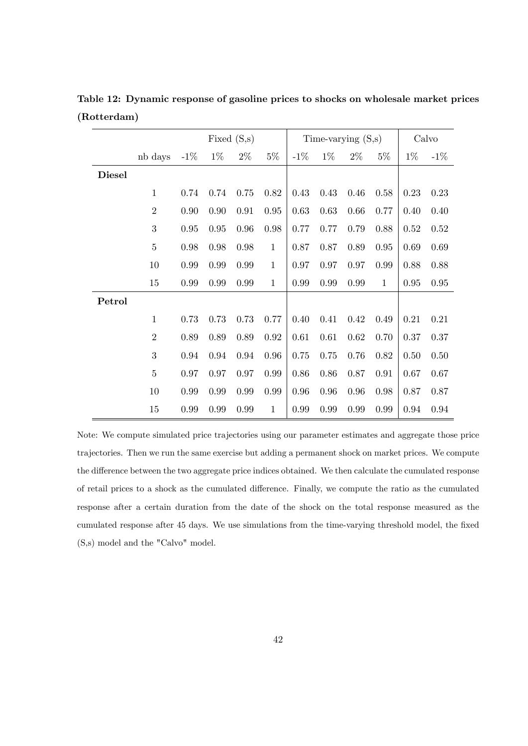**Table 12: Dynamic response of gasoline prices to shocks on wholesale market prices (Rotterdam)**

| | | Fixed (S,s) | | | | Time-varying (S,s) | | | | Calvo | |
|---|---|---|---|---|---|---|---|---|---|---|---|
| | nb days | -1% | 1% | 2% | 5% | -1% | 1% | 2% | 5% | 1% | -1% |
| **Diesel** | | | | | | | | | | | |
| | 1 | 0.74 | 0.74 | 0.75 | 0.82 | 0.43 | 0.43 | 0.46 | 0.58 | 0.23 | 0.23 |
| | 2 | 0.90 | 0.90 | 0.91 | 0.95 | 0.63 | 0.63 | 0.66 | 0.77 | 0.40 | 0.40 |
| | 3 | 0.95 | 0.95 | 0.96 | 0.98 | 0.77 | 0.77 | 0.79 | 0.88 | 0.52 | 0.52 |
| | 5 | 0.98 | 0.98 | 0.98 | 1 | 0.87 | 0.87 | 0.89 | 0.95 | 0.69 | 0.69 |
| | 10 | 0.99 | 0.99 | 0.99 | 1 | 0.97 | 0.97 | 0.97 | 0.99 | 0.88 | 0.88 |
| | 15 | 0.99 | 0.99 | 0.99 | 1 | 0.99 | 0.99 | 0.99 | 1 | 0.95 | 0.95 |
| **Petrol** | | | | | | | | | | | |
| | 1 | 0.73 | 0.73 | 0.73 | 0.77 | 0.40 | 0.41 | 0.42 | 0.49 | 0.21 | 0.21 |
| | 2 | 0.89 | 0.89 | 0.89 | 0.92 | 0.61 | 0.61 | 0.62 | 0.70 | 0.37 | 0.37 |
| | 3 | 0.94 | 0.94 | 0.94 | 0.96 | 0.75 | 0.75 | 0.76 | 0.82 | 0.50 | 0.50 |
| | 5 | 0.97 | 0.97 | 0.97 | 0.99 | 0.86 | 0.86 | 0.87 | 0.91 | 0.67 | 0.67 |
| | 10 | 0.99 | 0.99 | 0.99 | 0.99 | 0.96 | 0.96 | 0.96 | 0.98 | 0.87 | 0.87 |
| | 15 | 0.99 | 0.99 | 0.99 | 1 | 0.99 | 0.99 | 0.99 | 0.99 | 0.94 | 0.94 |

Note: We compute simulated price trajectories using our parameter estimates and aggregate those price trajectories. Then we run the same exercise but adding a permanent shock on market prices. We compute the difference between the two aggregate price indices obtained. We then calculate the cumulated response of retail prices to a shock as the cumulated difference. Finally, we compute the ratio as the cumulated response after a certain duration from the date of the shock on the total response measured as the cumulated response after 45 days. We use simulations from the time-varying threshold model, the fixed (S,s) model and the "Calvo" model.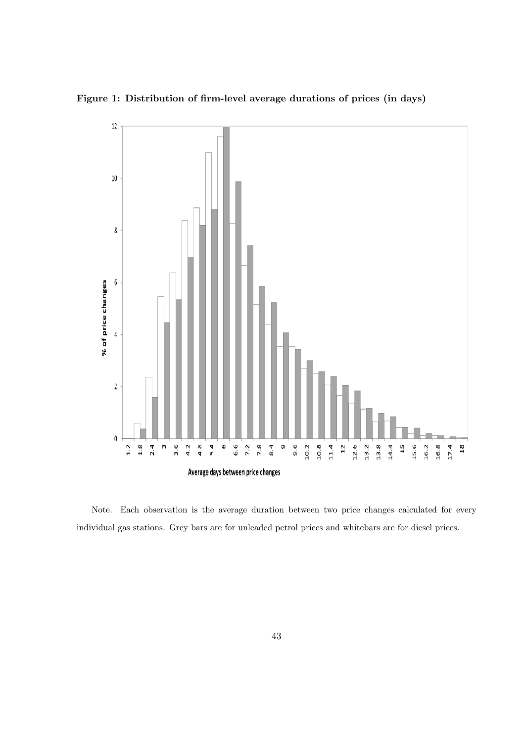**Figure 1: Distribution of firm-level average durations of prices (in days)**

Note. Each observation is the average duration between two price changes calculated for every individual gas stations. Grey bars are for unleaded petrol prices and whitebars are for diesel prices.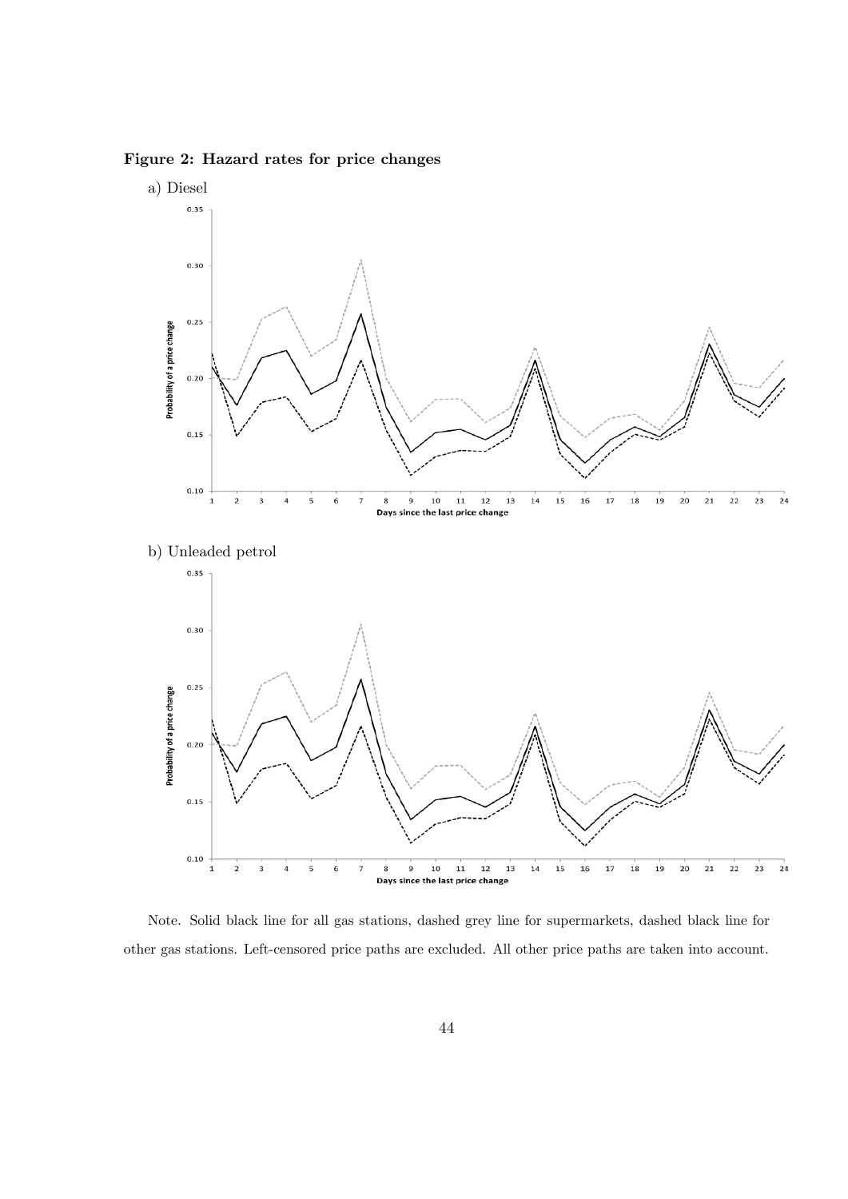**Figure 2: Hazard rates for price changes**

a) Diesel

b) Unleaded petrol

Note. Solid black line for all gas stations, dashed grey line for supermarkets, dashed black line for other gas stations. Left-censored price paths are excluded. All other price paths are taken into account.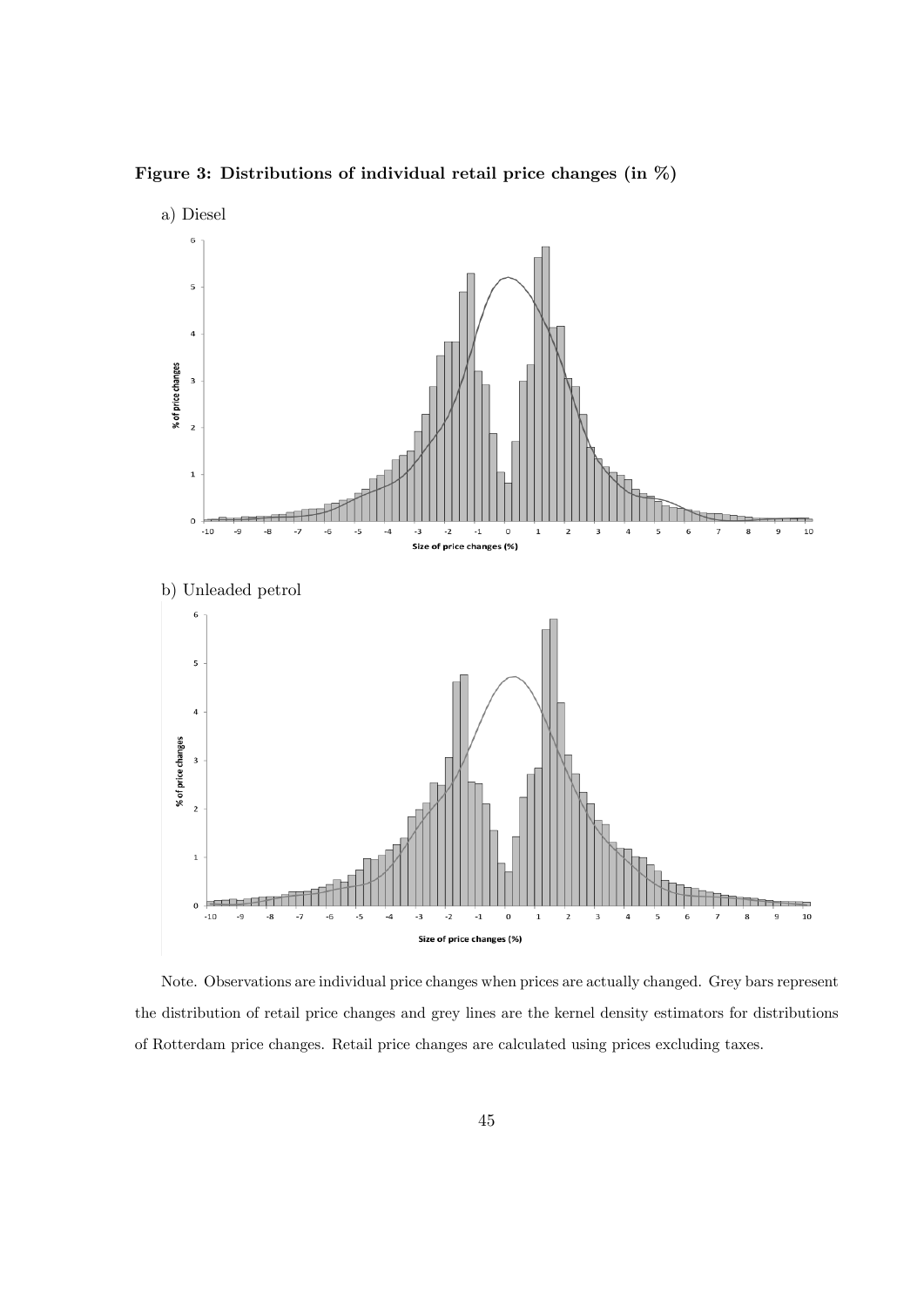**Figure 3: Distributions of individual retail price changes (in %)**

a) Diesel

b) Unleaded petrol

Note. Observations are individual price changes when prices are actually changed. Grey bars represent the distribution of retail price changes and grey lines are the kernel density estimators for distributions of Rotterdam price changes. Retail price changes are calculated using prices excluding taxes.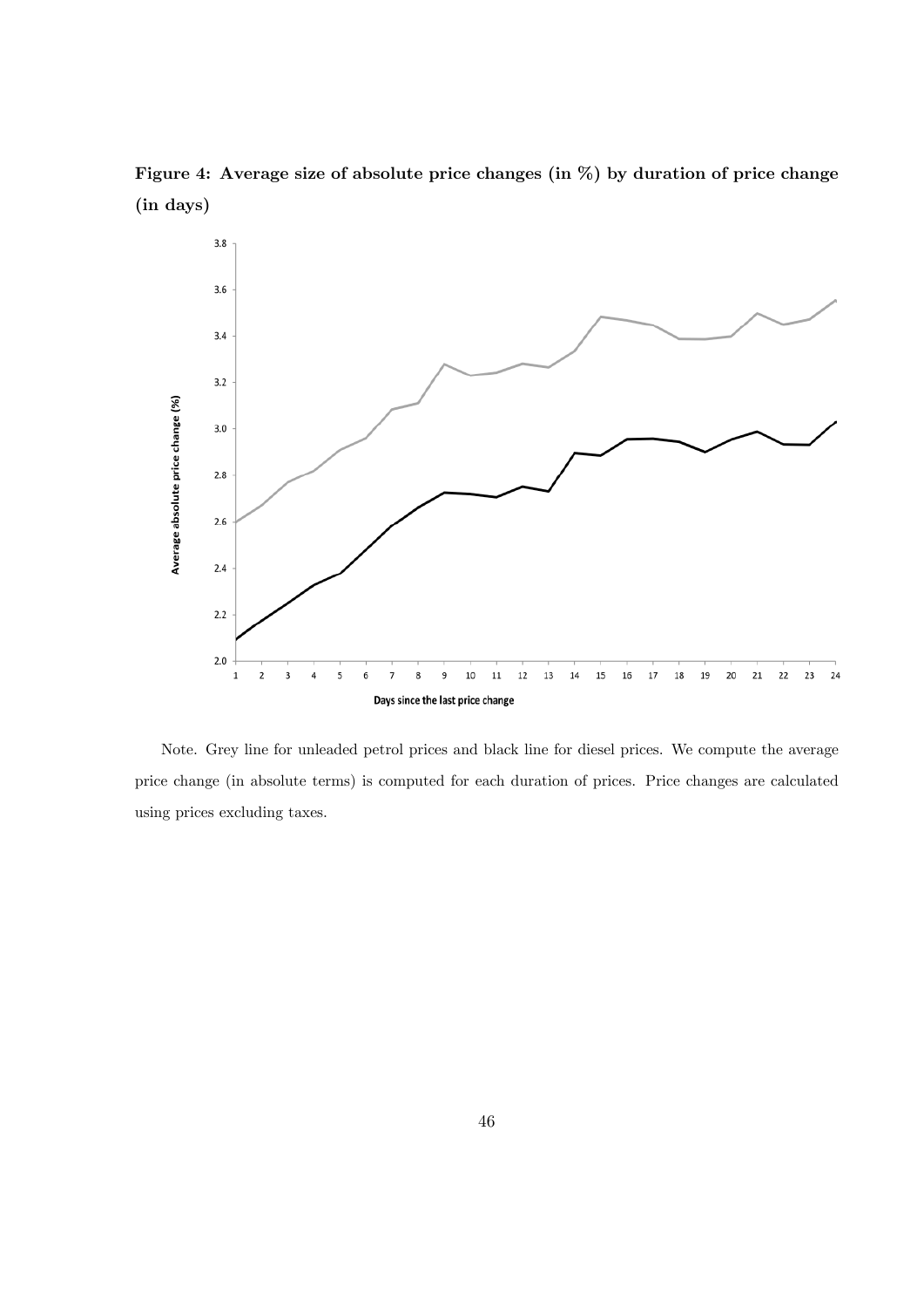**Figure 4: Average size of absolute price changes (in %) by duration of price change (in days)**

Note. Grey line for unleaded petrol prices and black line for diesel prices. We compute the average price change (in absolute terms) is computed for each duration of prices. Price changes are calculated using prices excluding taxes.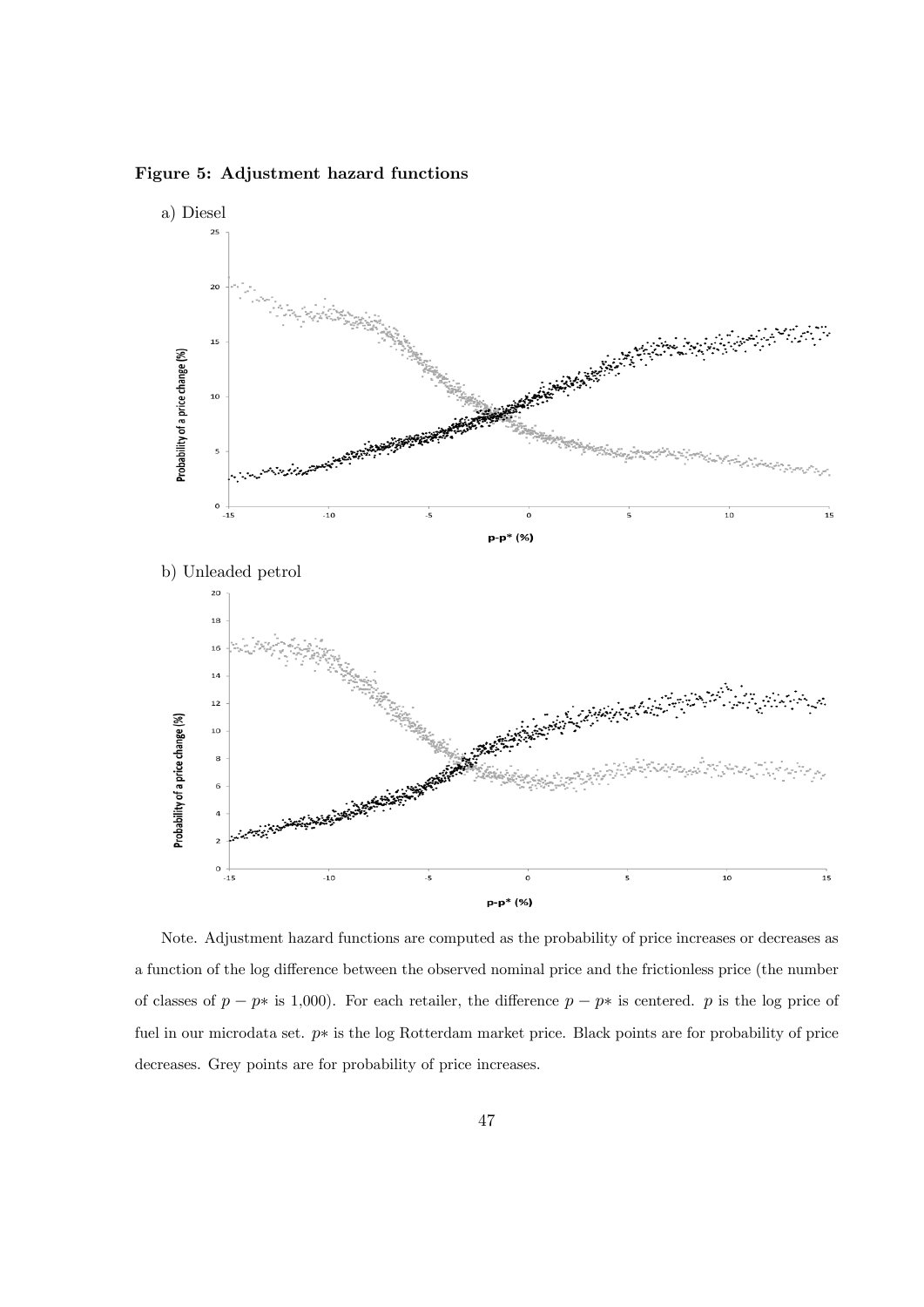**Figure 5: Adjustment hazard functions**

a) Diesel

b) Unleaded petrol

Note. Adjustment hazard functions are computed as the probability of price increases or decreases as a function of the log difference between the observed nominal price and the frictionless price (the number of classes of $p - p*$ is 1,000). For each retailer, the difference $p - p*$ is centered. $p$ is the log price of fuel in our microdata set. $p*$ is the log Rotterdam market price. Black points are for probability of price decreases. Grey points are for probability of price increases.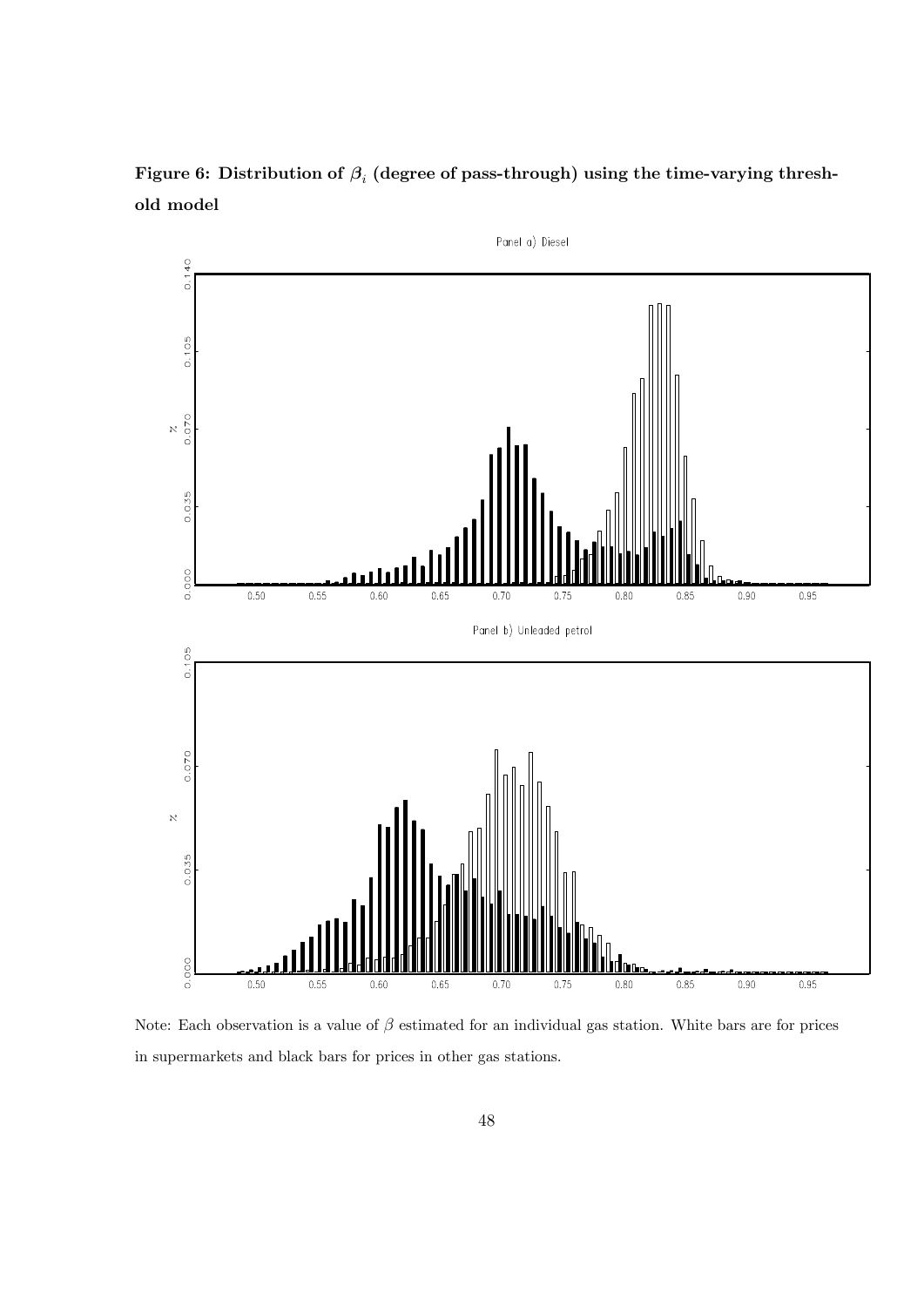**Figure 6: Distribution of $\beta_i$ (degree of pass-through) using the time-varying threshold model**

Note: Each observation is a value of $\beta$ estimated for an individual gas station. White bars are for prices in supermarkets and black bars for prices in other gas stations.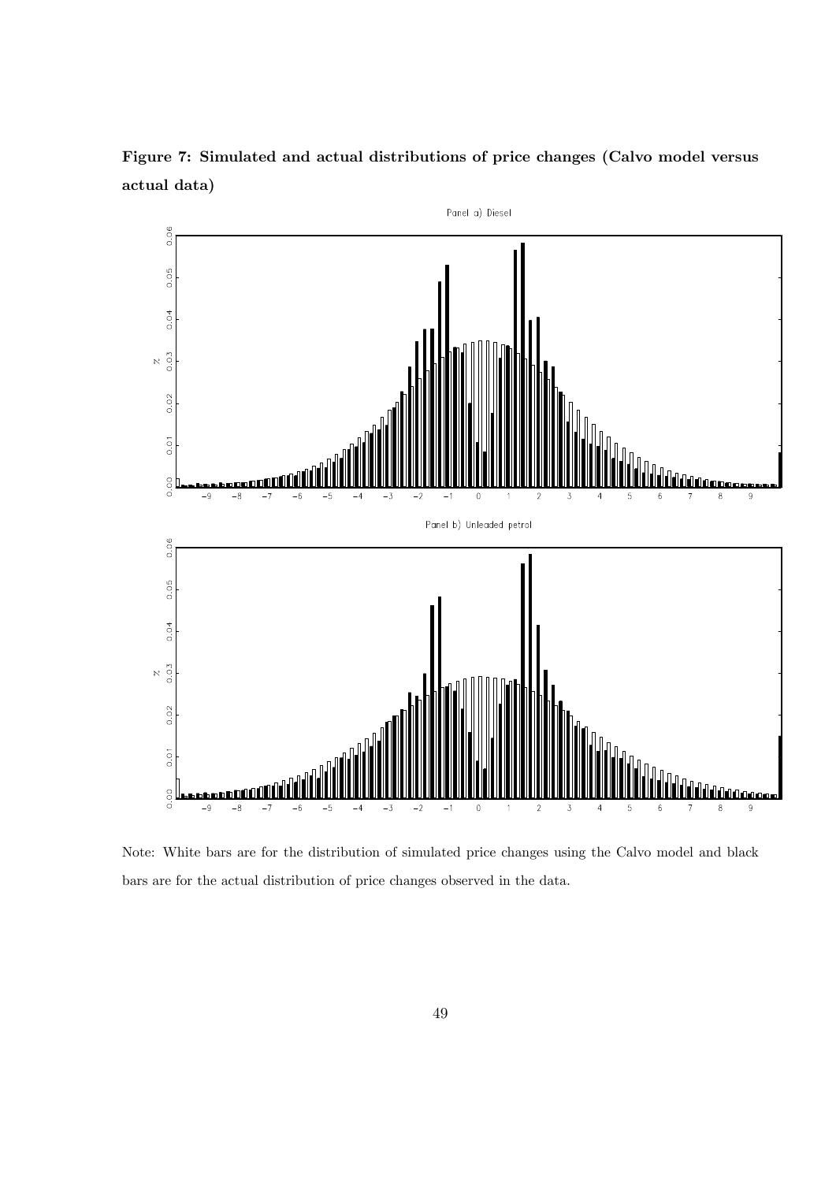**Figure 7: Simulated and actual distributions of price changes (Calvo model versus actual data)**

Note: White bars are for the distribution of simulated price changes using the Calvo model and black bars are for the actual distribution of price changes observed in the data.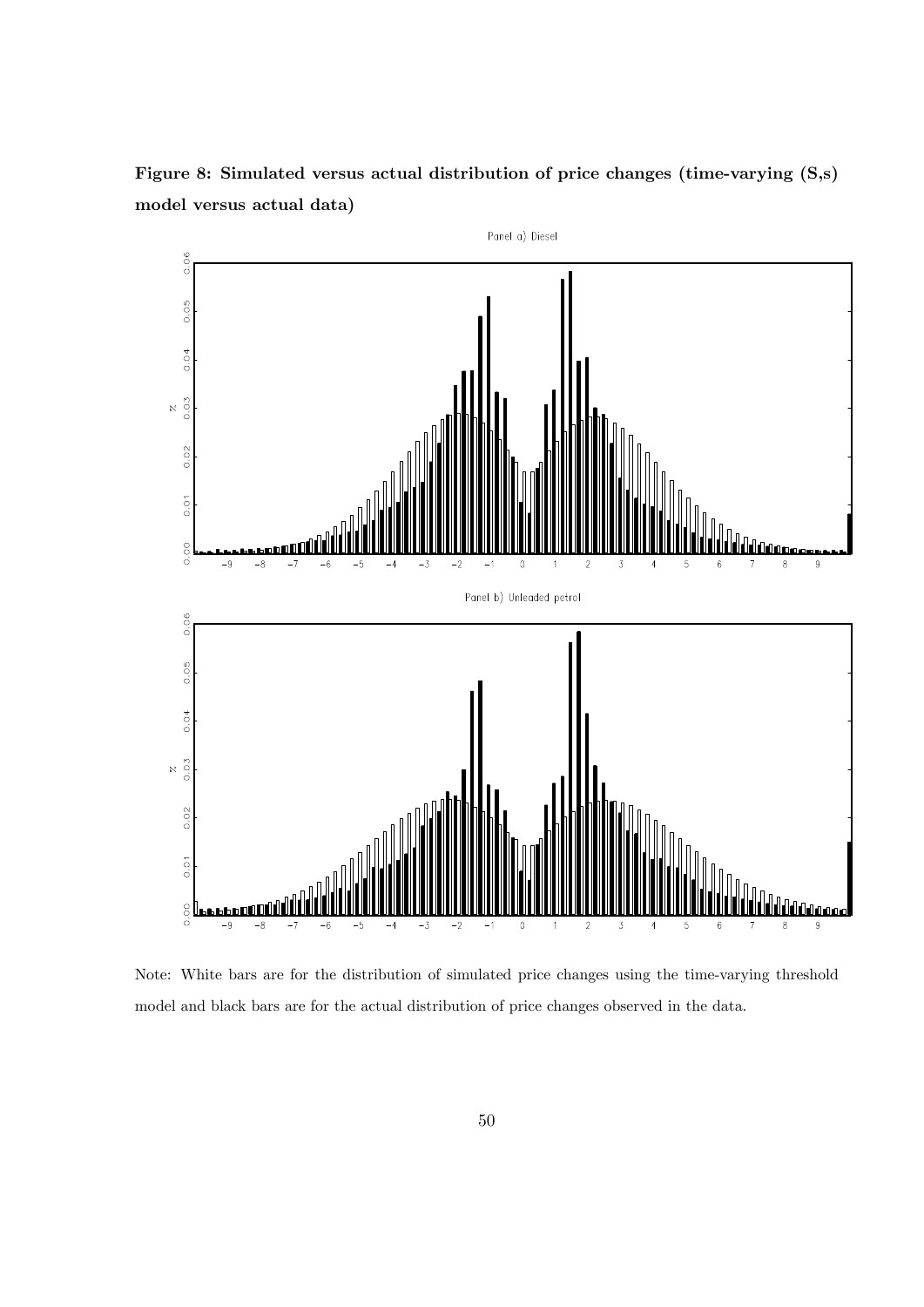**Figure 8: Simulated versus actual distribution of price changes (time-varying (S,s) model versus actual data)**

Note: White bars are for the distribution of simulated price changes using the time-varying threshold model and black bars are for the actual distribution of price changes observed in the data.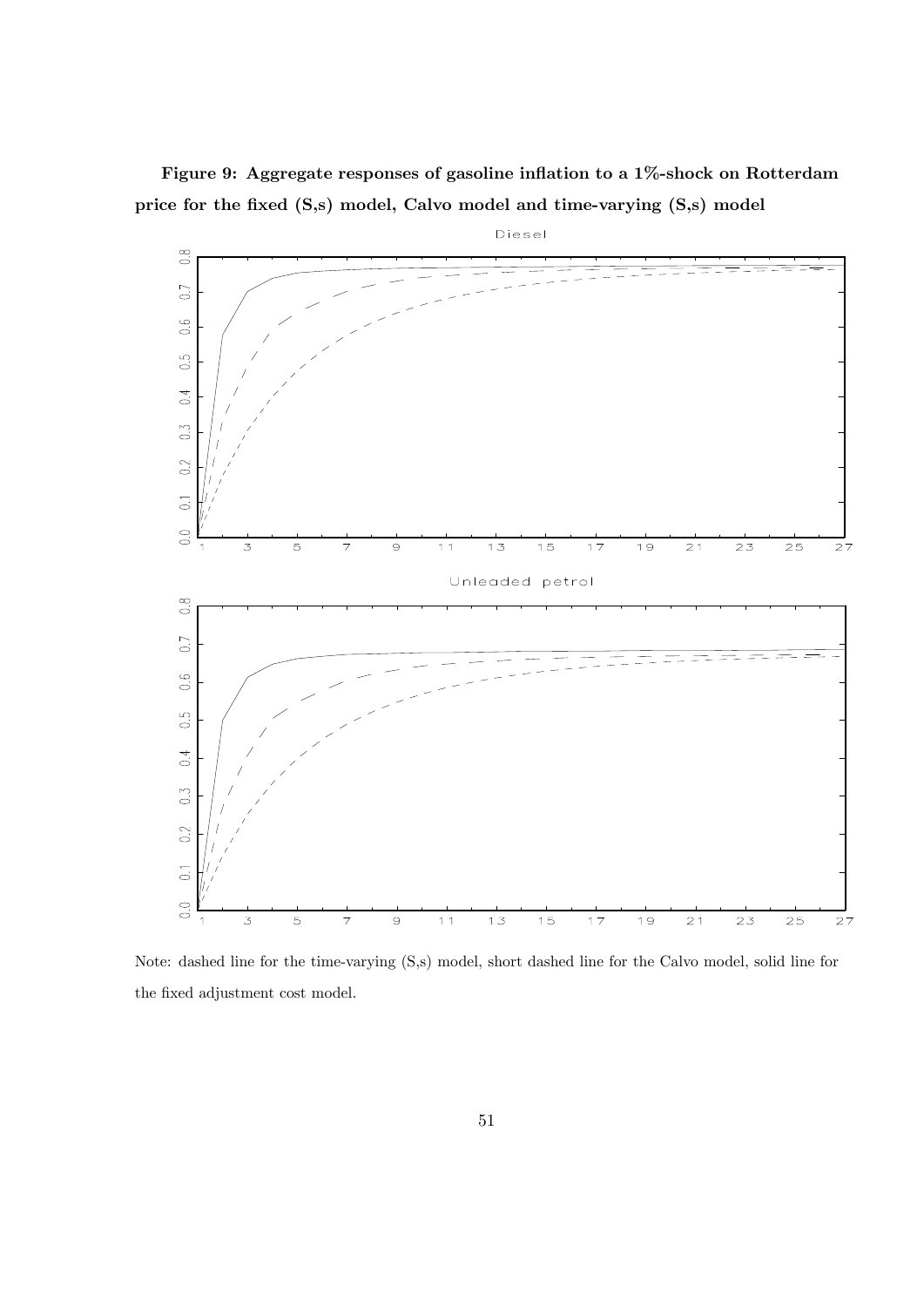**Figure 9: Aggregate responses of gasoline inflation to a 1%-shock on Rotterdam price for the fixed (S,s) model, Calvo model and time-varying (S,s) model**

Note: dashed line for the time-varying (S,s) model, short dashed line for the Calvo model, solid line for the fixed adjustment cost model.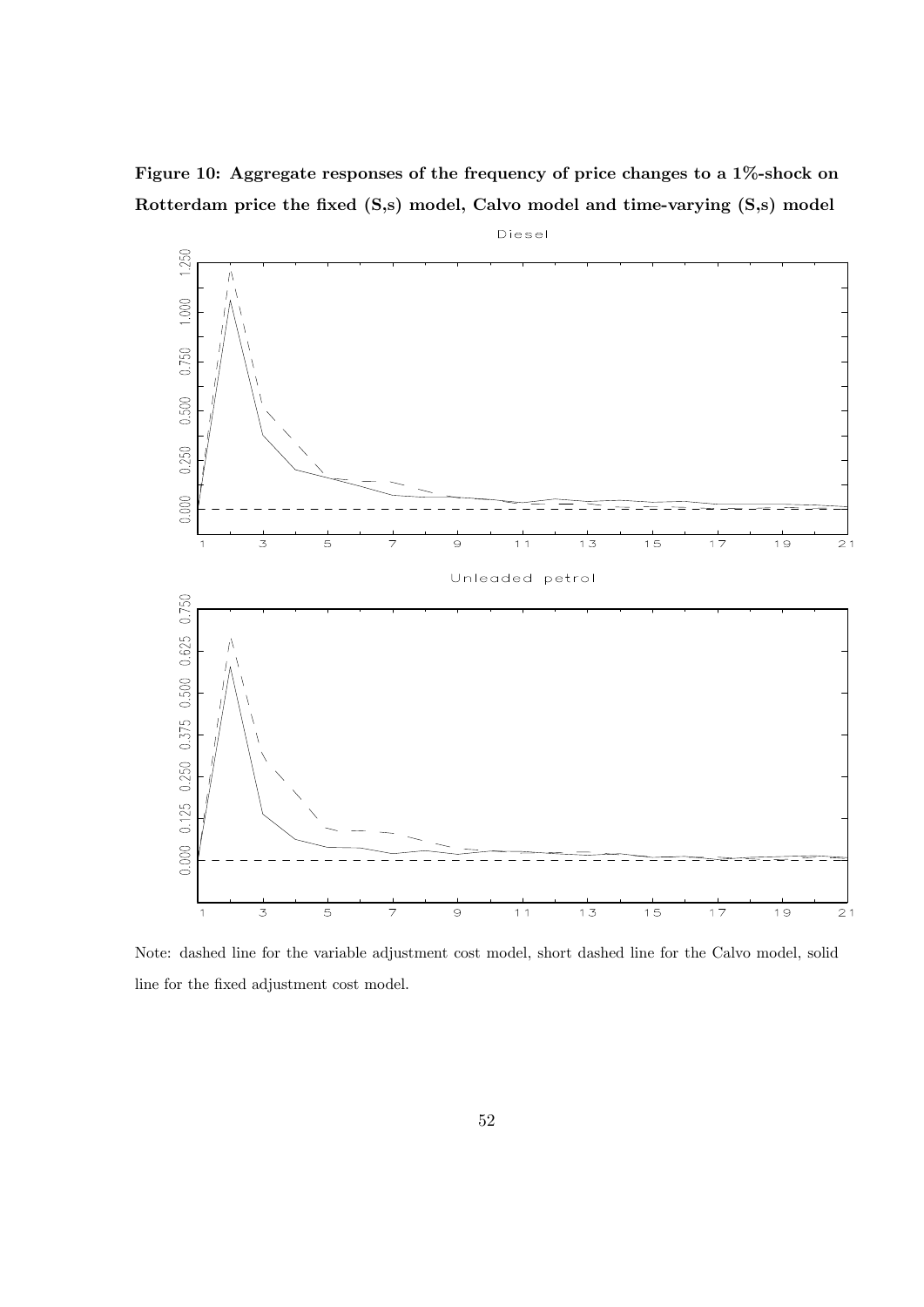**Figure 10: Aggregate responses of the frequency of price changes to a 1%-shock on Rotterdam price the fixed (S,s) model, Calvo model and time-varying (S,s) model**

Note: dashed line for the variable adjustment cost model, short dashed line for the Calvo model, solid line for the fixed adjustment cost model.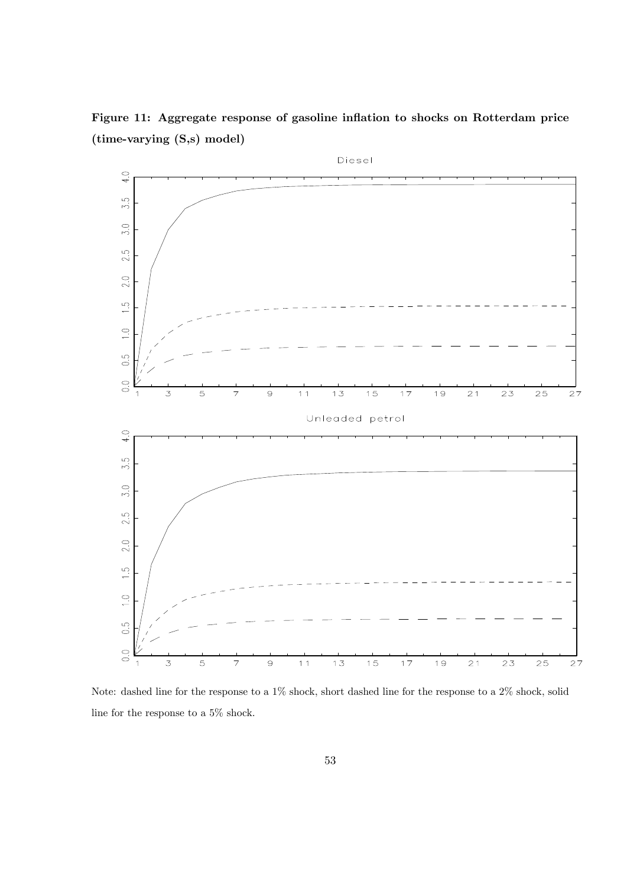**Figure 11: Aggregate response of gasoline inflation to shocks on Rotterdam price (time-varying (S,s) model)**

Note: dashed line for the response to a 1% shock, short dashed line for the response to a 2% shock, solid line for the response to a 5% shock.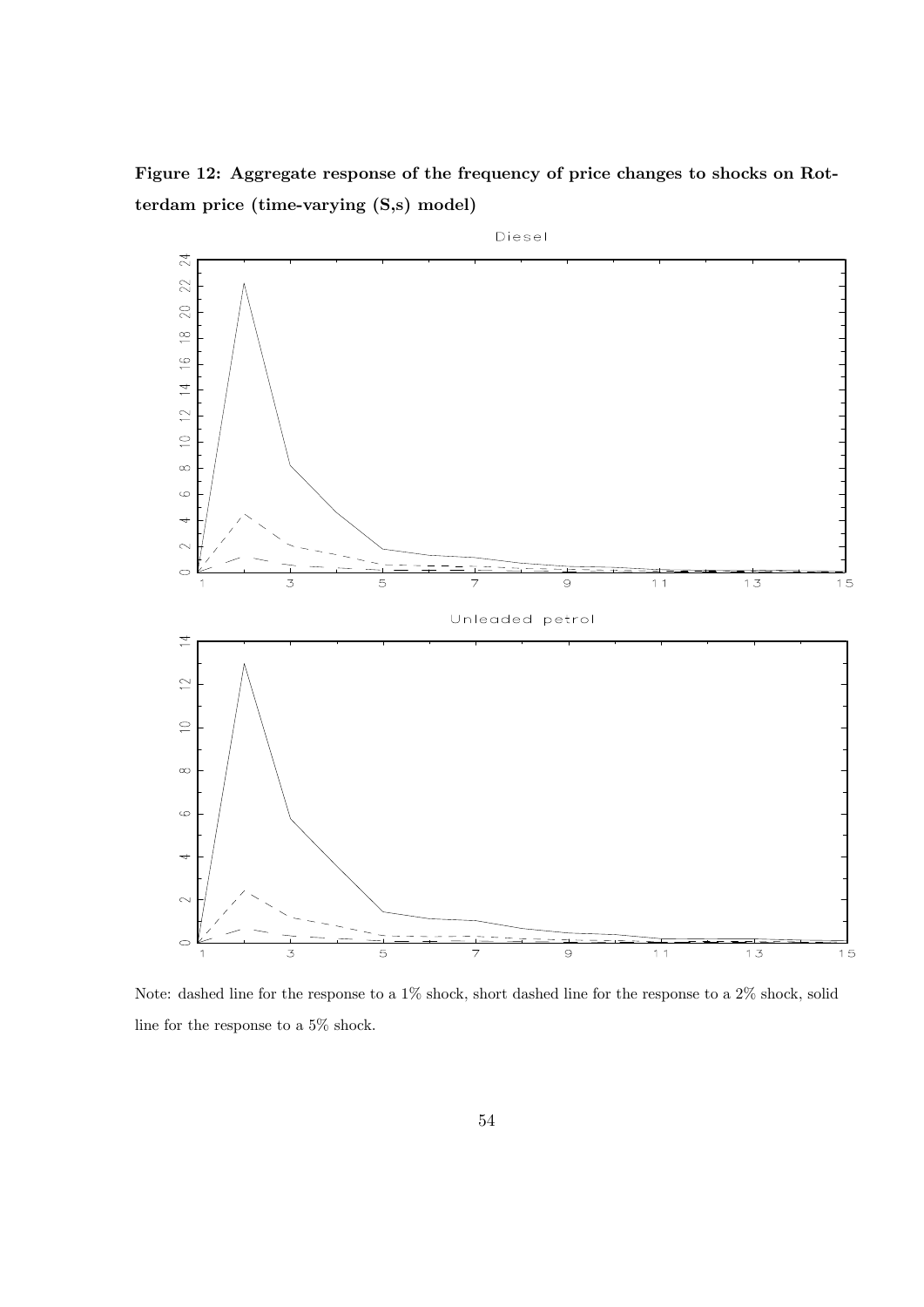**Figure 12: Aggregate response of the frequency of price changes to shocks on Rotterdam price (time-varying (S,s) model)**

Note: dashed line for the response to a 1% shock, short dashed line for the response to a 2% shock, solid line for the response to a 5% shock.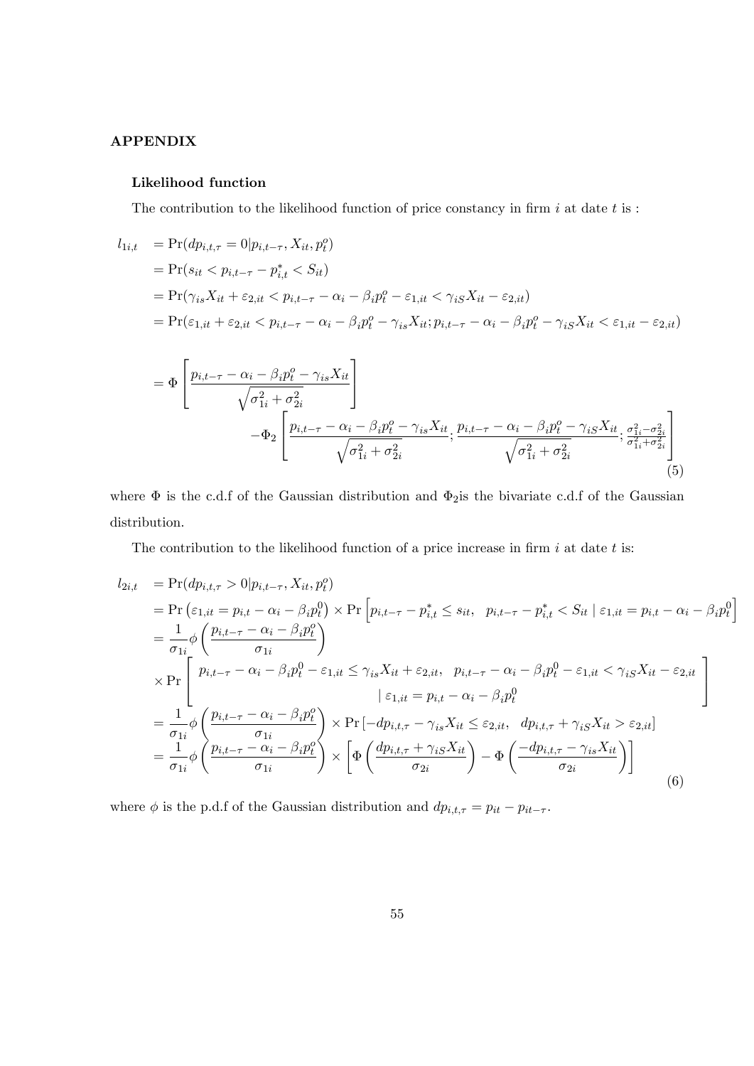## APPENDIX

### Likelihood function

The contribution to the likelihood function of price constancy in firm $i$ at date $t$ is :

$$
\begin{aligned}
l_{1i,t} &= \Pr(dp_{i,t,\tau} = 0 | p_{i,t-\tau}, X_{it}, p_t^o) \\
&= \Pr(s_{it} < p_{i,t-\tau} - p_{i,t}^* < S_{it}) \\
&= \Pr(\gamma_{is} X_{it} + \varepsilon_{2,it} < p_{i,t-\tau} - \alpha_i - \beta_i p_t^o - \varepsilon_{1,it} < \gamma_{iS} X_{it} - \varepsilon_{2,it}) \\
&= \Pr(\varepsilon_{1,it} + \varepsilon_{2,it} < p_{i,t-\tau} - \alpha_i - \beta_i p_t^o - \gamma_{is} X_{it}; p_{i,t-\tau} - \alpha_i - \beta_i p_t^o - \gamma_{iS} X_{it} < \varepsilon_{1,it} - \varepsilon_{2,it}) \\
&= \Phi\left[\frac{p_{i,t-\tau} - \alpha_i - \beta_i p_t^o - \gamma_{is} X_{it}}{\sqrt{\sigma_{1i}^2 + \sigma_{2i}^2}}\right] \\
&\qquad - \Phi_2\left[\frac{p_{i,t-\tau} - \alpha_i - \beta_i p_t^o - \gamma_{is} X_{it}}{\sqrt{\sigma_{1i}^2 + \sigma_{2i}^2}}; \frac{p_{i,t-\tau} - \alpha_i - \beta_i p_t^o - \gamma_{iS} X_{it}}{\sqrt{\sigma_{1i}^2 + \sigma_{2i}^2}}; \frac{\sigma_{1i}^2 - \sigma_{2i}^2}{\sigma_{1i}^2 + \sigma_{2i}^2}\right]
\end{aligned}
\tag{5}
$$

where $\Phi$ is the c.d.f of the Gaussian distribution and $\Phi_2$is the bivariate c.d.f of the Gaussian distribution.

The contribution to the likelihood function of a price increase in firm $i$ at date $t$ is:

$$
\begin{aligned}
l_{2i,t} &= \Pr(dp_{i,t,\tau} > 0 | p_{i,t-\tau}, X_{it}, p_t^o) \\
&= \Pr\left(\varepsilon_{1,it} = p_{i,t} - \alpha_i - \beta_i p_t^0\right) \times \Pr\left[p_{i,t-\tau} - p_{i,t}^* \leq s_{it}, \;\; p_{i,t-\tau} - p_{i,t}^* < S_{it} \mid \varepsilon_{1,it} = p_{i,t} - \alpha_i - \beta_i p_t^0\right] \\
&= \frac{1}{\sigma_{1i}} \phi\left(\frac{p_{i,t-\tau} - \alpha_i - \beta_i p_t^o}{\sigma_{1i}}\right) \\
&\quad \times \Pr\left[\begin{array}{c} p_{i,t-\tau} - \alpha_i - \beta_i p_t^0 - \varepsilon_{1,it} \leq \gamma_{is} X_{it} + \varepsilon_{2,it}, \;\; p_{i,t-\tau} - \alpha_i - \beta_i p_t^0 - \varepsilon_{1,it} < \gamma_{iS} X_{it} - \varepsilon_{2,it} \\ \mid \varepsilon_{1,it} = p_{i,t} - \alpha_i - \beta_i p_t^0 \end{array}\right] \\
&= \frac{1}{\sigma_{1i}} \phi\left(\frac{p_{i,t-\tau} - \alpha_i - \beta_i p_t^o}{\sigma_{1i}}\right) \times \Pr\left[-dp_{i,t,\tau} - \gamma_{is} X_{it} \leq \varepsilon_{2,it}, \;\; dp_{i,t,\tau} + \gamma_{iS} X_{it} > \varepsilon_{2,it}\right] \\
&= \frac{1}{\sigma_{1i}} \phi\left(\frac{p_{i,t-\tau} - \alpha_i - \beta_i p_t^o}{\sigma_{1i}}\right) \times \left[\Phi\left(\frac{dp_{i,t,\tau} + \gamma_{iS} X_{it}}{\sigma_{2i}}\right) - \Phi\left(\frac{-dp_{i,t,\tau} - \gamma_{is} X_{it}}{\sigma_{2i}}\right)\right]
\end{aligned}
\tag{6}
$$

where $\phi$ is the p.d.f of the Gaussian distribution and $dp_{i,t,\tau} = p_{it} - p_{it-\tau}$.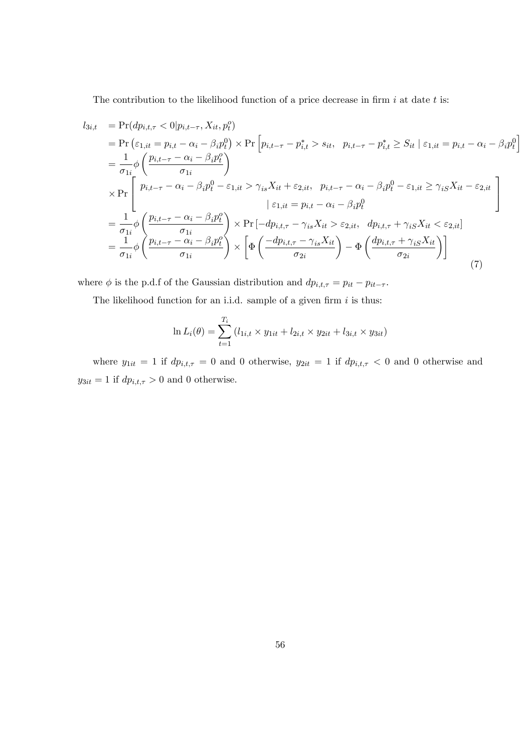The contribution to the likelihood function of a price decrease in firm $i$ at date $t$ is:

$$
\begin{aligned}
l_{3i,t} &= \Pr(dp_{i,t,\tau} < 0 | p_{i,t-\tau}, X_{it}, p_t^o) \\
&= \Pr\left(\varepsilon_{1,it} = p_{i,t} - \alpha_i - \beta_i p_t^0\right) \times \Pr\left[p_{i,t-\tau} - p_{i,t}^* > s_{it}, \quad p_{i,t-\tau} - p_{i,t}^* \geq S_{it} \mid \varepsilon_{1,it} = p_{i,t} - \alpha_i - \beta_i p_t^0\right] \\
&= \frac{1}{\sigma_{1i}} \phi\left(\frac{p_{i,t-\tau} - \alpha_i - \beta_i p_t^o}{\sigma_{1i}}\right) \\
&\times \Pr\left[\begin{array}{c} p_{i,t-\tau} - \alpha_i - \beta_i p_t^0 - \varepsilon_{1,it} > \gamma_{is} X_{it} + \varepsilon_{2,it}, \quad p_{i,t-\tau} - \alpha_i - \beta_i p_t^0 - \varepsilon_{1,it} \geq \gamma_{iS} X_{it} - \varepsilon_{2,it} \\ \mid \varepsilon_{1,it} = p_{i,t} - \alpha_i - \beta_i p_t^0 \end{array}\right] \\
&= \frac{1}{\sigma_{1i}} \phi\left(\frac{p_{i,t-\tau} - \alpha_i - \beta_i p_t^o}{\sigma_{1i}}\right) \times \Pr\left[-dp_{i,t,\tau} - \gamma_{is} X_{it} > \varepsilon_{2,it}, \quad dp_{i,t,\tau} + \gamma_{iS} X_{it} < \varepsilon_{2,it}\right] \\
&= \frac{1}{\sigma_{1i}} \phi\left(\frac{p_{i,t-\tau} - \alpha_i - \beta_i p_t^o}{\sigma_{1i}}\right) \times \left[\Phi\left(\frac{-dp_{i,t,\tau} - \gamma_{is} X_{it}}{\sigma_{2i}}\right) - \Phi\left(\frac{dp_{i,t,\tau} + \gamma_{iS} X_{it}}{\sigma_{2i}}\right)\right]
\end{aligned}
\tag{7}
$$

where $\phi$ is the p.d.f of the Gaussian distribution and $dp_{i,t,\tau} = p_{it} - p_{it-\tau}$.

The likelihood function for an i.i.d. sample of a given firm $i$ is thus:

$$
\ln L_i(\theta) = \sum_{t=1}^{T_i} \left(l_{1i,t} \times y_{1it} + l_{2i,t} \times y_{2it} + l_{3i,t} \times y_{3it}\right)
$$

where $y_{1it} = 1$ if $dp_{i,t,\tau} = 0$ and 0 otherwise, $y_{2it} = 1$ if $dp_{i,t,\tau} < 0$ and 0 otherwise and $y_{3it} = 1$ if $dp_{i,t,\tau} > 0$ and 0 otherwise.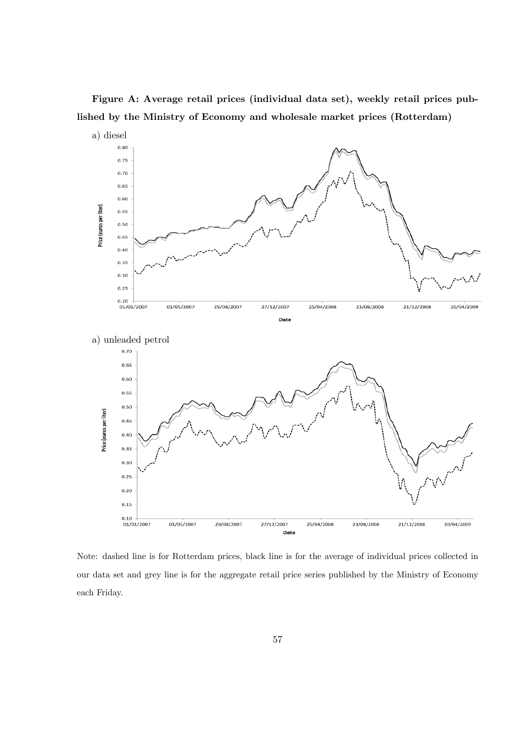**Figure A: Average retail prices (individual data set), weekly retail prices published by the Ministry of Economy and wholesale market prices (Rotterdam)**

a) diesel

a) unleaded petrol

Note: dashed line is for Rotterdam prices, black line is for the average of individual prices collected in our data set and grey line is for the aggregate retail price series published by the Ministry of Economy each Friday.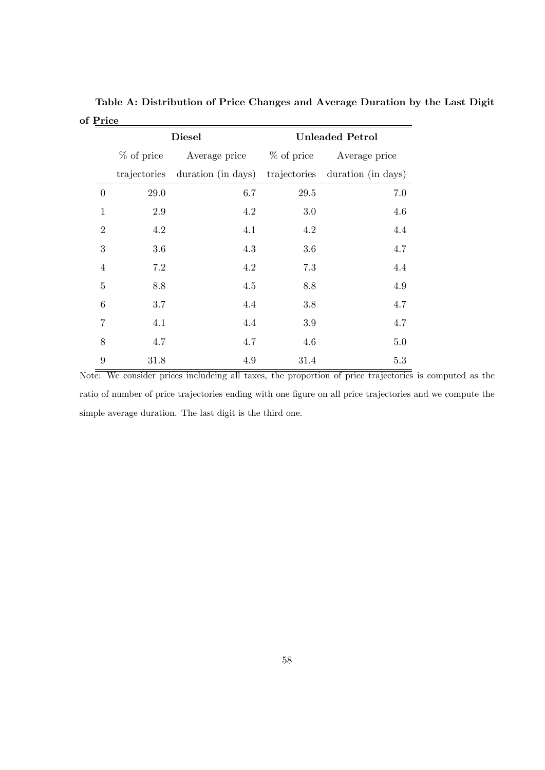**Table A: Distribution of Price Changes and Average Duration by the Last Digit of Price**

| | Diesel | | Unleaded Petrol | |
|---|---|---|---|---|
| | % of price trajectories | Average price duration (in days) | % of price trajectories | Average price duration (in days) |
| 0 | 29.0 | 6.7 | 29.5 | 7.0 |
| 1 | 2.9 | 4.2 | 3.0 | 4.6 |
| 2 | 4.2 | 4.1 | 4.2 | 4.4 |
| 3 | 3.6 | 4.3 | 3.6 | 4.7 |
| 4 | 7.2 | 4.2 | 7.3 | 4.4 |
| 5 | 8.8 | 4.5 | 8.8 | 4.9 |
| 6 | 3.7 | 4.4 | 3.8 | 4.7 |
| 7 | 4.1 | 4.4 | 3.9 | 4.7 |
| 8 | 4.7 | 4.7 | 4.6 | 5.0 |
| 9 | 31.8 | 4.9 | 31.4 | 5.3 |

Note: We consider prices includeing all taxes, the proportion of price trajectories is computed as the ratio of number of price trajectories ending with one figure on all price trajectories and we compute the simple average duration. The last digit is the third one.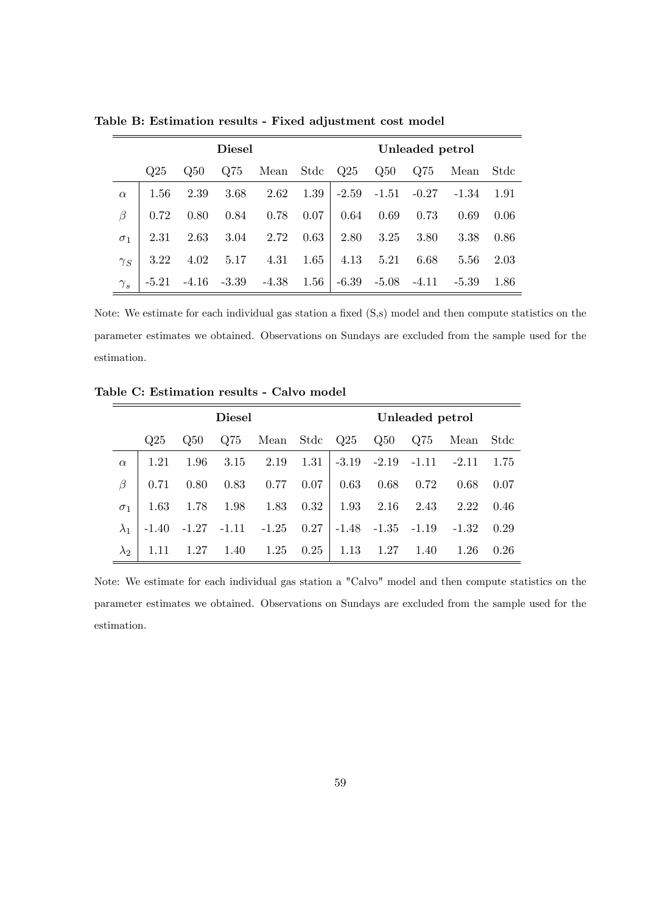**Table B: Estimation results - Fixed adjustment cost model**

| | Diesel | | | | | Unleaded petrol | | | | |
|---|---|---|---|---|---|---|---|---|---|---|
| | Q25 | Q50 | Q75 | Mean | Stdc | Q25 | Q50 | Q75 | Mean | Stdc |
| $\alpha$ | 1.56 | 2.39 | 3.68 | 2.62 | 1.39 | -2.59 | -1.51 | -0.27 | -1.34 | 1.91 |
| $\beta$ | 0.72 | 0.80 | 0.84 | 0.78 | 0.07 | 0.64 | 0.69 | 0.73 | 0.69 | 0.06 |
| $\sigma_1$ | 2.31 | 2.63 | 3.04 | 2.72 | 0.63 | 2.80 | 3.25 | 3.80 | 3.38 | 0.86 |
| $\gamma_S$ | 3.22 | 4.02 | 5.17 | 4.31 | 1.65 | 4.13 | 5.21 | 6.68 | 5.56 | 2.03 |
| $\gamma_s$ | -5.21 | -4.16 | -3.39 | -4.38 | 1.56 | -6.39 | -5.08 | -4.11 | -5.39 | 1.86 |

Note: We estimate for each individual gas station a fixed (S,s) model and then compute statistics on the parameter estimates we obtained. Observations on Sundays are excluded from the sample used for the estimation.

**Table C: Estimation results - Calvo model**

| | Diesel | | | | | Unleaded petrol | | | | |
|---|---|---|---|---|---|---|---|---|---|---|
| | Q25 | Q50 | Q75 | Mean | Stdc | Q25 | Q50 | Q75 | Mean | Stdc |
| $\alpha$ | 1.21 | 1.96 | 3.15 | 2.19 | 1.31 | -3.19 | -2.19 | -1.11 | -2.11 | 1.75 |
| $\beta$ | 0.71 | 0.80 | 0.83 | 0.77 | 0.07 | 0.63 | 0.68 | 0.72 | 0.68 | 0.07 |
| $\sigma_1$ | 1.63 | 1.78 | 1.98 | 1.83 | 0.32 | 1.93 | 2.16 | 2.43 | 2.22 | 0.46 |
| $\lambda_1$ | -1.40 | -1.27 | -1.11 | -1.25 | 0.27 | -1.48 | -1.35 | -1.19 | -1.32 | 0.29 |
| $\lambda_2$ | 1.11 | 1.27 | 1.40 | 1.25 | 0.25 | 1.13 | 1.27 | 1.40 | 1.26 | 0.26 |

Note: We estimate for each individual gas station a "Calvo" model and then compute statistics on the parameter estimates we obtained. Observations on Sundays are excluded from the sample used for the estimation.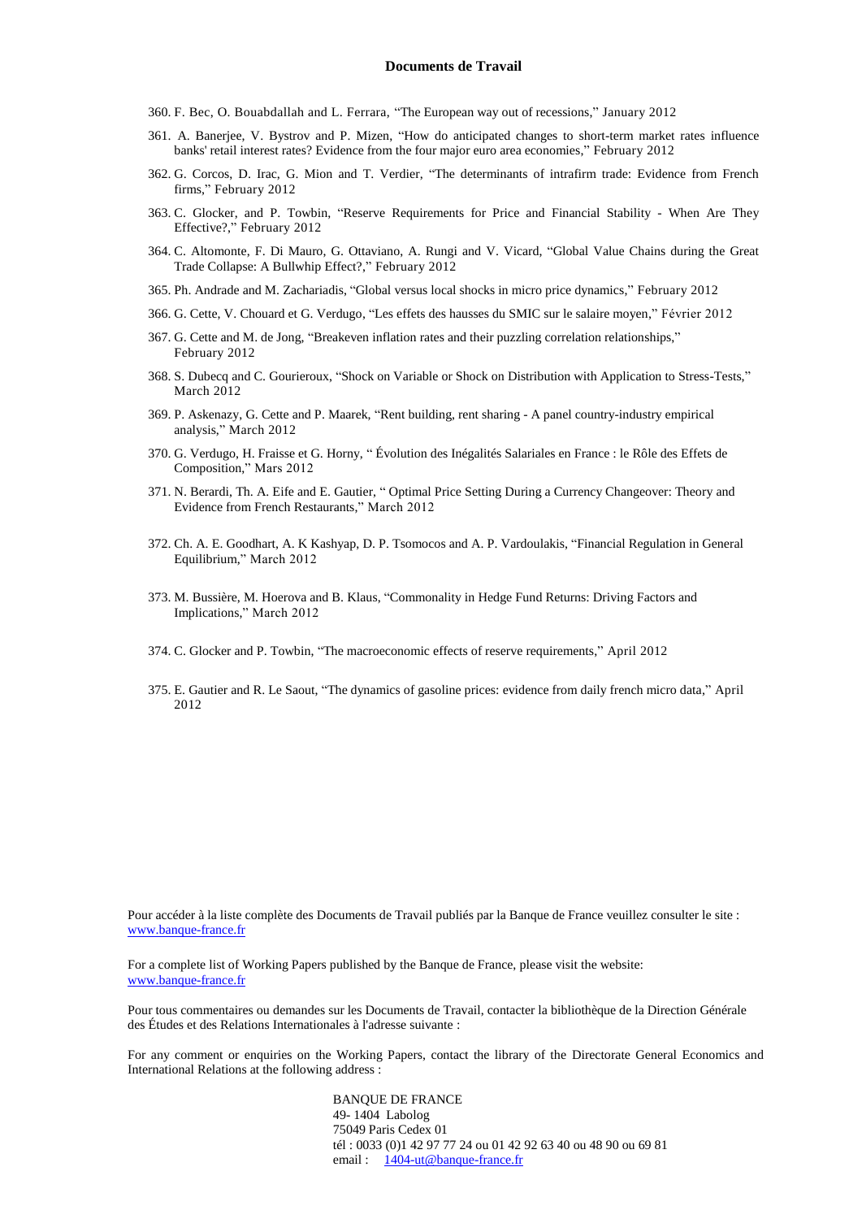**Documents de Travail**

360. F. Bec, O. Bouabdallah and L. Ferrara, "The European way out of recessions," January 2012

361. A. Banerjee, V. Bystrov and P. Mizen, "How do anticipated changes to short-term market rates influence banks' retail interest rates? Evidence from the four major euro area economies," February 2012

362. G. Corcos, D. Irac, G. Mion and T. Verdier, "The determinants of intrafirm trade: Evidence from French firms," February 2012

363. C. Glocker, and P. Towbin, "Reserve Requirements for Price and Financial Stability - When Are They Effective?," February 2012

364. C. Altomonte, F. Di Mauro, G. Ottaviano, A. Rungi and V. Vicard, "Global Value Chains during the Great Trade Collapse: A Bullwhip Effect?," February 2012

365. Ph. Andrade and M. Zachariadis, "Global versus local shocks in micro price dynamics," February 2012

366. G. Cette, V. Chouard et G. Verdugo, "Les effets des hausses du SMIC sur le salaire moyen," Février 2012

367. G. Cette and M. de Jong, "Breakeven inflation rates and their puzzling correlation relationships," February 2012

368. S. Dubecq and C. Gourieroux, "Shock on Variable or Shock on Distribution with Application to Stress-Tests," March 2012

369. P. Askenazy, G. Cette and P. Maarek, "Rent building, rent sharing - A panel country-industry empirical analysis," March 2012

370. G. Verdugo, H. Fraisse et G. Horny, " Évolution des Inégalités Salariales en France : le Rôle des Effets de Composition," Mars 2012

371. N. Berardi, Th. A. Eife and E. Gautier, " Optimal Price Setting During a Currency Changeover: Theory and Evidence from French Restaurants," March 2012

372. Ch. A. E. Goodhart, A. K Kashyap, D. P. Tsomocos and A. P. Vardoulakis, "Financial Regulation in General Equilibrium," March 2012

373. M. Bussière, M. Hoerova and B. Klaus, "Commonality in Hedge Fund Returns: Driving Factors and Implications," March 2012

374. C. Glocker and P. Towbin, "The macroeconomic effects of reserve requirements," April 2012

375. E. Gautier and R. Le Saout, "The dynamics of gasoline prices: evidence from daily french micro data," April 2012

Pour accéder à la liste complète des Documents de Travail publiés par la Banque de France veuillez consulter le site : www.banque-france.fr

For a complete list of Working Papers published by the Banque de France, please visit the website: www.banque-france.fr

Pour tous commentaires ou demandes sur les Documents de Travail, contacter la bibliothèque de la Direction Générale des Études et des Relations Internationales à l'adresse suivante :

For any comment or enquiries on the Working Papers, contact the library of the Directorate General Economics and International Relations at the following address :

BANQUE DE FRANCE
49- 1404 Labolog
75049 Paris Cedex 01
tél : 0033 (0)1 42 97 77 24 ou 01 42 92 63 40 ou 48 90 ou 69 81
email : 1404-ut@banque-france.fr